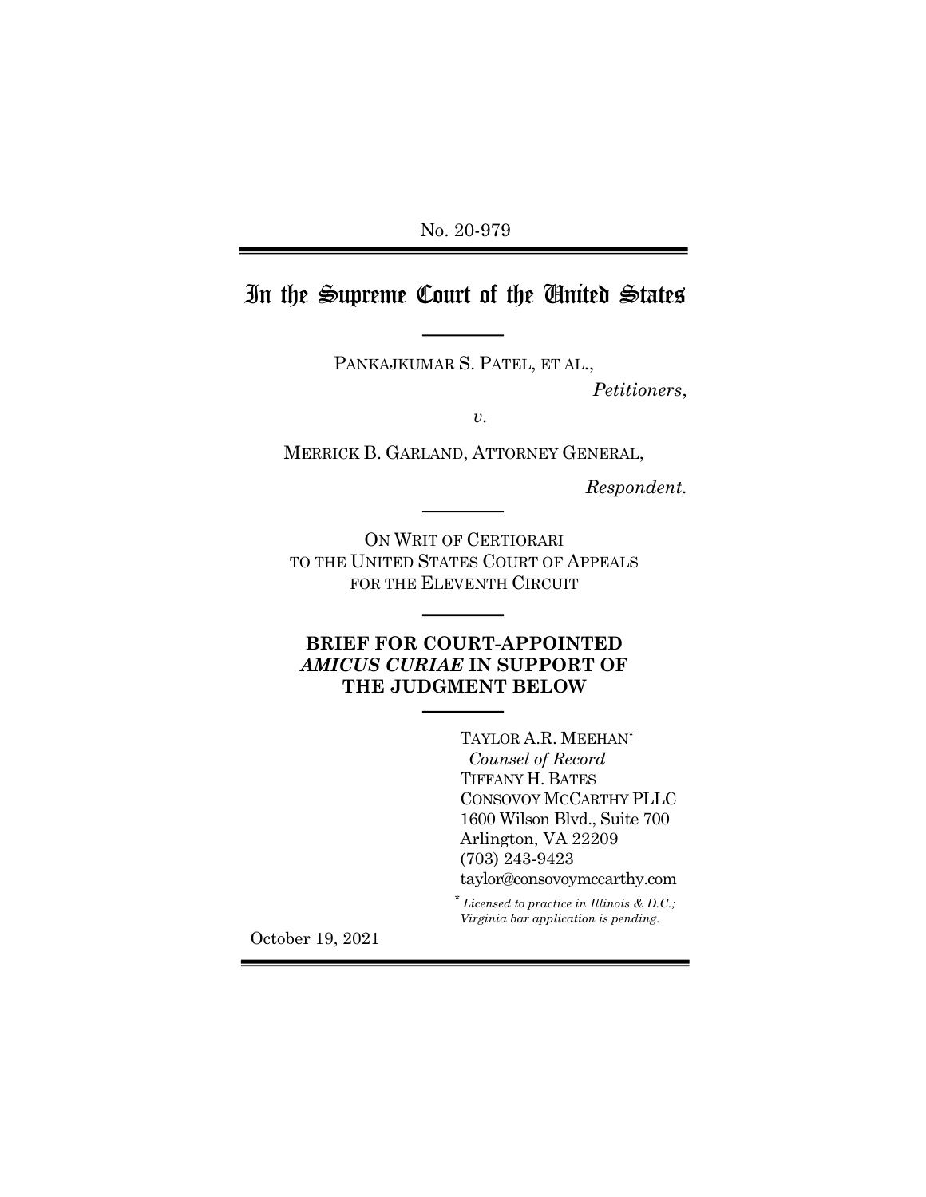No. 20-979

# In the Supreme Court of the United States

PANKAJKUMAR S. PATEL, ET AL.,

*Petitioners*,

*v.*

MERRICK B. GARLAND, ATTORNEY GENERAL,

*Respondent.*

ON WRIT OF CERTIORARI
TO THE UNITED STATES COURT OF APPEALS
FOR THE ELEVENTH CIRCUIT

**BRIEF FOR COURT-APPOINTED *AMICUS CURIAE* IN SUPPORT OF THE JUDGMENT BELOW**

TAYLOR A.R. MEEHAN*
*Counsel of Record*
TIFFANY H. BATES
CONSOVOY MCCARTHY PLLC
1600 Wilson Blvd., Suite 700
Arlington, VA 22209
(703) 243-9423
taylor@consovoymccarthy.com

\* *Licensed to practice in Illinois & D.C.; Virginia bar application is pending.*

October 19, 2021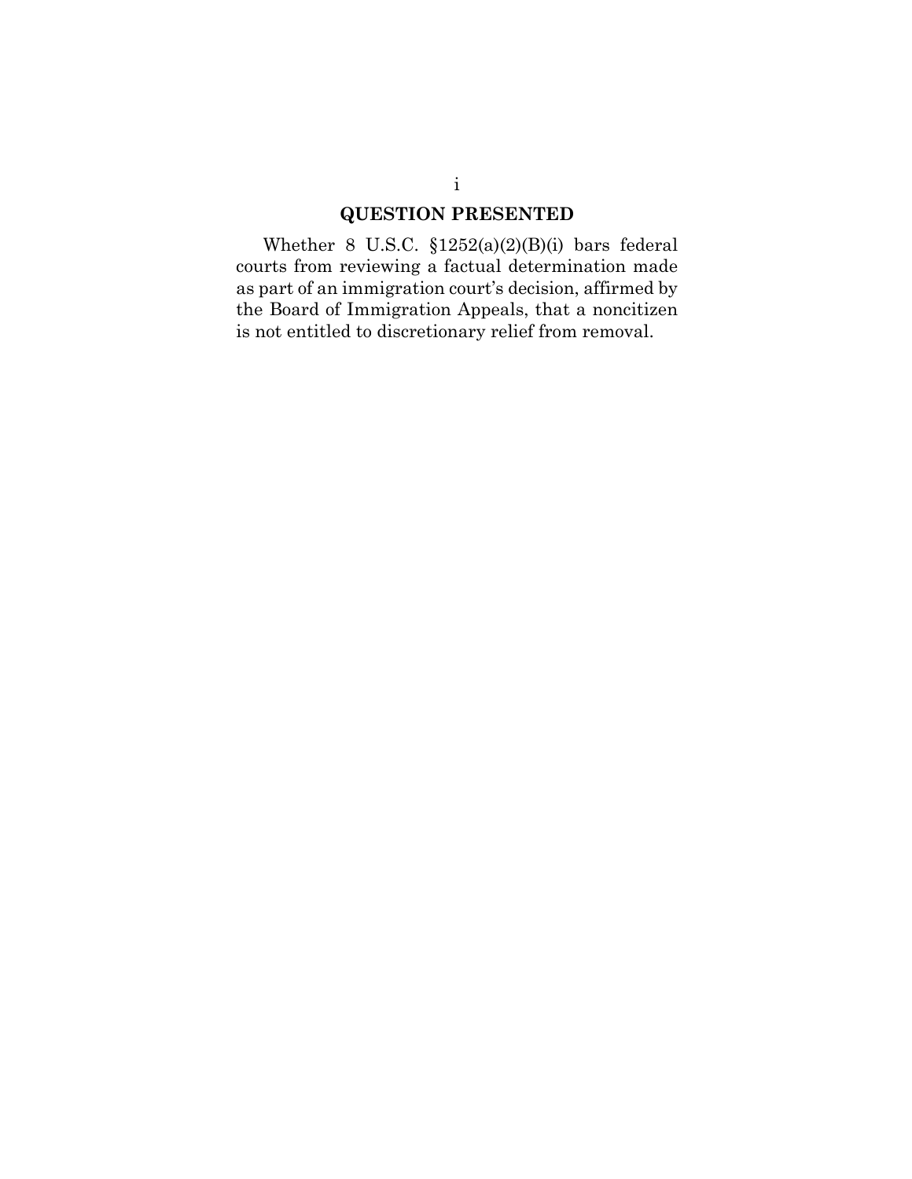## QUESTION PRESENTED

Whether 8 U.S.C. §1252(a)(2)(B)(i) bars federal courts from reviewing a factual determination made as part of an immigration court's decision, affirmed by the Board of Immigration Appeals, that a noncitizen is not entitled to discretionary relief from removal.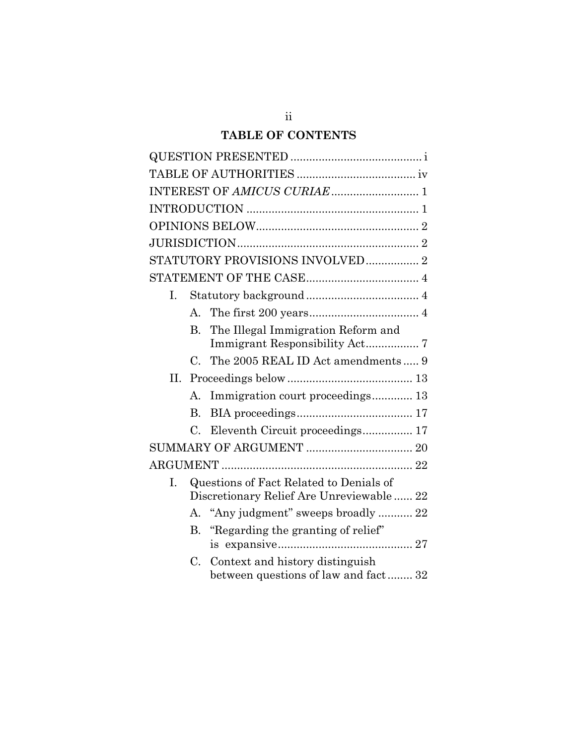## TABLE OF CONTENTS

QUESTION PRESENTED .......................................... i

TABLE OF AUTHORITIES ...................................... iv

INTEREST OF *AMICUS CURIAE* ............................ 1

INTRODUCTION ....................................................... 1

OPINIONS BELOW.................................................... 2

JURISDICTION......................................................... 2

STATUTORY PROVISIONS INVOLVED................. 2

STATEMENT OF THE CASE.................................... 4

- I. Statutory background .................................... 4
  - A. The first 200 years.................................... 4
  - B. The Illegal Immigration Reform and Immigrant Responsibility Act................. 7
  - C. The 2005 REAL ID Act amendments ..... 9
- II. Proceedings below ........................................ 13
  - A. Immigration court proceedings............. 13
  - B. BIA proceedings..................................... 17
  - C. Eleventh Circuit proceedings................ 17

SUMMARY OF ARGUMENT .................................. 20

ARGUMENT ............................................................ 22

- I. Questions of Fact Related to Denials of Discretionary Relief Are Unreviewable ...... 22
  - A. "Any judgment" sweeps broadly ........... 22
  - B. "Regarding the granting of relief" is expansive........................................... 27
  - C. Context and history distinguish between questions of law and fact ........ 32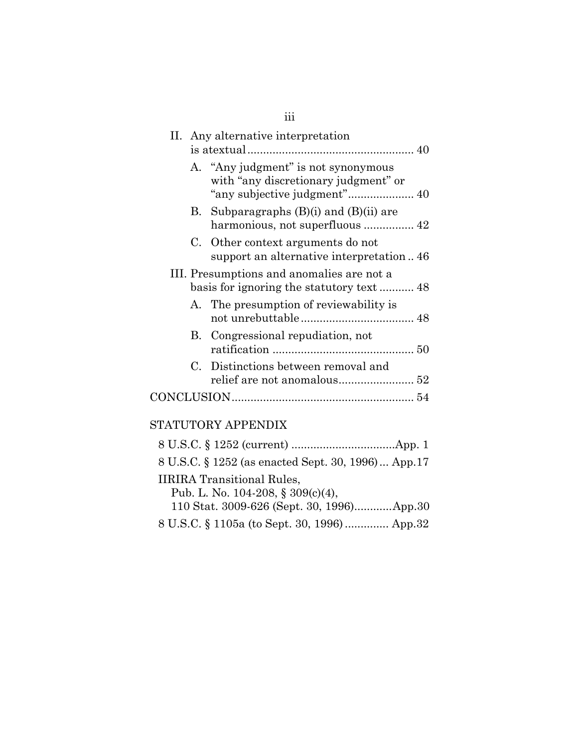II. Any alternative interpretation is atextual .................................................... 40

A. "Any judgment" is not synonymous with "any discretionary judgment" or "any subjective judgment" ..................... 40

B. Subparagraphs (B)(i) and (B)(ii) are harmonious, not superfluous ................ 42

C. Other context arguments do not support an alternative interpretation .. 46

III. Presumptions and anomalies are not a basis for ignoring the statutory text ........... 48

A. The presumption of reviewability is not unrebuttable .................................... 48

B. Congressional repudiation, not ratification ............................................ 50

C. Distinctions between removal and relief are not anomalous ........................ 52

CONCLUSION ......................................................... 54

STATUTORY APPENDIX

8 U.S.C. § 1252 (current) .................................App. 1

8 U.S.C. § 1252 (as enacted Sept. 30, 1996) ... App.17

IIRIRA Transitional Rules, Pub. L. No. 104-208, § 309(c)(4), 110 Stat. 3009-626 (Sept. 30, 1996) ............App.30

8 U.S.C. § 1105a (to Sept. 30, 1996) .............. App.32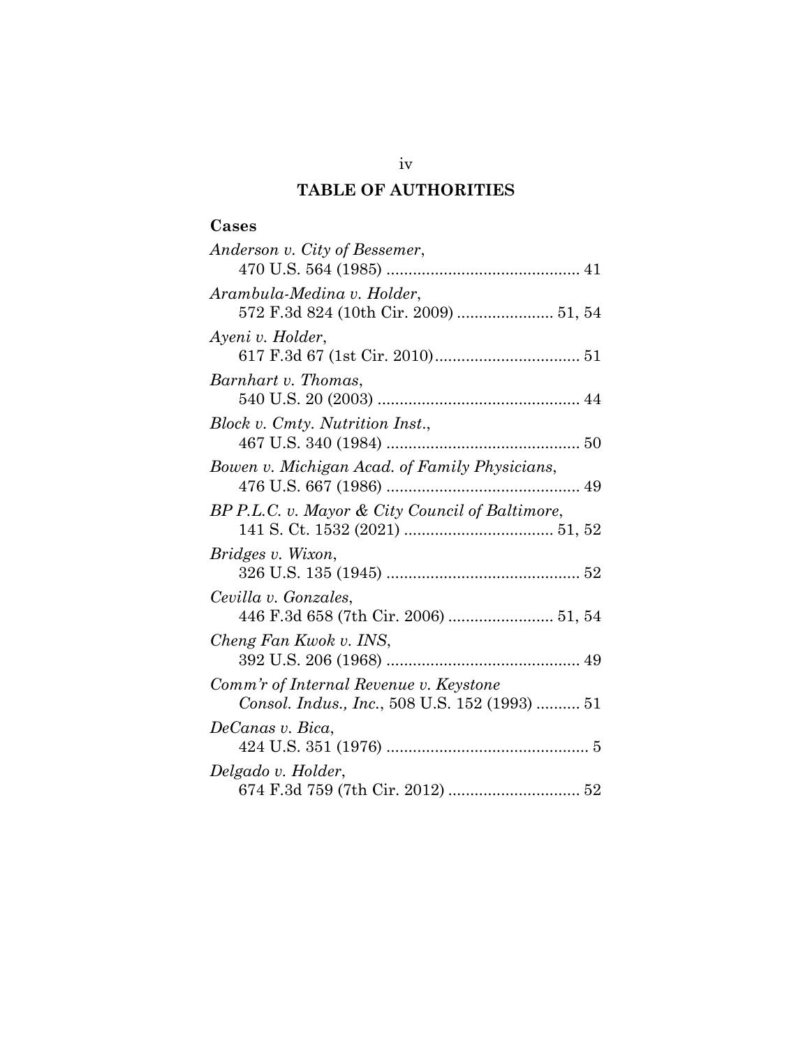## TABLE OF AUTHORITIES

### Cases

*Anderson v. City of Bessemer*,
470 U.S. 564 (1985) ............................................ 41

*Arambula-Medina v. Holder*,
572 F.3d 824 (10th Cir. 2009) ...................... 51, 54

*Ayeni v. Holder*,
617 F.3d 67 (1st Cir. 2010)................................. 51

*Barnhart v. Thomas*,
540 U.S. 20 (2003) .............................................. 44

*Block v. Cmty. Nutrition Inst.*,
467 U.S. 340 (1984) ............................................ 50

*Bowen v. Michigan Acad. of Family Physicians*,
476 U.S. 667 (1986) ............................................ 49

*BP P.L.C. v. Mayor & City Council of Baltimore*,
141 S. Ct. 1532 (2021) .................................. 51, 52

*Bridges v. Wixon*,
326 U.S. 135 (1945) ............................................ 52

*Cevilla v. Gonzales*,
446 F.3d 658 (7th Cir. 2006) ........................ 51, 54

*Cheng Fan Kwok v. INS*,
392 U.S. 206 (1968) ............................................ 49

*Comm'r of Internal Revenue v. Keystone Consol. Indus., Inc.*, 508 U.S. 152 (1993) .......... 51

*DeCanas v. Bica*,
424 U.S. 351 (1976) .............................................. 5

*Delgado v. Holder*,
674 F.3d 759 (7th Cir. 2012) .............................. 52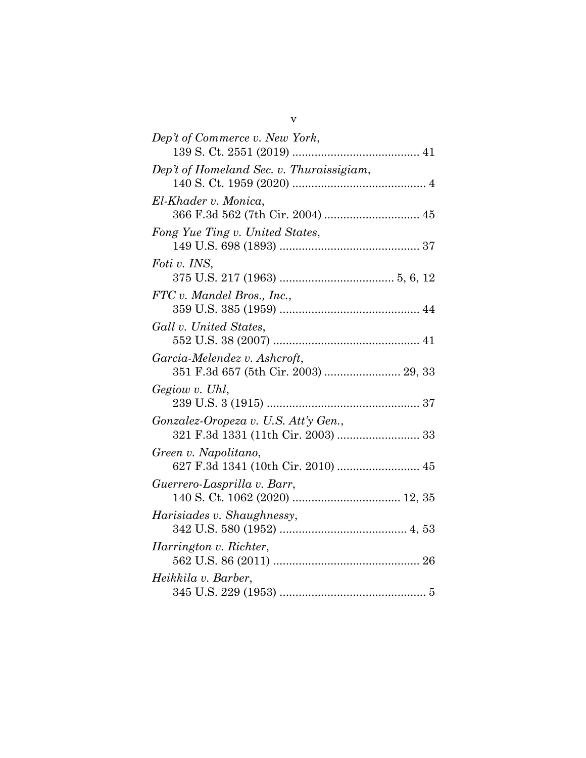*Dep't of Commerce v. New York*,
139 S. Ct. 2551 (2019) ........................................ 41

*Dep't of Homeland Sec. v. Thuraissigiam*,
140 S. Ct. 1959 (2020) .......................................... 4

*El-Khader v. Monica*,
366 F.3d 562 (7th Cir. 2004) .............................. 45

*Fong Yue Ting v. United States*,
149 U.S. 698 (1893) ............................................ 37

*Foti v. INS*,
375 U.S. 217 (1963) .................................... 5, 6, 12

*FTC v. Mandel Bros., Inc.*,
359 U.S. 385 (1959) ............................................ 44

*Gall v. United States*,
552 U.S. 38 (2007) .............................................. 41

*Garcia-Melendez v. Ashcroft*,
351 F.3d 657 (5th Cir. 2003) ........................ 29, 33

*Gegiow v. Uhl*,
239 U.S. 3 (1915) ................................................ 37

*Gonzalez-Oropeza v. U.S. Att'y Gen.*,
321 F.3d 1331 (11th Cir. 2003) .......................... 33

*Green v. Napolitano*,
627 F.3d 1341 (10th Cir. 2010) .......................... 45

*Guerrero-Lasprilla v. Barr*,
140 S. Ct. 1062 (2020) .................................. 12, 35

*Harisiades v. Shaughnessy*,
342 U.S. 580 (1952) ........................................ 4, 53

*Harrington v. Richter*,
562 U.S. 86 (2011) .............................................. 26

*Heikkila v. Barber*,
345 U.S. 229 (1953) .............................................. 5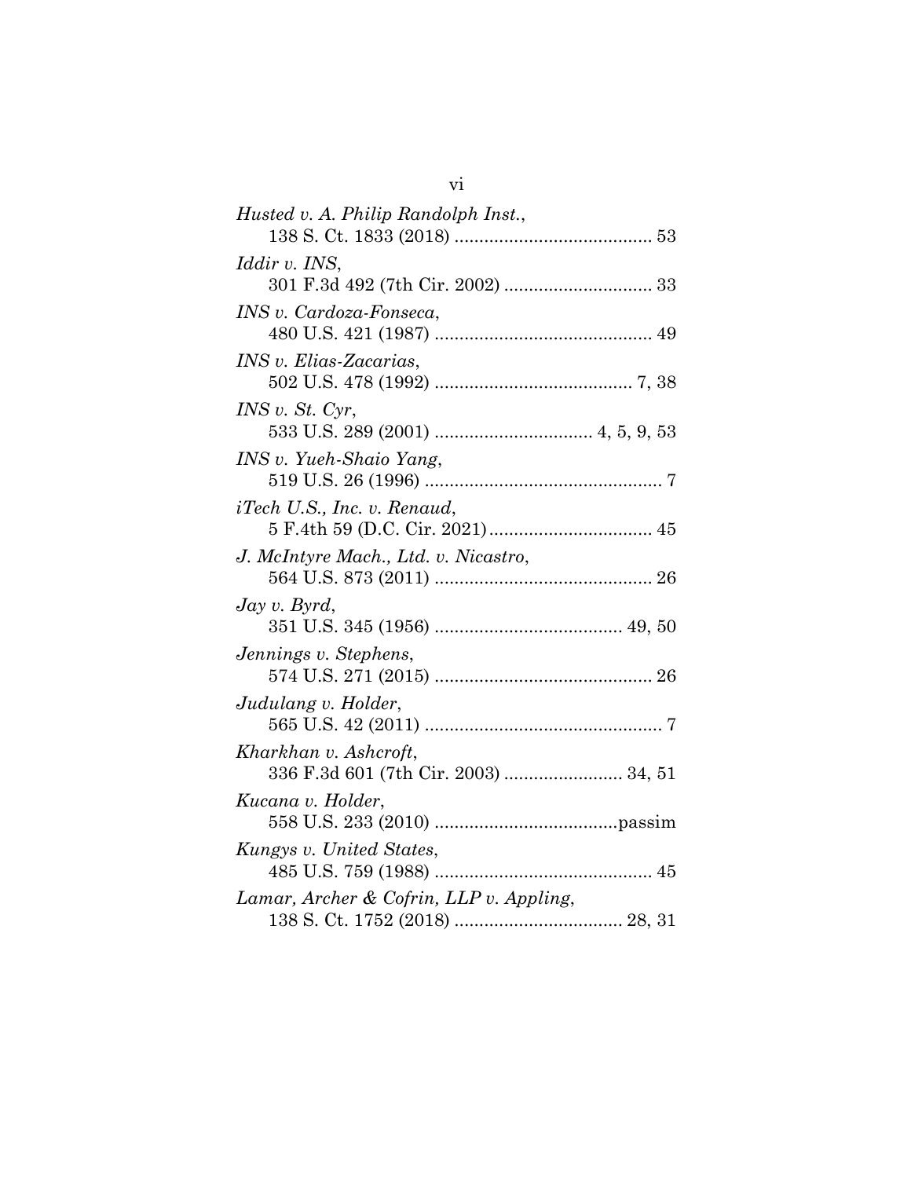*Husted v. A. Philip Randolph Inst.*,
138 S. Ct. 1833 (2018) ........................................ 53

*Iddir v. INS*,
301 F.3d 492 (7th Cir. 2002) .............................. 33

*INS v. Cardoza-Fonseca*,
480 U.S. 421 (1987) ............................................ 49

*INS v. Elias-Zacarias*,
502 U.S. 478 (1992) ........................................ 7, 38

*INS v. St. Cyr*,
533 U.S. 289 (2001) ................................ 4, 5, 9, 53

*INS v. Yueh-Shaio Yang*,
519 U.S. 26 (1996) ................................................ 7

*iTech U.S., Inc. v. Renaud*,
5 F.4th 59 (D.C. Cir. 2021) ................................. 45

*J. McIntyre Mach., Ltd. v. Nicastro*,
564 U.S. 873 (2011) ............................................ 26

*Jay v. Byrd*,
351 U.S. 345 (1956) ...................................... 49, 50

*Jennings v. Stephens*,
574 U.S. 271 (2015) ............................................ 26

*Judulang v. Holder*,
565 U.S. 42 (2011) ................................................ 7

*Kharkhan v. Ashcroft*,
336 F.3d 601 (7th Cir. 2003) ........................ 34, 51

*Kucana v. Holder*,
558 U.S. 233 (2010) .....................................passim

*Kungys v. United States*,
485 U.S. 759 (1988) ............................................ 45

*Lamar, Archer & Cofrin, LLP v. Appling*,
138 S. Ct. 1752 (2018) .................................. 28, 31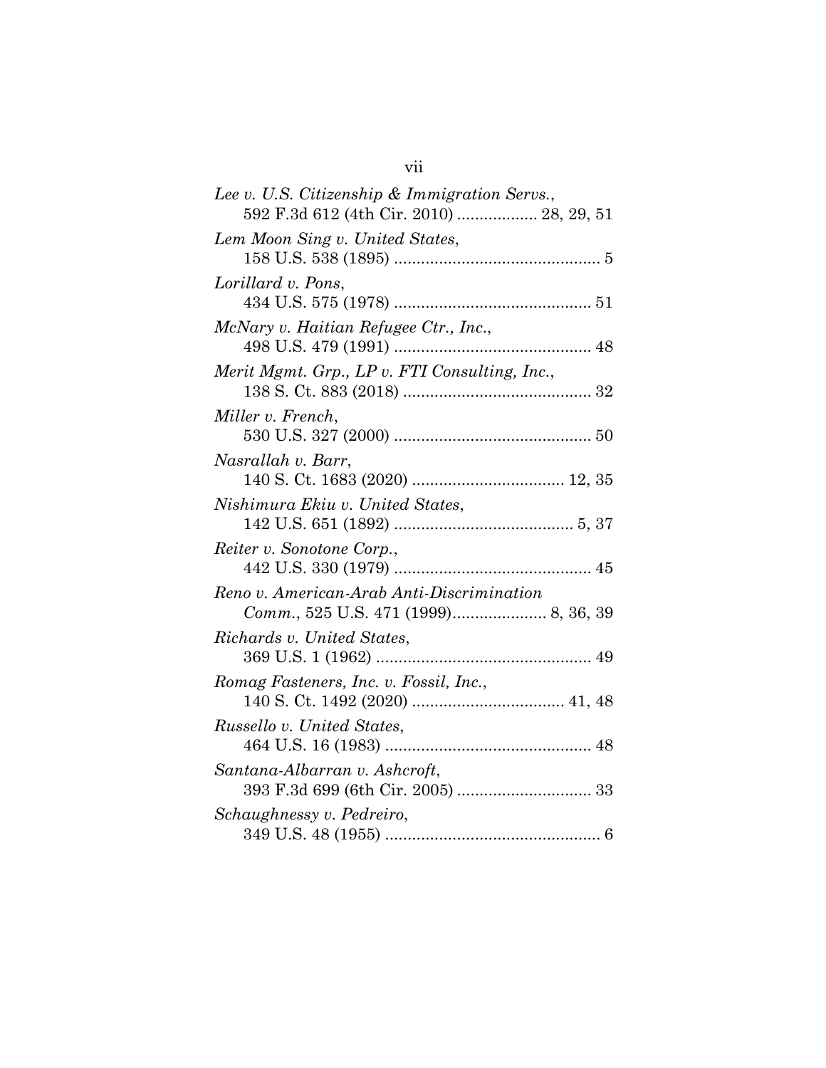*Lee v. U.S. Citizenship & Immigration Servs.*,
592 F.3d 612 (4th Cir. 2010) .................. 28, 29, 51

*Lem Moon Sing v. United States*,
158 U.S. 538 (1895) ............................................. 5

*Lorillard v. Pons*,
434 U.S. 575 (1978) ........................................... 51

*McNary v. Haitian Refugee Ctr., Inc.*,
498 U.S. 479 (1991) ........................................... 48

*Merit Mgmt. Grp., LP v. FTI Consulting, Inc.*,
138 S. Ct. 883 (2018) ......................................... 32

*Miller v. French*,
530 U.S. 327 (2000) ........................................... 50

*Nasrallah v. Barr*,
140 S. Ct. 1683 (2020) .................................. 12, 35

*Nishimura Ekiu v. United States*,
142 U.S. 651 (1892) ........................................ 5, 37

*Reiter v. Sonotone Corp.*,
442 U.S. 330 (1979) ........................................... 45

*Reno v. American-Arab Anti-Discrimination Comm.*, 525 U.S. 471 (1999)..................... 8, 36, 39

*Richards v. United States*,
369 U.S. 1 (1962) ............................................... 49

*Romag Fasteners, Inc. v. Fossil, Inc.*,
140 S. Ct. 1492 (2020) .................................. 41, 48

*Russello v. United States*,
464 U.S. 16 (1983) ............................................. 48

*Santana-Albarran v. Ashcroft*,
393 F.3d 699 (6th Cir. 2005) .............................. 33

*Schaughnessy v. Pedreiro*,
349 U.S. 48 (1955) ............................................... 6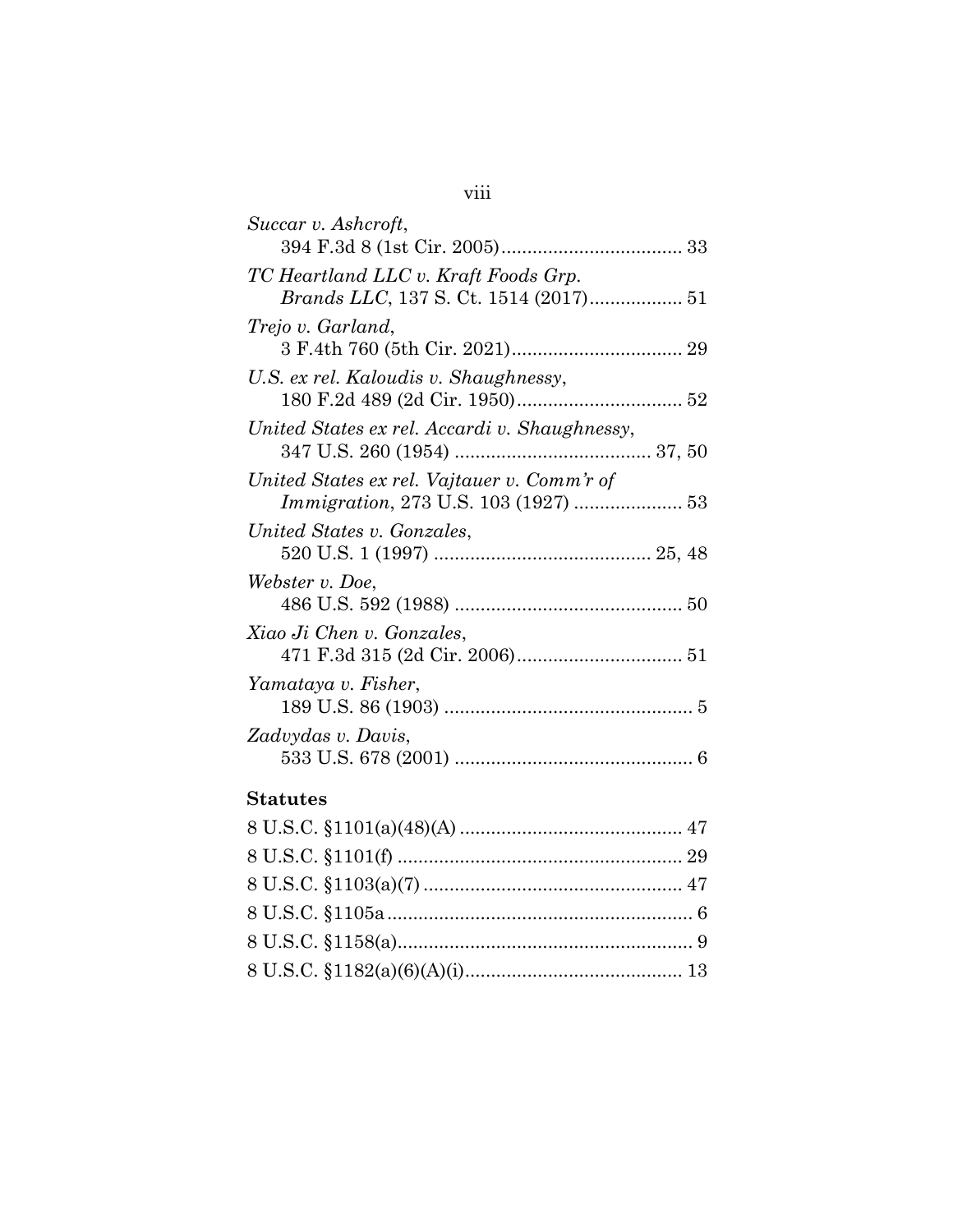*Succar v. Ashcroft*,
394 F.3d 8 (1st Cir. 2005) .................................. 33

*TC Heartland LLC v. Kraft Foods Grp. Brands LLC*, 137 S. Ct. 1514 (2017) ................. 51

*Trejo v. Garland*,
3 F.4th 760 (5th Cir. 2021) ................................ 29

*U.S. ex rel. Kaloudis v. Shaughnessy*,
180 F.2d 489 (2d Cir. 1950) ................................ 52

*United States ex rel. Accardi v. Shaughnessy*,
347 U.S. 260 (1954) ...................................... 37, 50

*United States ex rel. Vajtauer v. Comm'r of Immigration*, 273 U.S. 103 (1927) ..................... 53

*United States v. Gonzales*,
520 U.S. 1 (1997) ........................................... 25, 48

*Webster v. Doe*,
486 U.S. 592 (1988) ............................................ 50

*Xiao Ji Chen v. Gonzales*,
471 F.3d 315 (2d Cir. 2006) ................................ 51

*Yamataya v. Fisher*,
189 U.S. 86 (1903) ................................................ 5

*Zadvydas v. Davis*,
533 U.S. 678 (2001) .............................................. 6

**Statutes**

8 U.S.C. §1101(a)(48)(A) ........................................... 47

8 U.S.C. §1101(f) ....................................................... 29

8 U.S.C. §1103(a)(7) .................................................. 47

8 U.S.C. §1105a ........................................................... 6

8 U.S.C. §1158(a) ......................................................... 9

8 U.S.C. §1182(a)(6)(A)(i) ......................................... 13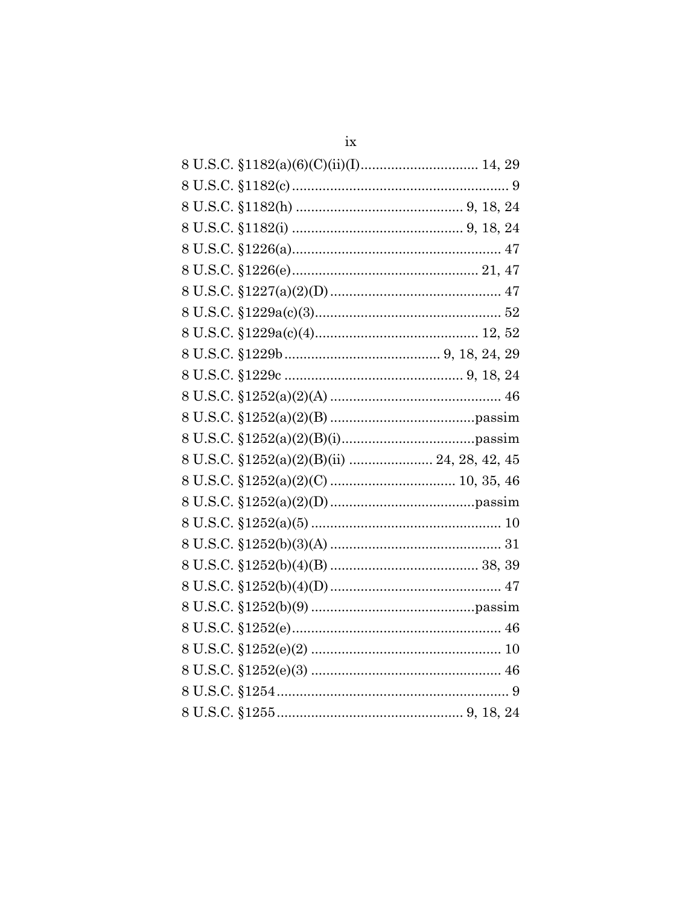8 U.S.C. §1182(a)(6)(C)(ii)(I)............................... 14, 29
8 U.S.C. §1182(c)........................................................ 9
8 U.S.C. §1182(h) ........................................... 9, 18, 24
8 U.S.C. §1182(i) ............................................ 9, 18, 24
8 U.S.C. §1226(a)....................................................... 47
8 U.S.C. §1226(e)................................................ 21, 47
8 U.S.C. §1227(a)(2)(D)............................................ 47
8 U.S.C. §1229a(c)(3)................................................ 52
8 U.S.C. §1229a(c)(4)........................................... 12, 52
8 U.S.C. §1229b......................................... 9, 18, 24, 29
8 U.S.C. §1229c ............................................... 9, 18, 24
8 U.S.C. §1252(a)(2)(A) ............................................ 46
8 U.S.C. §1252(a)(2)(B) ......................................passim
8 U.S.C. §1252(a)(2)(B)(i)...................................passim
8 U.S.C. §1252(a)(2)(B)(ii) ...................... 24, 28, 42, 45
8 U.S.C. §1252(a)(2)(C) ................................ 10, 35, 46
8 U.S.C. §1252(a)(2)(D)......................................passim
8 U.S.C. §1252(a)(5) .................................................. 10
8 U.S.C. §1252(b)(3)(A) ............................................. 31
8 U.S.C. §1252(b)(4)(B) ....................................... 38, 39
8 U.S.C. §1252(b)(4)(D)............................................. 47
8 U.S.C. §1252(b)(9) ...........................................passim
8 U.S.C. §1252(e)....................................................... 46
8 U.S.C. §1252(e)(2) .................................................. 10
8 U.S.C. §1252(e)(3) .................................................. 46
8 U.S.C. §1254............................................................. 9
8 U.S.C. §1255................................................. 9, 18, 24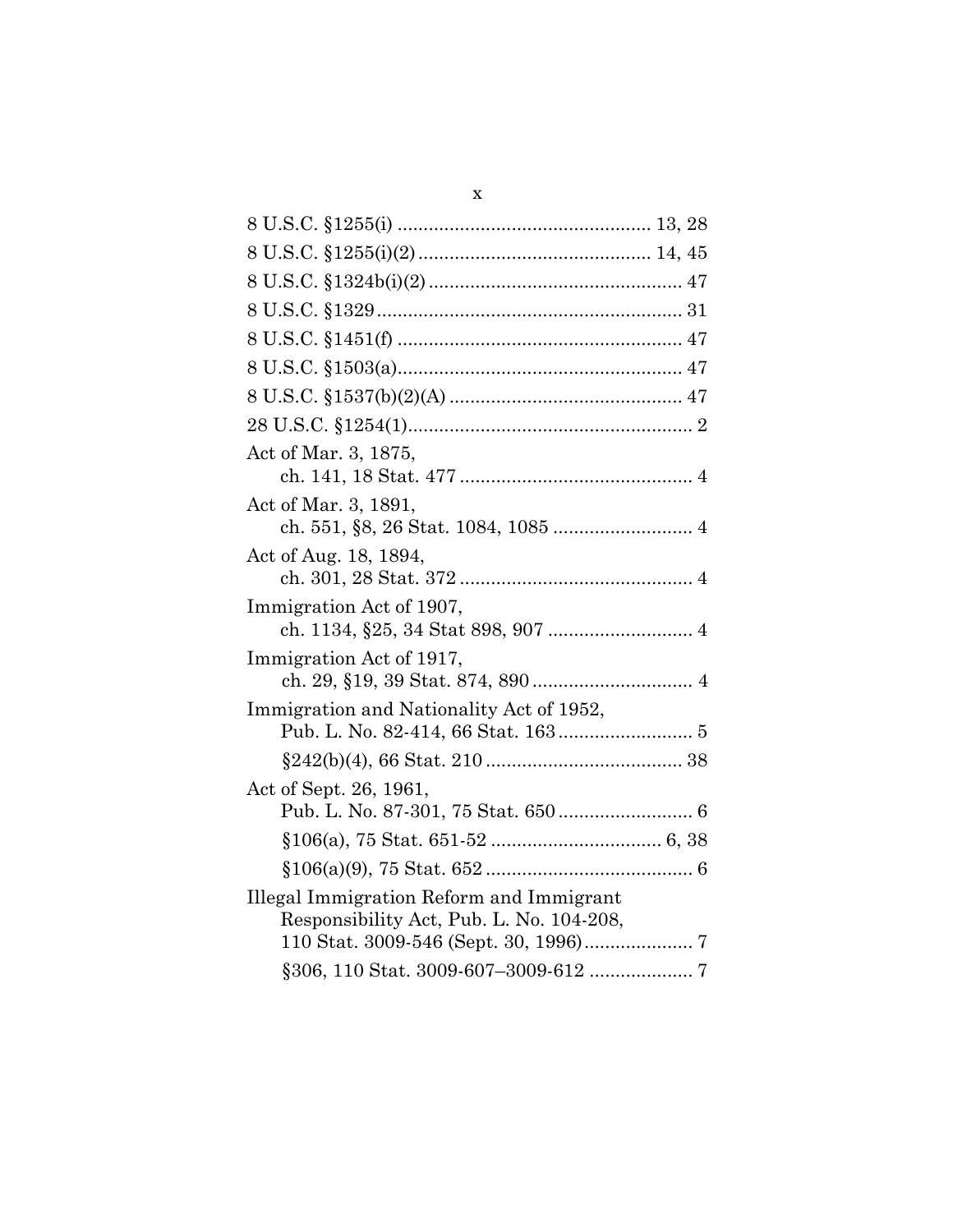8 U.S.C. §1255(i) ................................................ 13, 28

8 U.S.C. §1255(i)(2) ............................................ 14, 45

8 U.S.C. §1324b(i)(2) ................................................ 47

8 U.S.C. §1329 .......................................................... 31

8 U.S.C. §1451(f) ...................................................... 47

8 U.S.C. §1503(a) ...................................................... 47

8 U.S.C. §1537(b)(2)(A) ............................................ 47

28 U.S.C. §1254(1) ...................................................... 2

Act of Mar. 3, 1875,
  ch. 141, 18 Stat. 477 ............................................ 4

Act of Mar. 3, 1891,
  ch. 551, §8, 26 Stat. 1084, 1085 .......................... 4

Act of Aug. 18, 1894,
  ch. 301, 28 Stat. 372 ............................................ 4

Immigration Act of 1907,
  ch. 1134, §25, 34 Stat 898, 907 ........................... 4

Immigration Act of 1917,
  ch. 29, §19, 39 Stat. 874, 890 .............................. 4

Immigration and Nationality Act of 1952,
  Pub. L. No. 82-414, 66 Stat. 163 .......................... 5

  §242(b)(4), 66 Stat. 210 ..................................... 38

Act of Sept. 26, 1961,
  Pub. L. No. 87-301, 75 Stat. 650 .......................... 6

  §106(a), 75 Stat. 651-52 ................................. 6, 38

  §106(a)(9), 75 Stat. 652 ....................................... 6

Illegal Immigration Reform and Immigrant Responsibility Act, Pub. L. No. 104-208, 110 Stat. 3009-546 (Sept. 30, 1996) .................... 7

  §306, 110 Stat. 3009-607–3009-612 .................... 7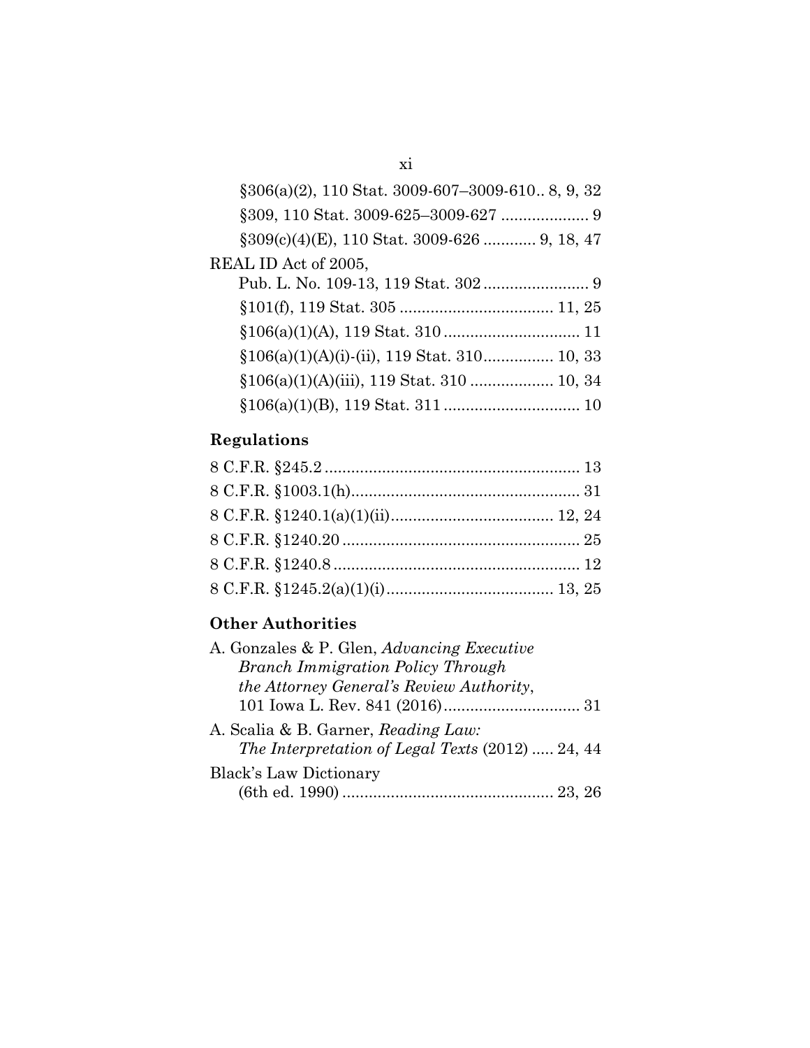§306(a)(2), 110 Stat. 3009-607–3009-610.. 8, 9, 32

§309, 110 Stat. 3009-625–3009-627 .................... 9

§309(c)(4)(E), 110 Stat. 3009-626 ............ 9, 18, 47

REAL ID Act of 2005,
  Pub. L. No. 109-13, 119 Stat. 302 ........................ 9

§101(f), 119 Stat. 305 ................................... 11, 25

§106(a)(1)(A), 119 Stat. 310 ............................... 11

§106(a)(1)(A)(i)-(ii), 119 Stat. 310................ 10, 33

§106(a)(1)(A)(iii), 119 Stat. 310 ................... 10, 34

§106(a)(1)(B), 119 Stat. 311 ............................... 10

## Regulations

8 C.F.R. §245.2 .......................................................... 13

8 C.F.R. §1003.1(h).................................................... 31

8 C.F.R. §1240.1(a)(1)(ii)..................................... 12, 24

8 C.F.R. §1240.20 ...................................................... 25

8 C.F.R. §1240.8 ........................................................ 12

8 C.F.R. §1245.2(a)(1)(i)...................................... 13, 25

## Other Authorities

A. Gonzales & P. Glen, *Advancing Executive Branch Immigration Policy Through the Attorney General's Review Authority*, 101 Iowa L. Rev. 841 (2016)............................... 31

A. Scalia & B. Garner, *Reading Law: The Interpretation of Legal Texts* (2012) ..... 24, 44

Black's Law Dictionary (6th ed. 1990) ................................................ 23, 26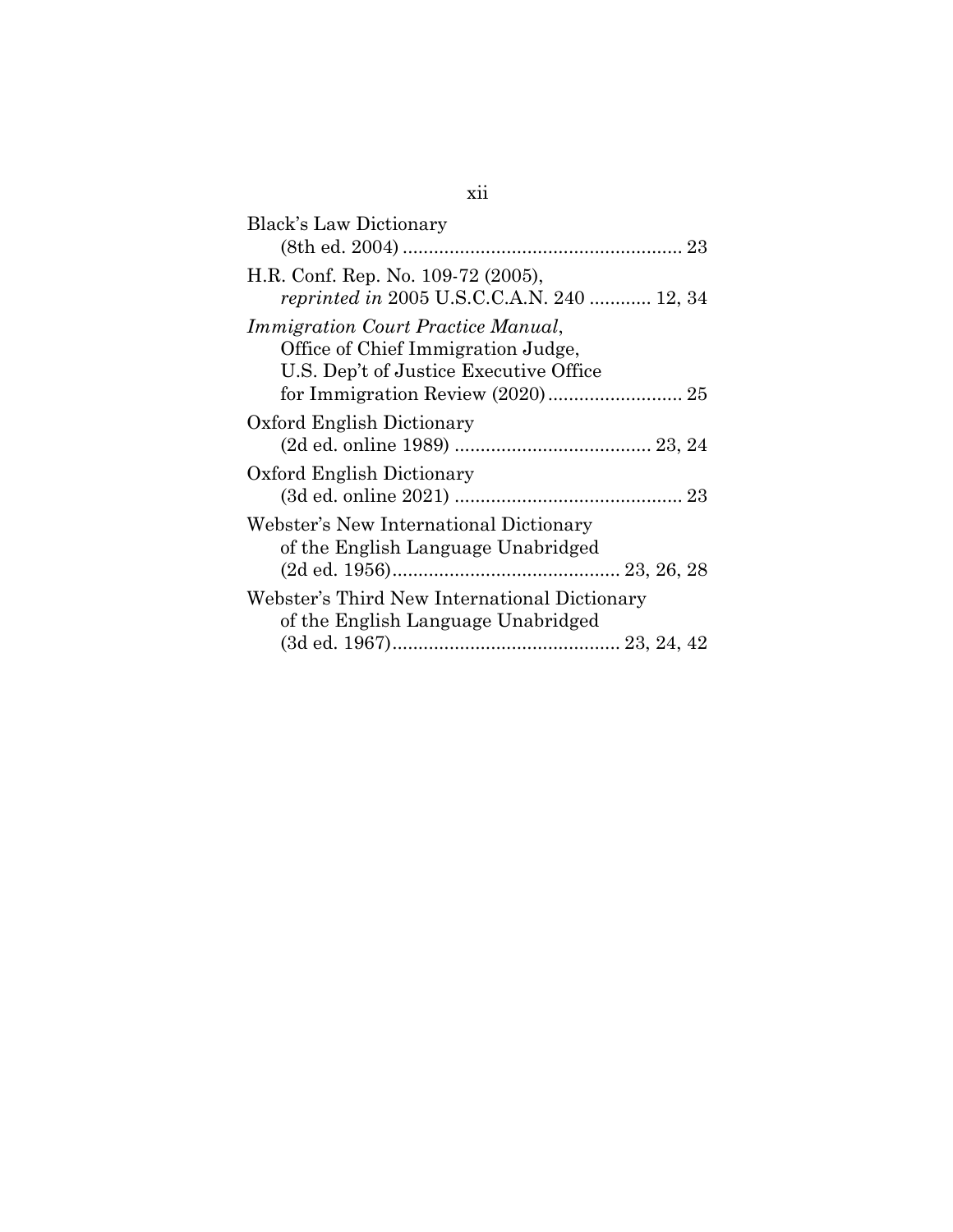Black's Law Dictionary
(8th ed. 2004) ..................................................... 23

H.R. Conf. Rep. No. 109-72 (2005),
*reprinted in* 2005 U.S.C.C.A.N. 240 ............ 12, 34

*Immigration Court Practice Manual*,
Office of Chief Immigration Judge,
U.S. Dep't of Justice Executive Office
for Immigration Review (2020).......................... 25

Oxford English Dictionary
(2d ed. online 1989) ...................................... 23, 24

Oxford English Dictionary
(3d ed. online 2021) ............................................ 23

Webster's New International Dictionary
of the English Language Unabridged
(2d ed. 1956)........................................... 23, 26, 28

Webster's Third New International Dictionary
of the English Language Unabridged
(3d ed. 1967)........................................... 23, 24, 42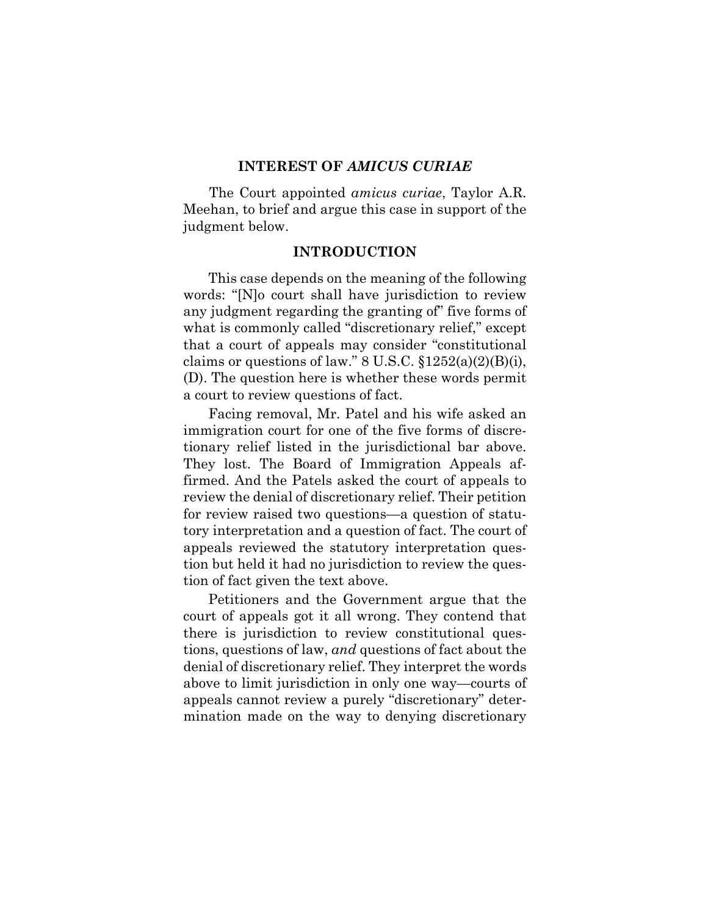## INTEREST OF *AMICUS CURIAE*

The Court appointed *amicus curiae*, Taylor A.R. Meehan, to brief and argue this case in support of the judgment below.

## INTRODUCTION

This case depends on the meaning of the following words: "[N]o court shall have jurisdiction to review any judgment regarding the granting of" five forms of what is commonly called "discretionary relief," except that a court of appeals may consider "constitutional claims or questions of law." 8 U.S.C. §1252(a)(2)(B)(i), (D). The question here is whether these words permit a court to review questions of fact.

Facing removal, Mr. Patel and his wife asked an immigration court for one of the five forms of discretionary relief listed in the jurisdictional bar above. They lost. The Board of Immigration Appeals affirmed. And the Patels asked the court of appeals to review the denial of discretionary relief. Their petition for review raised two questions—a question of statutory interpretation and a question of fact. The court of appeals reviewed the statutory interpretation question but held it had no jurisdiction to review the question of fact given the text above.

Petitioners and the Government argue that the court of appeals got it all wrong. They contend that there is jurisdiction to review constitutional questions, questions of law, *and* questions of fact about the denial of discretionary relief. They interpret the words above to limit jurisdiction in only one way—courts of appeals cannot review a purely "discretionary" determination made on the way to denying discretionary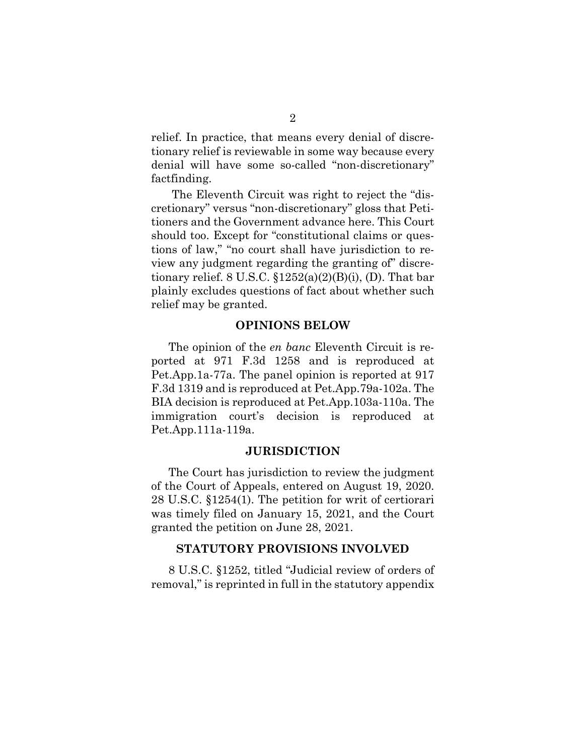relief. In practice, that means every denial of discretionary relief is reviewable in some way because every denial will have some so-called "non-discretionary" factfinding.

The Eleventh Circuit was right to reject the "discretionary" versus "non-discretionary" gloss that Petitioners and the Government advance here. This Court should too. Except for "constitutional claims or questions of law," "no court shall have jurisdiction to review any judgment regarding the granting of" discretionary relief. 8 U.S.C. §1252(a)(2)(B)(i), (D). That bar plainly excludes questions of fact about whether such relief may be granted.

## OPINIONS BELOW

The opinion of the *en banc* Eleventh Circuit is reported at 971 F.3d 1258 and is reproduced at Pet.App.1a-77a. The panel opinion is reported at 917 F.3d 1319 and is reproduced at Pet.App.79a-102a. The BIA decision is reproduced at Pet.App.103a-110a. The immigration court's decision is reproduced at Pet.App.111a-119a.

## JURISDICTION

The Court has jurisdiction to review the judgment of the Court of Appeals, entered on August 19, 2020. 28 U.S.C. §1254(1). The petition for writ of certiorari was timely filed on January 15, 2021, and the Court granted the petition on June 28, 2021.

## STATUTORY PROVISIONS INVOLVED

8 U.S.C. §1252, titled "Judicial review of orders of removal," is reprinted in full in the statutory appendix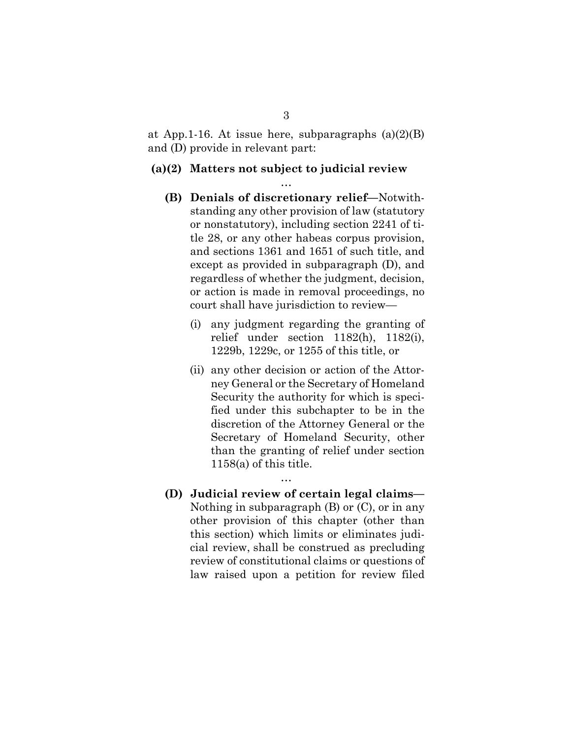at App.1-16. At issue here, subparagraphs (a)(2)(B) and (D) provide in relevant part:

**(a)(2) Matters not subject to judicial review**

…

> **(B) Denials of discretionary relief**—Notwithstanding any other provision of law (statutory or nonstatutory), including section 2241 of title 28, or any other habeas corpus provision, and sections 1361 and 1651 of such title, and except as provided in subparagraph (D), and regardless of whether the judgment, decision, or action is made in removal proceedings, no court shall have jurisdiction to review—
>
> (i) any judgment regarding the granting of relief under section 1182(h), 1182(i), 1229b, 1229c, or 1255 of this title, or
>
> (ii) any other decision or action of the Attorney General or the Secretary of Homeland Security the authority for which is specified under this subchapter to be in the discretion of the Attorney General or the Secretary of Homeland Security, other than the granting of relief under section 1158(a) of this title.
>
> …
>
> **(D) Judicial review of certain legal claims**—Nothing in subparagraph (B) or (C), or in any other provision of this chapter (other than this section) which limits or eliminates judicial review, shall be construed as precluding review of constitutional claims or questions of law raised upon a petition for review filed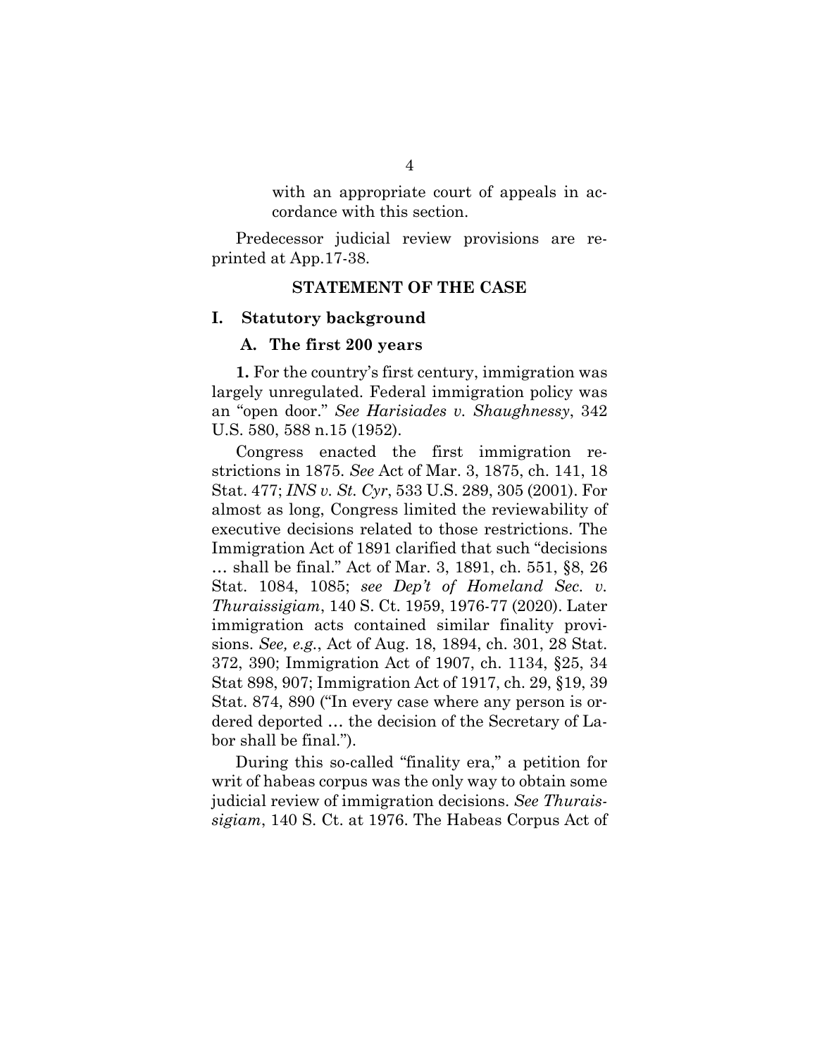with an appropriate court of appeals in accordance with this section.

Predecessor judicial review provisions are reprinted at App.17-38.

## STATEMENT OF THE CASE

### I. Statutory background

#### A. The first 200 years

**1.** For the country's first century, immigration was largely unregulated. Federal immigration policy was an "open door." *See Harisiades v. Shaughnessy*, 342 U.S. 580, 588 n.15 (1952).

Congress enacted the first immigration restrictions in 1875. *See* Act of Mar. 3, 1875, ch. 141, 18 Stat. 477; *INS v. St. Cyr*, 533 U.S. 289, 305 (2001). For almost as long, Congress limited the reviewability of executive decisions related to those restrictions. The Immigration Act of 1891 clarified that such "decisions … shall be final." Act of Mar. 3, 1891, ch. 551, §8, 26 Stat. 1084, 1085; *see Dep't of Homeland Sec. v. Thuraissigiam*, 140 S. Ct. 1959, 1976-77 (2020). Later immigration acts contained similar finality provisions. *See, e.g.*, Act of Aug. 18, 1894, ch. 301, 28 Stat. 372, 390; Immigration Act of 1907, ch. 1134, §25, 34 Stat 898, 907; Immigration Act of 1917, ch. 29, §19, 39 Stat. 874, 890 ("In every case where any person is ordered deported … the decision of the Secretary of Labor shall be final.").

During this so-called "finality era," a petition for writ of habeas corpus was the only way to obtain some judicial review of immigration decisions. *See Thuraissigiam*, 140 S. Ct. at 1976. The Habeas Corpus Act of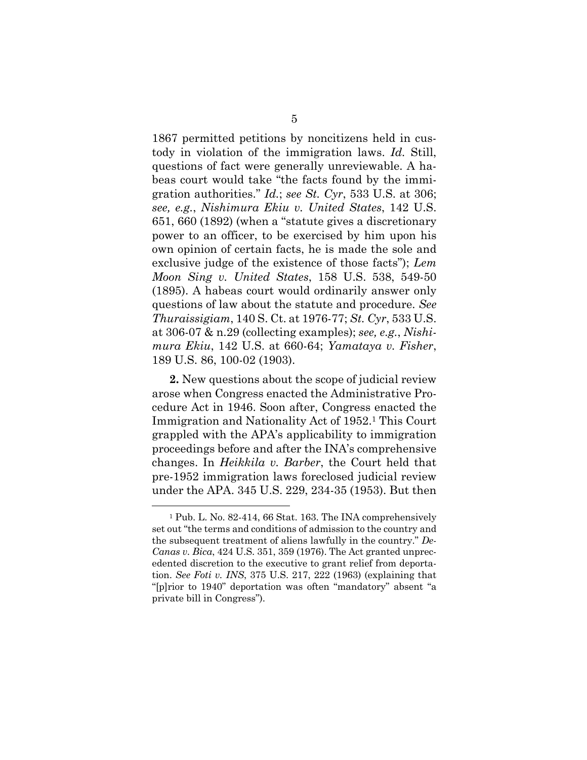1867 permitted petitions by noncitizens held in custody in violation of the immigration laws. *Id.* Still, questions of fact were generally unreviewable. A habeas court would take "the facts found by the immigration authorities." *Id.*; *see St. Cyr*, 533 U.S. at 306; *see, e.g.*, *Nishimura Ekiu v. United States*, 142 U.S. 651, 660 (1892) (when a "statute gives a discretionary power to an officer, to be exercised by him upon his own opinion of certain facts, he is made the sole and exclusive judge of the existence of those facts"); *Lem Moon Sing v. United States*, 158 U.S. 538, 549-50 (1895). A habeas court would ordinarily answer only questions of law about the statute and procedure. *See Thuraissigiam*, 140 S. Ct. at 1976-77; *St. Cyr*, 533 U.S. at 306-07 & n.29 (collecting examples); *see, e.g.*, *Nishimura Ekiu*, 142 U.S. at 660-64; *Yamataya v. Fisher*, 189 U.S. 86, 100-02 (1903).

**2.** New questions about the scope of judicial review arose when Congress enacted the Administrative Procedure Act in 1946. Soon after, Congress enacted the Immigration and Nationality Act of 1952.[1] This Court grappled with the APA's applicability to immigration proceedings before and after the INA's comprehensive changes. In *Heikkila v. Barber*, the Court held that pre-1952 immigration laws foreclosed judicial review under the APA. 345 U.S. 229, 234-35 (1953). But then

[1] Pub. L. No. 82-414, 66 Stat. 163. The INA comprehensively set out "the terms and conditions of admission to the country and the subsequent treatment of aliens lawfully in the country." *De-Canas v. Bica*, 424 U.S. 351, 359 (1976). The Act granted unprecedented discretion to the executive to grant relief from deportation. *See Foti v. INS*, 375 U.S. 217, 222 (1963) (explaining that "[p]rior to 1940" deportation was often "mandatory" absent "a private bill in Congress").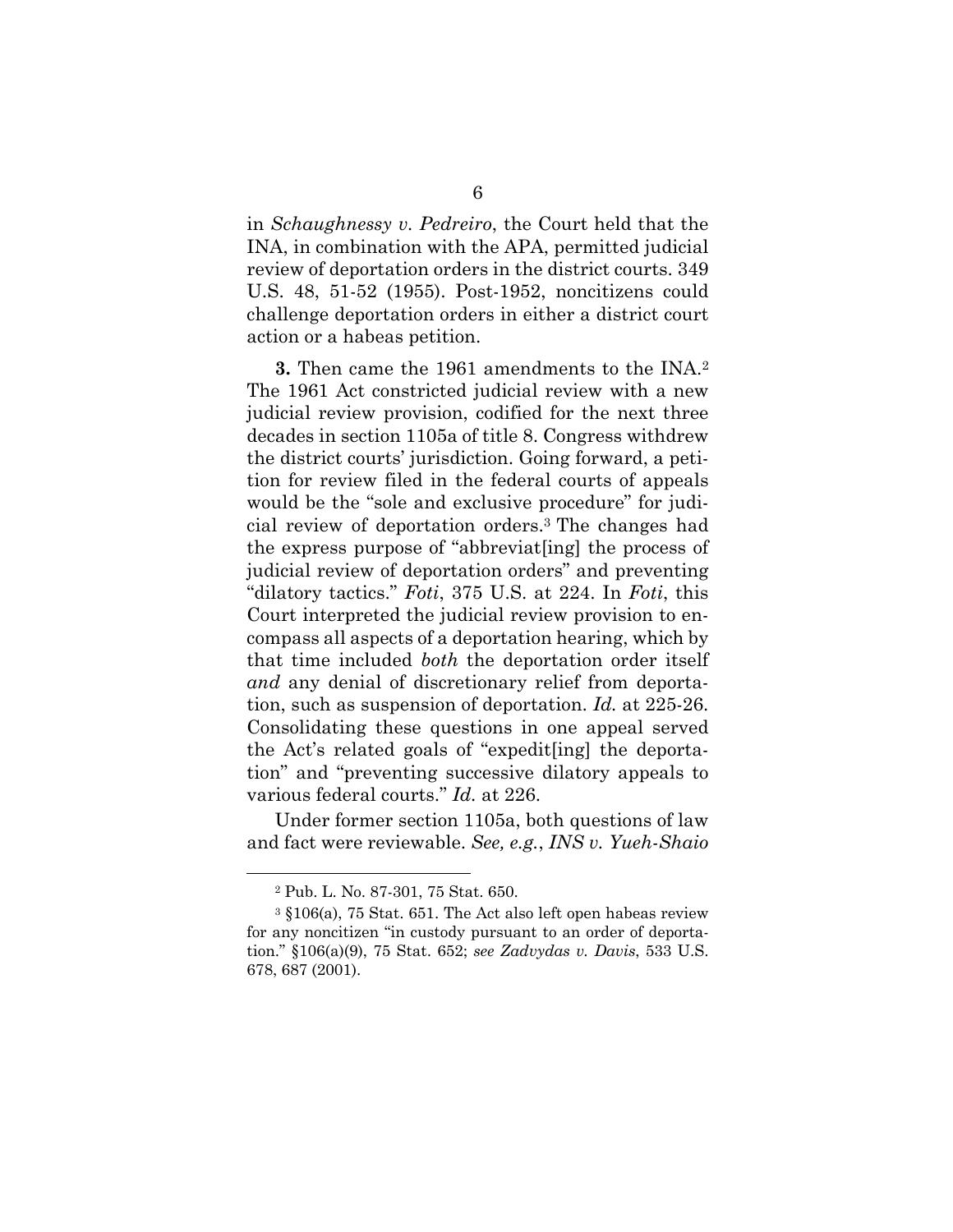in *Schaughnessy v. Pedreiro*, the Court held that the INA, in combination with the APA, permitted judicial review of deportation orders in the district courts. 349 U.S. 48, 51-52 (1955). Post-1952, noncitizens could challenge deportation orders in either a district court action or a habeas petition.

**3.** Then came the 1961 amendments to the INA.[2] The 1961 Act constricted judicial review with a new judicial review provision, codified for the next three decades in section 1105a of title 8. Congress withdrew the district courts' jurisdiction. Going forward, a petition for review filed in the federal courts of appeals would be the "sole and exclusive procedure" for judicial review of deportation orders.[3] The changes had the express purpose of "abbreviat[ing] the process of judicial review of deportation orders" and preventing "dilatory tactics." *Foti*, 375 U.S. at 224. In *Foti*, this Court interpreted the judicial review provision to encompass all aspects of a deportation hearing, which by that time included *both* the deportation order itself *and* any denial of discretionary relief from deportation, such as suspension of deportation. *Id.* at 225-26. Consolidating these questions in one appeal served the Act's related goals of "expedit[ing] the deportation" and "preventing successive dilatory appeals to various federal courts." *Id.* at 226.

Under former section 1105a, both questions of law and fact were reviewable. *See, e.g.*, *INS v. Yueh-Shaio*

---

[2] Pub. L. No. 87-301, 75 Stat. 650.

[3] §106(a), 75 Stat. 651. The Act also left open habeas review for any noncitizen "in custody pursuant to an order of deportation." §106(a)(9), 75 Stat. 652; *see Zadvydas v. Davis*, 533 U.S. 678, 687 (2001).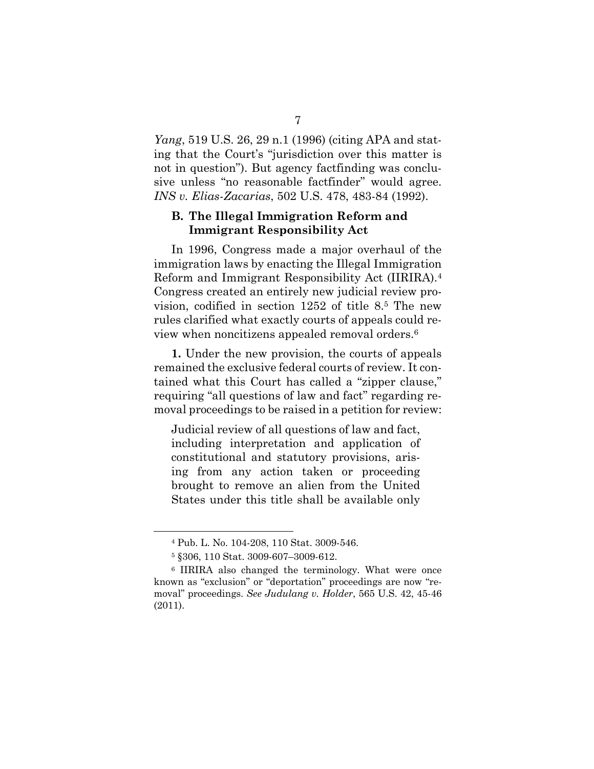*Yang*, 519 U.S. 26, 29 n.1 (1996) (citing APA and stating that the Court's "jurisdiction over this matter is not in question"). But agency factfinding was conclusive unless "no reasonable factfinder" would agree. *INS v. Elias-Zacarias*, 502 U.S. 478, 483-84 (1992).

### B. The Illegal Immigration Reform and Immigrant Responsibility Act

In 1996, Congress made a major overhaul of the immigration laws by enacting the Illegal Immigration Reform and Immigrant Responsibility Act (IIRIRA).[4] Congress created an entirely new judicial review provision, codified in section 1252 of title 8.[5] The new rules clarified what exactly courts of appeals could review when noncitizens appealed removal orders.[6]

**1.** Under the new provision, the courts of appeals remained the exclusive federal courts of review. It contained what this Court has called a "zipper clause," requiring "all questions of law and fact" regarding removal proceedings to be raised in a petition for review:

> Judicial review of all questions of law and fact, including interpretation and application of constitutional and statutory provisions, arising from any action taken or proceeding brought to remove an alien from the United States under this title shall be available only

---

[4] Pub. L. No. 104-208, 110 Stat. 3009-546.

[5] §306, 110 Stat. 3009-607–3009-612.

[6] IIRIRA also changed the terminology. What were once known as "exclusion" or "deportation" proceedings are now "removal" proceedings. *See Judulang v. Holder*, 565 U.S. 42, 45-46 (2011).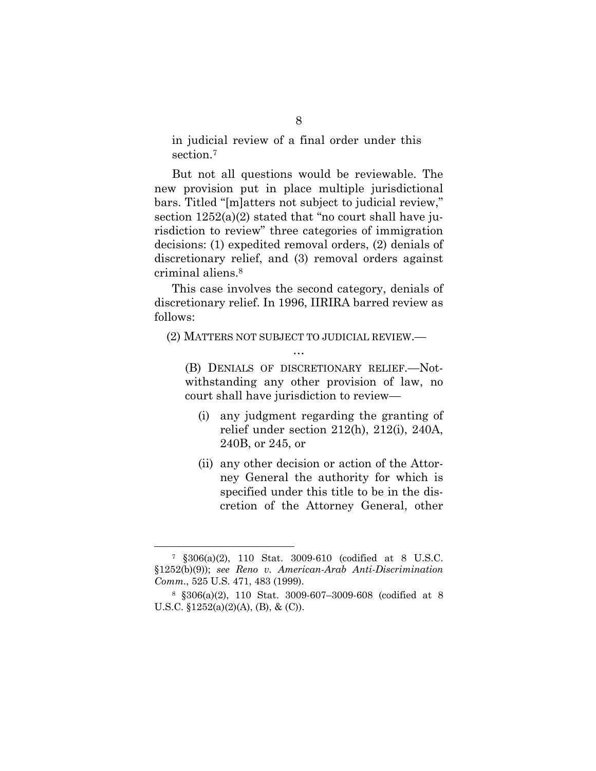in judicial review of a final order under this section.[7]

But not all questions would be reviewable. The new provision put in place multiple jurisdictional bars. Titled "[m]atters not subject to judicial review," section 1252(a)(2) stated that "no court shall have jurisdiction to review" three categories of immigration decisions: (1) expedited removal orders, (2) denials of discretionary relief, and (3) removal orders against criminal aliens.[8]

This case involves the second category, denials of discretionary relief. In 1996, IIRIRA barred review as follows:

> (2) MATTERS NOT SUBJECT TO JUDICIAL REVIEW.—
>
> …
>
> (B) DENIALS OF DISCRETIONARY RELIEF.—Notwithstanding any other provision of law, no court shall have jurisdiction to review—
>
> (i) any judgment regarding the granting of relief under section 212(h), 212(i), 240A, 240B, or 245, or
>
> (ii) any other decision or action of the Attorney General the authority for which is specified under this title to be in the discretion of the Attorney General, other

---

[7] §306(a)(2), 110 Stat. 3009-610 (codified at 8 U.S.C. §1252(b)(9)); *see Reno v. American-Arab Anti-Discrimination Comm.*, 525 U.S. 471, 483 (1999).

[8] §306(a)(2), 110 Stat. 3009-607–3009-608 (codified at 8 U.S.C. §1252(a)(2)(A), (B), & (C)).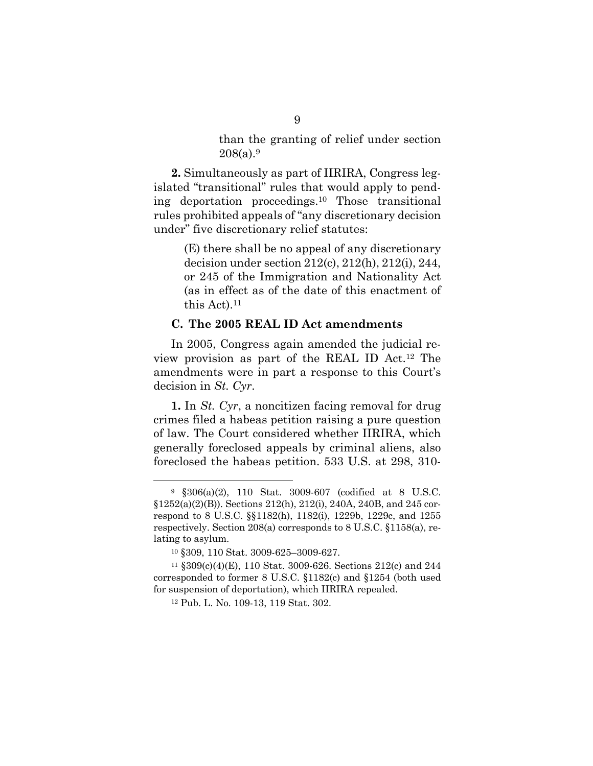> than the granting of relief under section 208(a).[9]

**2.** Simultaneously as part of IIRIRA, Congress legislated "transitional" rules that would apply to pending deportation proceedings.[10] Those transitional rules prohibited appeals of "any discretionary decision under" five discretionary relief statutes:

> (E) there shall be no appeal of any discretionary decision under section 212(c), 212(h), 212(i), 244, or 245 of the Immigration and Nationality Act (as in effect as of the date of this enactment of this Act).[11]

### C. The 2005 REAL ID Act amendments

In 2005, Congress again amended the judicial review provision as part of the REAL ID Act.[12] The amendments were in part a response to this Court's decision in *St. Cyr*.

**1.** In *St. Cyr*, a noncitizen facing removal for drug crimes filed a habeas petition raising a pure question of law. The Court considered whether IIRIRA, which generally foreclosed appeals by criminal aliens, also foreclosed the habeas petition. 533 U.S. at 298, 310-

---

[9] §306(a)(2), 110 Stat. 3009-607 (codified at 8 U.S.C. §1252(a)(2)(B)). Sections 212(h), 212(i), 240A, 240B, and 245 correspond to 8 U.S.C. §§1182(h), 1182(i), 1229b, 1229c, and 1255 respectively. Section 208(a) corresponds to 8 U.S.C. §1158(a), relating to asylum.

[10] §309, 110 Stat. 3009-625–3009-627.

[11] §309(c)(4)(E), 110 Stat. 3009-626. Sections 212(c) and 244 corresponded to former 8 U.S.C. §1182(c) and §1254 (both used for suspension of deportation), which IIRIRA repealed.

[12] Pub. L. No. 109-13, 119 Stat. 302.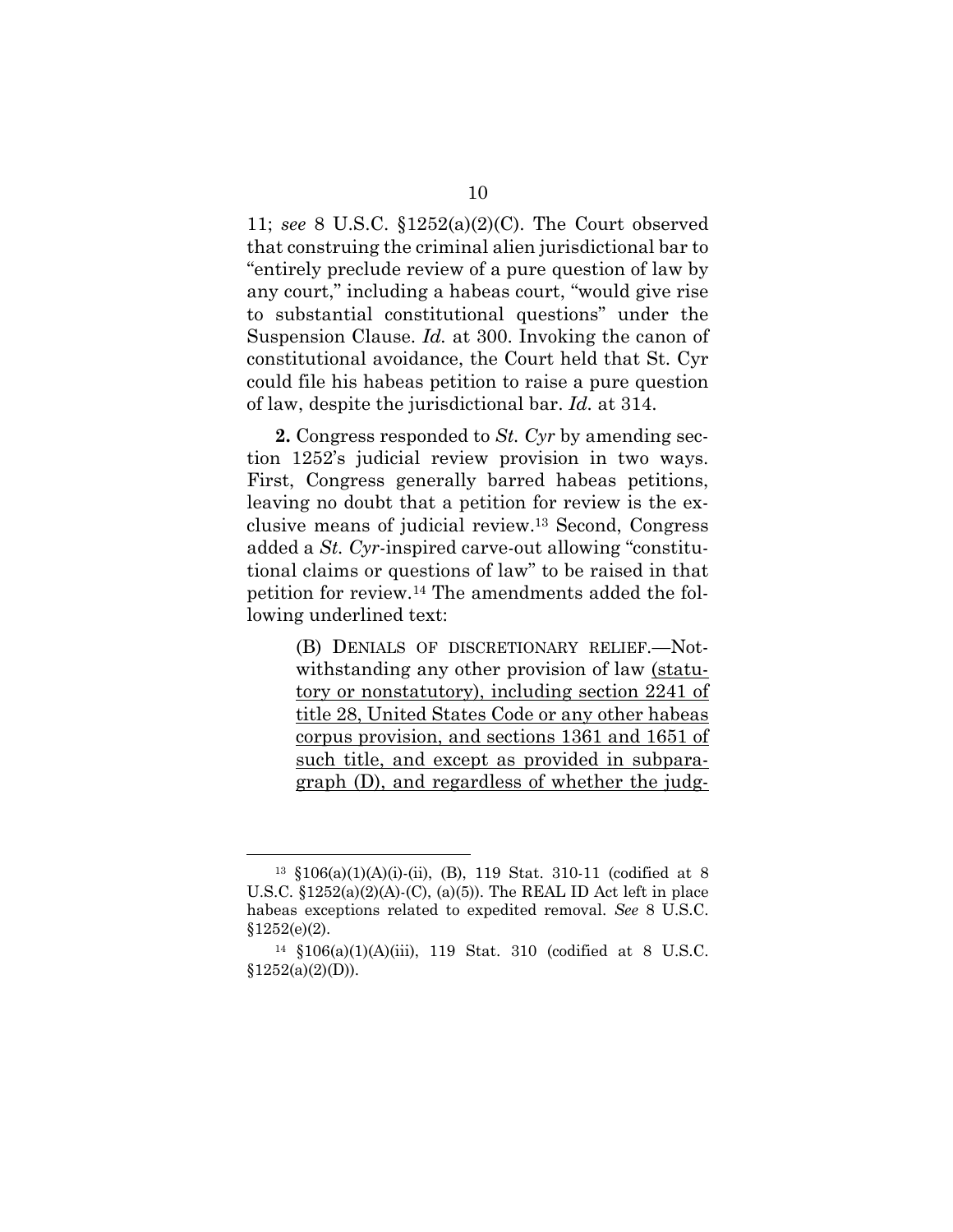11; *see* 8 U.S.C. §1252(a)(2)(C). The Court observed that construing the criminal alien jurisdictional bar to "entirely preclude review of a pure question of law by any court," including a habeas court, "would give rise to substantial constitutional questions" under the Suspension Clause. *Id.* at 300. Invoking the canon of constitutional avoidance, the Court held that St. Cyr could file his habeas petition to raise a pure question of law, despite the jurisdictional bar. *Id.* at 314.

**2.** Congress responded to *St. Cyr* by amending section 1252's judicial review provision in two ways. First, Congress generally barred habeas petitions, leaving no doubt that a petition for review is the exclusive means of judicial review.[13] Second, Congress added a *St. Cyr*-inspired carve-out allowing "constitutional claims or questions of law" to be raised in that petition for review.[14] The amendments added the following underlined text:

> (B) DENIALS OF DISCRETIONARY RELIEF.—Notwithstanding any other provision of law <u>(statutory or nonstatutory), including section 2241 of title 28, United States Code or any other habeas corpus provision, and sections 1361 and 1651 of such title, and except as provided in subparagraph (D), and regardless of whether the judg-</u>

---

[13] §106(a)(1)(A)(i)-(ii), (B), 119 Stat. 310-11 (codified at 8 U.S.C. §1252(a)(2)(A)-(C), (a)(5)). The REAL ID Act left in place habeas exceptions related to expedited removal. *See* 8 U.S.C. §1252(e)(2).

[14] §106(a)(1)(A)(iii), 119 Stat. 310 (codified at 8 U.S.C. §1252(a)(2)(D)).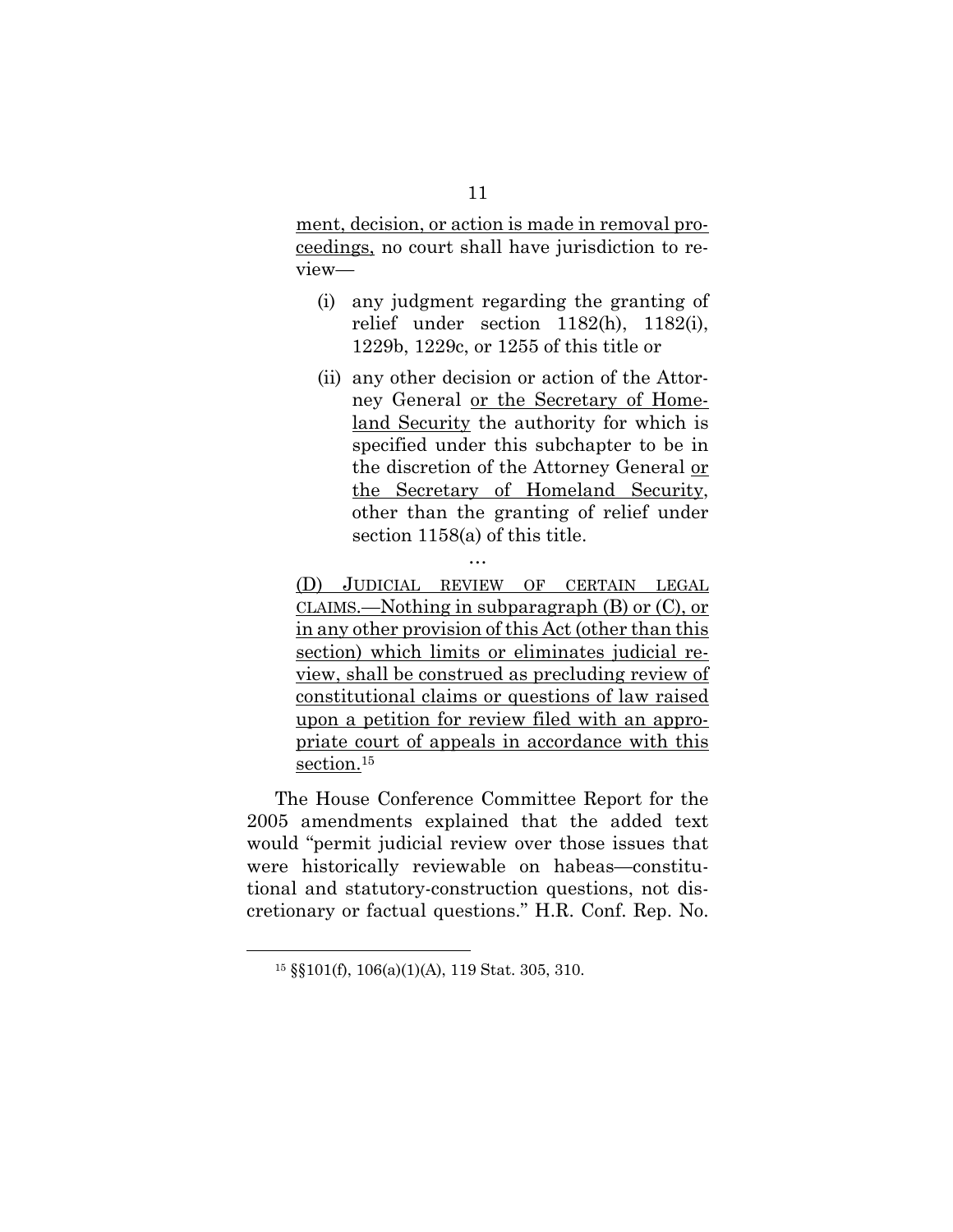ment, decision, or action is made in removal proceedings, no court shall have jurisdiction to review—

> (i) any judgment regarding the granting of relief under section 1182(h), 1182(i), 1229b, 1229c, or 1255 of this title or
>
> (ii) any other decision or action of the Attorney General or the Secretary of Homeland Security the authority for which is specified under this subchapter to be in the discretion of the Attorney General or the Secretary of Homeland Security, other than the granting of relief under section 1158(a) of this title.

…

(D) JUDICIAL REVIEW OF CERTAIN LEGAL CLAIMS.—Nothing in subparagraph (B) or (C), or in any other provision of this Act (other than this section) which limits or eliminates judicial review, shall be construed as precluding review of constitutional claims or questions of law raised upon a petition for review filed with an appropriate court of appeals in accordance with this section.[15]

The House Conference Committee Report for the 2005 amendments explained that the added text would "permit judicial review over those issues that were historically reviewable on habeas—constitutional and statutory-construction questions, not discretionary or factual questions." H.R. Conf. Rep. No.

[15] §§101(f), 106(a)(1)(A), 119 Stat. 305, 310.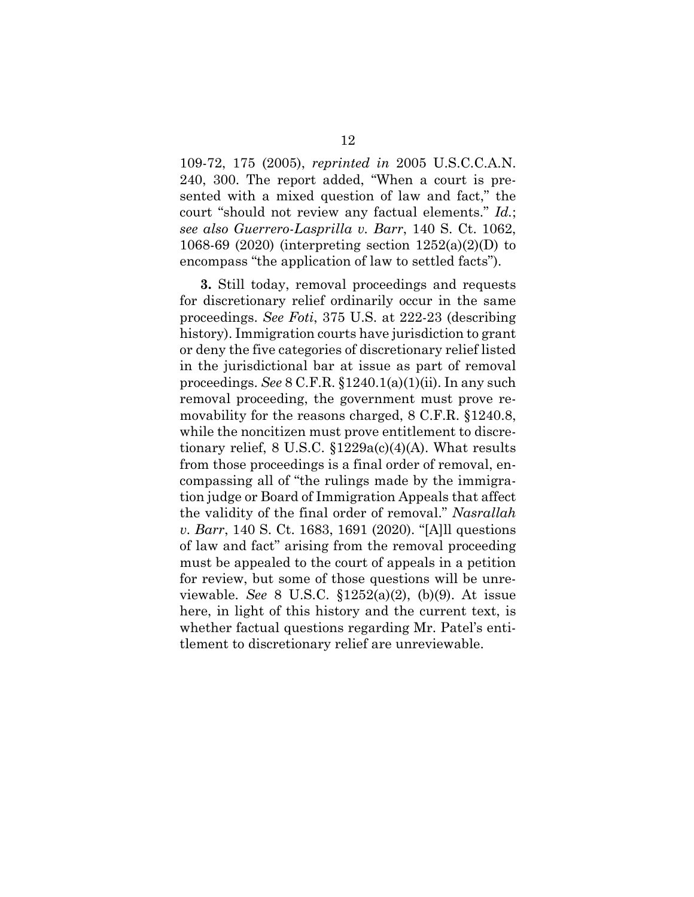109-72, 175 (2005), *reprinted in* 2005 U.S.C.C.A.N. 240, 300. The report added, "When a court is presented with a mixed question of law and fact," the court "should not review any factual elements." *Id.*; *see also Guerrero-Lasprilla v. Barr*, 140 S. Ct. 1062, 1068-69 (2020) (interpreting section 1252(a)(2)(D) to encompass "the application of law to settled facts").

**3.** Still today, removal proceedings and requests for discretionary relief ordinarily occur in the same proceedings. *See Foti*, 375 U.S. at 222-23 (describing history). Immigration courts have jurisdiction to grant or deny the five categories of discretionary relief listed in the jurisdictional bar at issue as part of removal proceedings. *See* 8 C.F.R. §1240.1(a)(1)(ii). In any such removal proceeding, the government must prove removability for the reasons charged, 8 C.F.R. §1240.8, while the noncitizen must prove entitlement to discretionary relief, 8 U.S.C. §1229a(c)(4)(A). What results from those proceedings is a final order of removal, encompassing all of "the rulings made by the immigration judge or Board of Immigration Appeals that affect the validity of the final order of removal." *Nasrallah v. Barr*, 140 S. Ct. 1683, 1691 (2020). "[A]ll questions of law and fact" arising from the removal proceeding must be appealed to the court of appeals in a petition for review, but some of those questions will be unreviewable. *See* 8 U.S.C. §1252(a)(2), (b)(9). At issue here, in light of this history and the current text, is whether factual questions regarding Mr. Patel's entitlement to discretionary relief are unreviewable.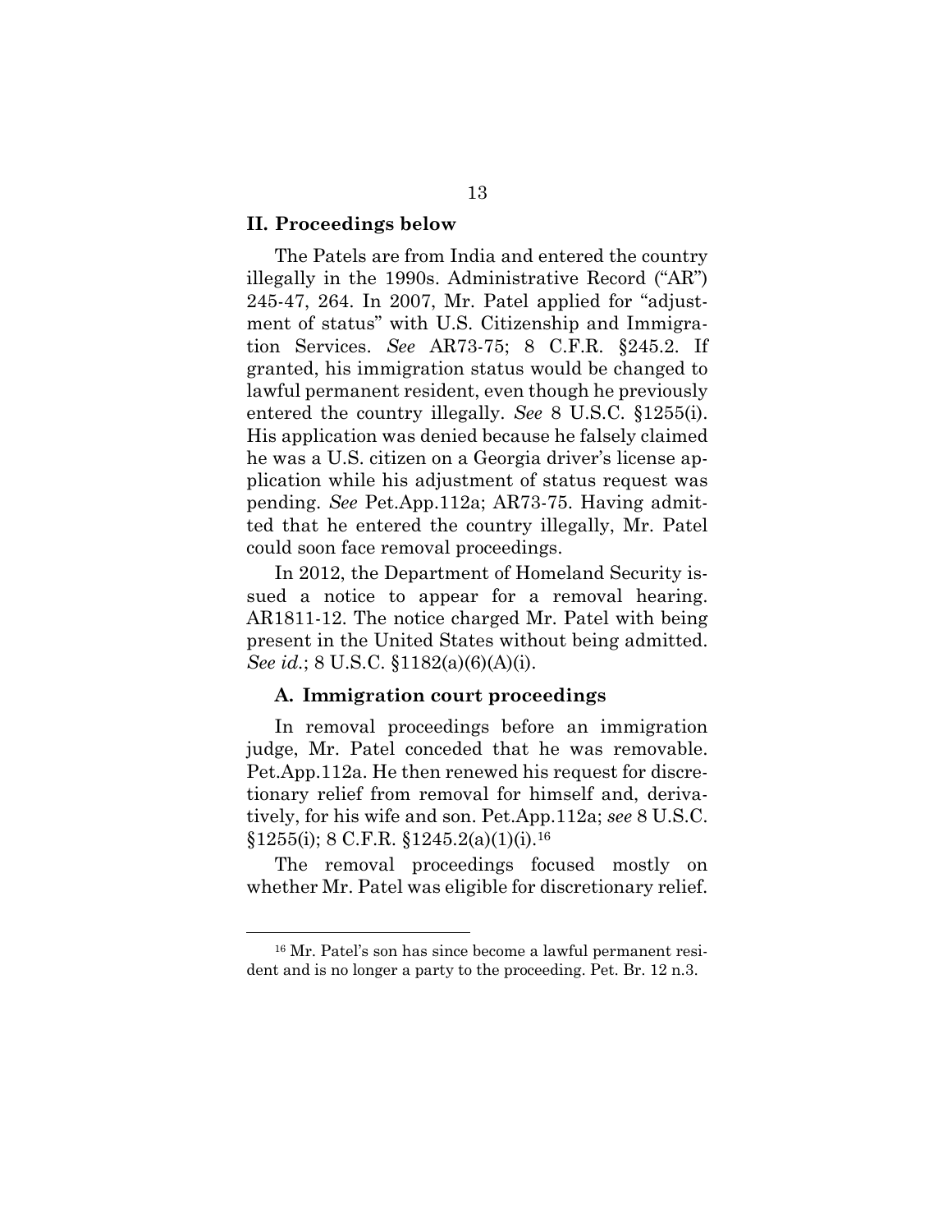## II. Proceedings below

The Patels are from India and entered the country illegally in the 1990s. Administrative Record ("AR") 245-47, 264. In 2007, Mr. Patel applied for "adjustment of status" with U.S. Citizenship and Immigration Services. *See* AR73-75; 8 C.F.R. §245.2. If granted, his immigration status would be changed to lawful permanent resident, even though he previously entered the country illegally. *See* 8 U.S.C. §1255(i). His application was denied because he falsely claimed he was a U.S. citizen on a Georgia driver's license application while his adjustment of status request was pending. *See* Pet.App.112a; AR73-75. Having admitted that he entered the country illegally, Mr. Patel could soon face removal proceedings.

In 2012, the Department of Homeland Security issued a notice to appear for a removal hearing. AR1811-12. The notice charged Mr. Patel with being present in the United States without being admitted. *See id.*; 8 U.S.C. §1182(a)(6)(A)(i).

### A. Immigration court proceedings

In removal proceedings before an immigration judge, Mr. Patel conceded that he was removable. Pet.App.112a. He then renewed his request for discretionary relief from removal for himself and, derivatively, for his wife and son. Pet.App.112a; *see* 8 U.S.C. §1255(i); 8 C.F.R. §1245.2(a)(1)(i).[16]

The removal proceedings focused mostly on whether Mr. Patel was eligible for discretionary relief.

[16] Mr. Patel's son has since become a lawful permanent resident and is no longer a party to the proceeding. Pet. Br. 12 n.3.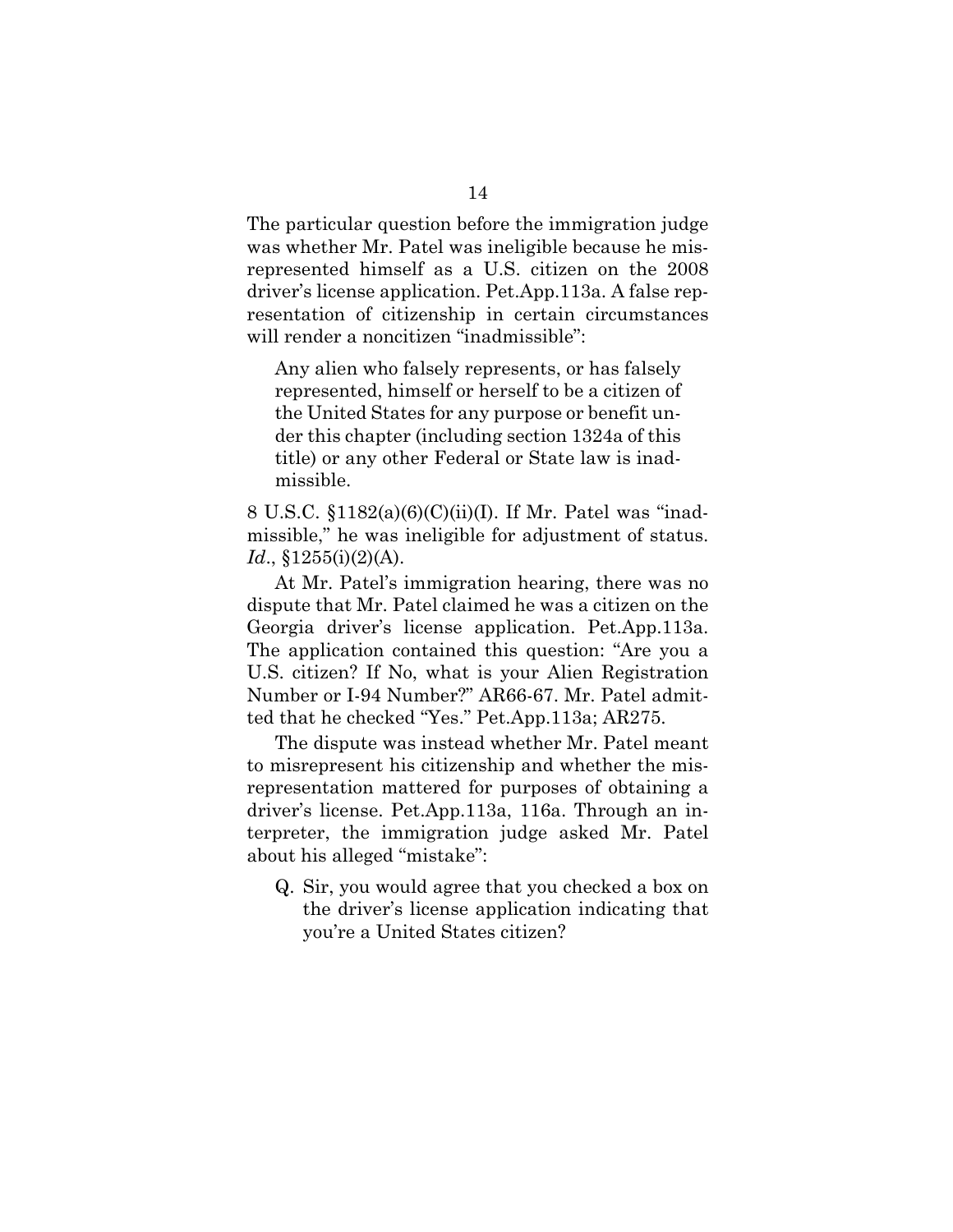The particular question before the immigration judge was whether Mr. Patel was ineligible because he misrepresented himself as a U.S. citizen on the 2008 driver's license application. Pet.App.113a. A false representation of citizenship in certain circumstances will render a noncitizen "inadmissible":

> Any alien who falsely represents, or has falsely represented, himself or herself to be a citizen of the United States for any purpose or benefit under this chapter (including section 1324a of this title) or any other Federal or State law is inadmissible.

8 U.S.C. §1182(a)(6)(C)(ii)(I). If Mr. Patel was "inadmissible," he was ineligible for adjustment of status. *Id.*, §1255(i)(2)(A).

At Mr. Patel's immigration hearing, there was no dispute that Mr. Patel claimed he was a citizen on the Georgia driver's license application. Pet.App.113a. The application contained this question: "Are you a U.S. citizen? If No, what is your Alien Registration Number or I-94 Number?" AR66-67. Mr. Patel admitted that he checked "Yes." Pet.App.113a; AR275.

The dispute was instead whether Mr. Patel meant to misrepresent his citizenship and whether the misrepresentation mattered for purposes of obtaining a driver's license. Pet.App.113a, 116a. Through an interpreter, the immigration judge asked Mr. Patel about his alleged "mistake":

> Q. Sir, you would agree that you checked a box on the driver's license application indicating that you're a United States citizen?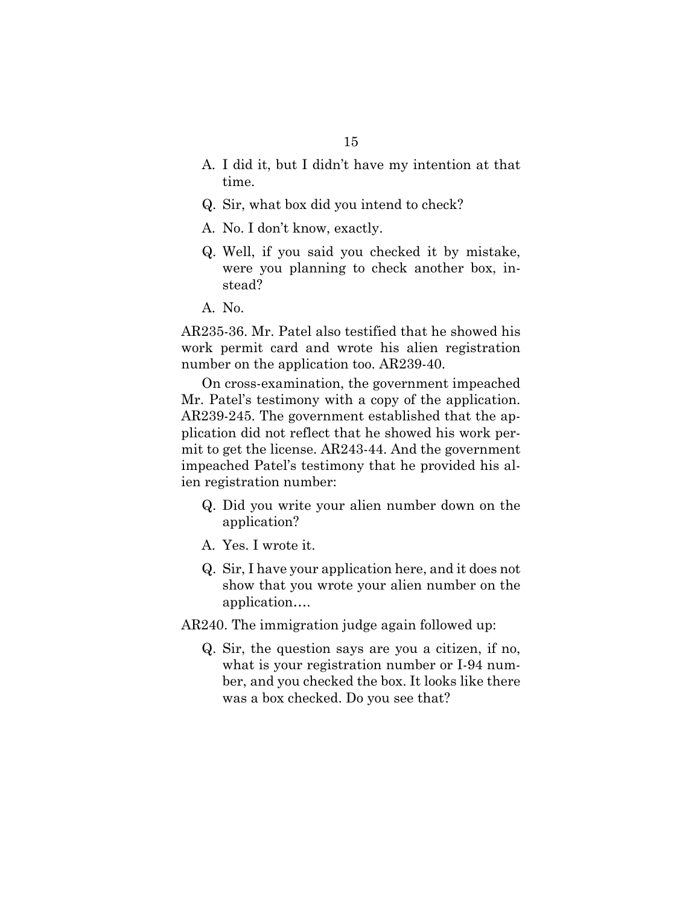A. I did it, but I didn't have my intention at that time.

Q. Sir, what box did you intend to check?

A. No. I don't know, exactly.

Q. Well, if you said you checked it by mistake, were you planning to check another box, instead?

A. No.

AR235-36. Mr. Patel also testified that he showed his work permit card and wrote his alien registration number on the application too. AR239-40.

On cross-examination, the government impeached Mr. Patel's testimony with a copy of the application. AR239-245. The government established that the application did not reflect that he showed his work permit to get the license. AR243-44. And the government impeached Patel's testimony that he provided his alien registration number:

Q. Did you write your alien number down on the application?

A. Yes. I wrote it.

Q. Sir, I have your application here, and it does not show that you wrote your alien number on the application….

AR240. The immigration judge again followed up:

Q. Sir, the question says are you a citizen, if no, what is your registration number or I-94 number, and you checked the box. It looks like there was a box checked. Do you see that?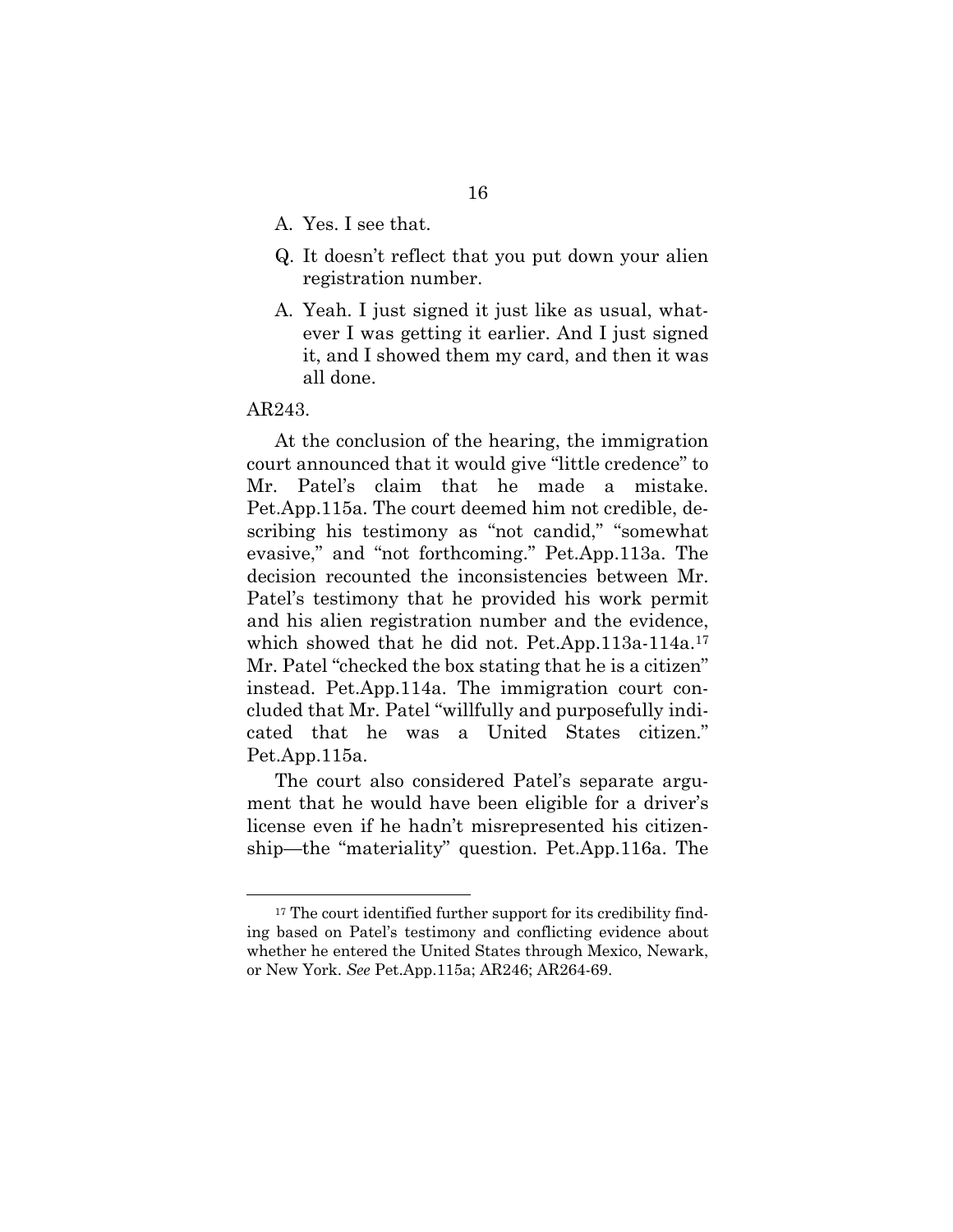A. Yes. I see that.

Q. It doesn't reflect that you put down your alien registration number.

A. Yeah. I just signed it just like as usual, whatever I was getting it earlier. And I just signed it, and I showed them my card, and then it was all done.

AR243.

At the conclusion of the hearing, the immigration court announced that it would give "little credence" to Mr. Patel's claim that he made a mistake. Pet.App.115a. The court deemed him not credible, describing his testimony as "not candid," "somewhat evasive," and "not forthcoming." Pet.App.113a. The decision recounted the inconsistencies between Mr. Patel's testimony that he provided his work permit and his alien registration number and the evidence, which showed that he did not. Pet.App.113a-114a.[17] Mr. Patel "checked the box stating that he is a citizen" instead. Pet.App.114a. The immigration court concluded that Mr. Patel "willfully and purposefully indicated that he was a United States citizen." Pet.App.115a.

The court also considered Patel's separate argument that he would have been eligible for a driver's license even if he hadn't misrepresented his citizenship—the "materiality" question. Pet.App.116a. The

[17] The court identified further support for its credibility finding based on Patel's testimony and conflicting evidence about whether he entered the United States through Mexico, Newark, or New York. *See* Pet.App.115a; AR246; AR264-69.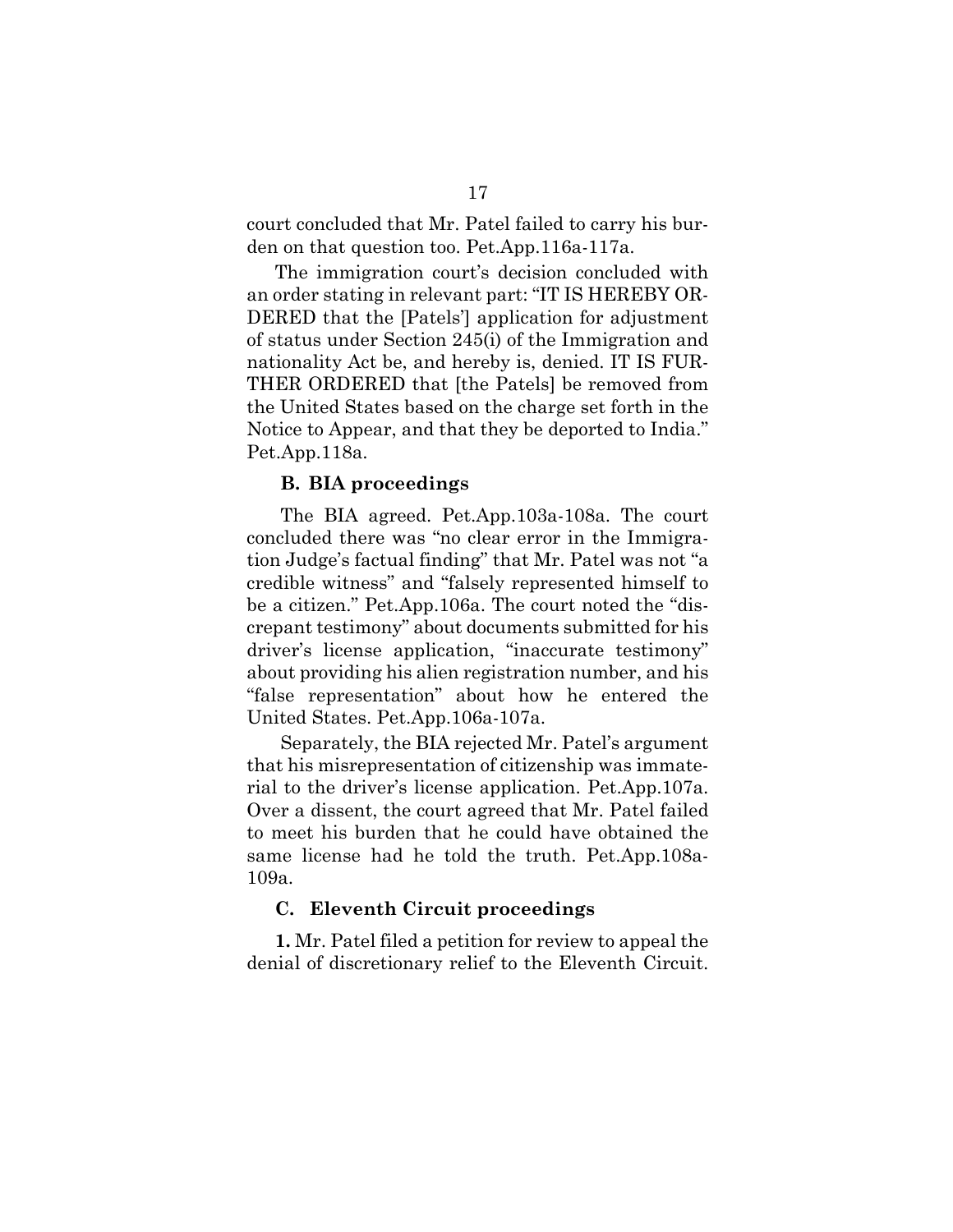court concluded that Mr. Patel failed to carry his burden on that question too. Pet.App.116a-117a.

The immigration court's decision concluded with an order stating in relevant part: "IT IS HEREBY ORDERED that the [Patels'] application for adjustment of status under Section 245(i) of the Immigration and nationality Act be, and hereby is, denied. IT IS FURTHER ORDERED that [the Patels] be removed from the United States based on the charge set forth in the Notice to Appear, and that they be deported to India." Pet.App.118a.

### B. BIA proceedings

The BIA agreed. Pet.App.103a-108a. The court concluded there was "no clear error in the Immigration Judge's factual finding" that Mr. Patel was not "a credible witness" and "falsely represented himself to be a citizen." Pet.App.106a. The court noted the "discrepant testimony" about documents submitted for his driver's license application, "inaccurate testimony" about providing his alien registration number, and his "false representation" about how he entered the United States. Pet.App.106a-107a.

Separately, the BIA rejected Mr. Patel's argument that his misrepresentation of citizenship was immaterial to the driver's license application. Pet.App.107a. Over a dissent, the court agreed that Mr. Patel failed to meet his burden that he could have obtained the same license had he told the truth. Pet.App.108a-109a.

### C. Eleventh Circuit proceedings

**1.** Mr. Patel filed a petition for review to appeal the denial of discretionary relief to the Eleventh Circuit.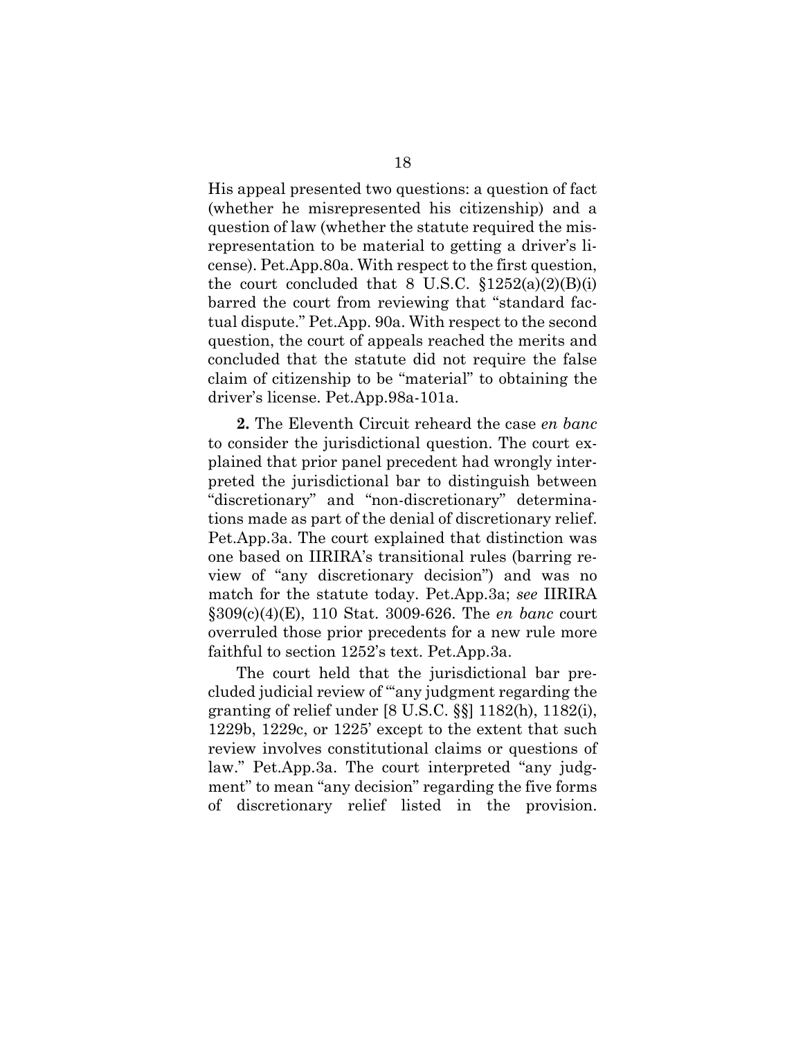His appeal presented two questions: a question of fact (whether he misrepresented his citizenship) and a question of law (whether the statute required the misrepresentation to be material to getting a driver's license). Pet.App.80a. With respect to the first question, the court concluded that 8 U.S.C. §1252(a)(2)(B)(i) barred the court from reviewing that "standard factual dispute." Pet.App. 90a. With respect to the second question, the court of appeals reached the merits and concluded that the statute did not require the false claim of citizenship to be "material" to obtaining the driver's license. Pet.App.98a-101a.

**2.** The Eleventh Circuit reheard the case *en banc* to consider the jurisdictional question. The court explained that prior panel precedent had wrongly interpreted the jurisdictional bar to distinguish between "discretionary" and "non-discretionary" determinations made as part of the denial of discretionary relief. Pet.App.3a. The court explained that distinction was one based on IIRIRA's transitional rules (barring review of "any discretionary decision") and was no match for the statute today. Pet.App.3a; *see* IIRIRA §309(c)(4)(E), 110 Stat. 3009-626. The *en banc* court overruled those prior precedents for a new rule more faithful to section 1252's text. Pet.App.3a.

The court held that the jurisdictional bar precluded judicial review of "'any judgment regarding the granting of relief under [8 U.S.C. §§] 1182(h), 1182(i), 1229b, 1229c, or 1225' except to the extent that such review involves constitutional claims or questions of law." Pet.App.3a. The court interpreted "any judgment" to mean "any decision" regarding the five forms of discretionary relief listed in the provision.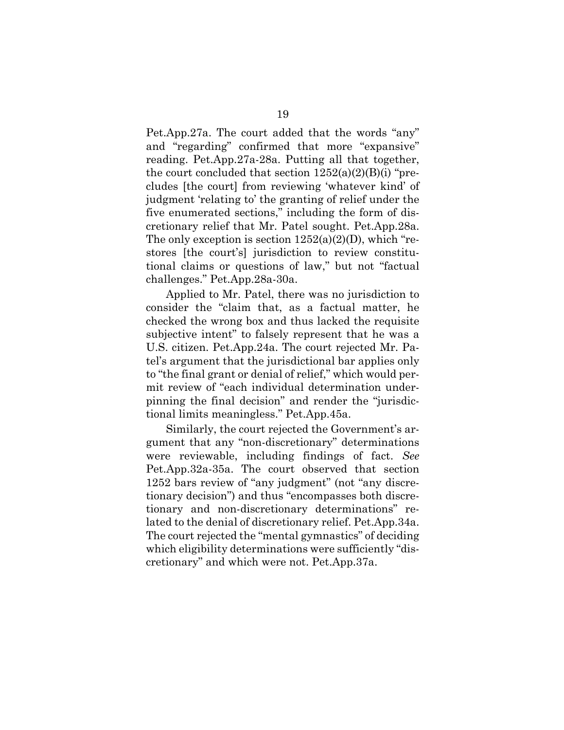Pet.App.27a. The court added that the words "any" and "regarding" confirmed that more "expansive" reading. Pet.App.27a-28a. Putting all that together, the court concluded that section 1252(a)(2)(B)(i) "precludes [the court] from reviewing 'whatever kind' of judgment 'relating to' the granting of relief under the five enumerated sections," including the form of discretionary relief that Mr. Patel sought. Pet.App.28a. The only exception is section 1252(a)(2)(D), which "restores [the court's] jurisdiction to review constitutional claims or questions of law," but not "factual challenges." Pet.App.28a-30a.

Applied to Mr. Patel, there was no jurisdiction to consider the "claim that, as a factual matter, he checked the wrong box and thus lacked the requisite subjective intent" to falsely represent that he was a U.S. citizen. Pet.App.24a. The court rejected Mr. Patel's argument that the jurisdictional bar applies only to "the final grant or denial of relief," which would permit review of "each individual determination underpinning the final decision" and render the "jurisdictional limits meaningless." Pet.App.45a.

Similarly, the court rejected the Government's argument that any "non-discretionary" determinations were reviewable, including findings of fact. *See* Pet.App.32a-35a. The court observed that section 1252 bars review of "any judgment" (not "any discretionary decision") and thus "encompasses both discretionary and non-discretionary determinations" related to the denial of discretionary relief. Pet.App.34a. The court rejected the "mental gymnastics" of deciding which eligibility determinations were sufficiently "discretionary" and which were not. Pet.App.37a.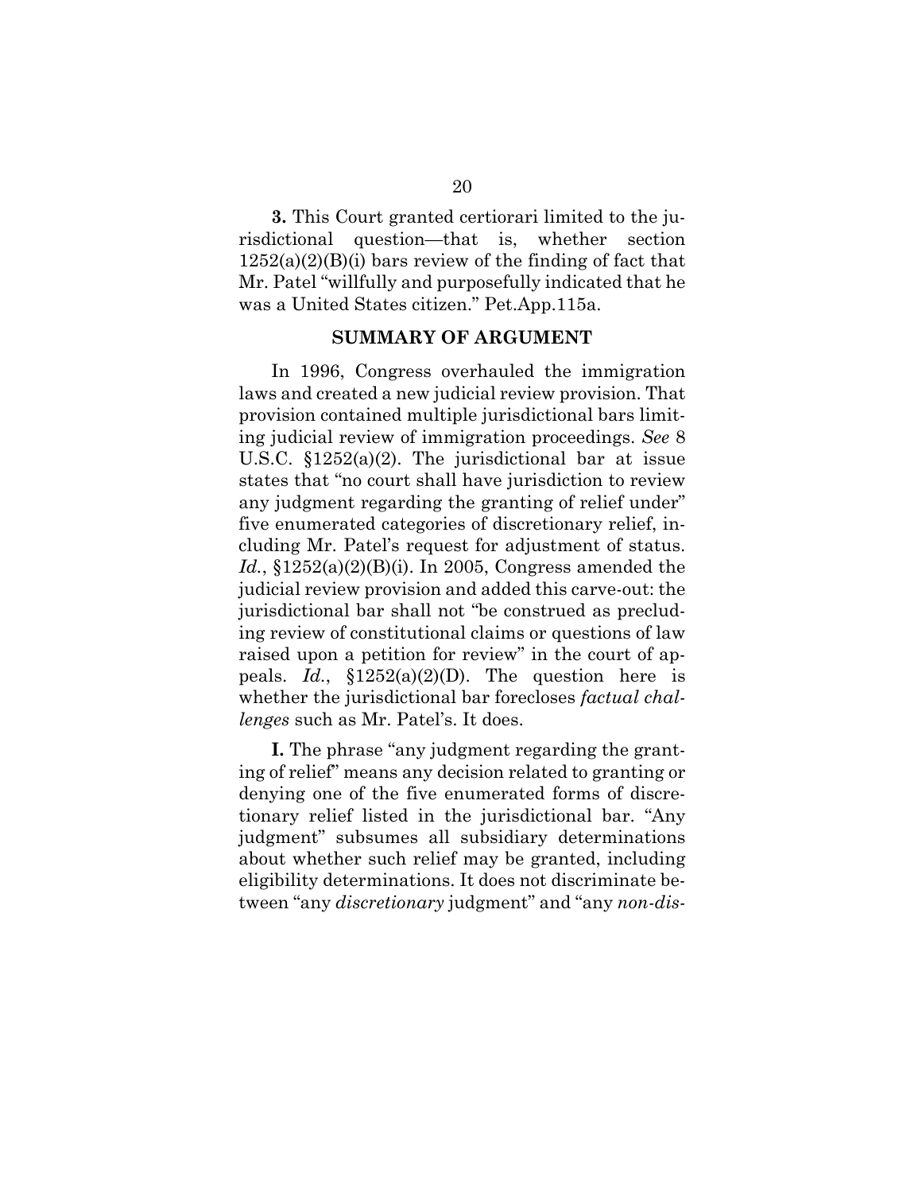**3.** This Court granted certiorari limited to the jurisdictional question—that is, whether section 1252(a)(2)(B)(i) bars review of the finding of fact that Mr. Patel "willfully and purposefully indicated that he was a United States citizen." Pet.App.115a.

## SUMMARY OF ARGUMENT

In 1996, Congress overhauled the immigration laws and created a new judicial review provision. That provision contained multiple jurisdictional bars limiting judicial review of immigration proceedings. *See* 8 U.S.C. §1252(a)(2). The jurisdictional bar at issue states that "no court shall have jurisdiction to review any judgment regarding the granting of relief under" five enumerated categories of discretionary relief, including Mr. Patel's request for adjustment of status. *Id.*, §1252(a)(2)(B)(i). In 2005, Congress amended the judicial review provision and added this carve-out: the jurisdictional bar shall not "be construed as precluding review of constitutional claims or questions of law raised upon a petition for review" in the court of appeals. *Id.*, §1252(a)(2)(D). The question here is whether the jurisdictional bar forecloses *factual challenges* such as Mr. Patel's. It does.

**I.** The phrase "any judgment regarding the granting of relief" means any decision related to granting or denying one of the five enumerated forms of discretionary relief listed in the jurisdictional bar. "Any judgment" subsumes all subsidiary determinations about whether such relief may be granted, including eligibility determinations. It does not discriminate between "any *discretionary* judgment" and "any *non-dis-*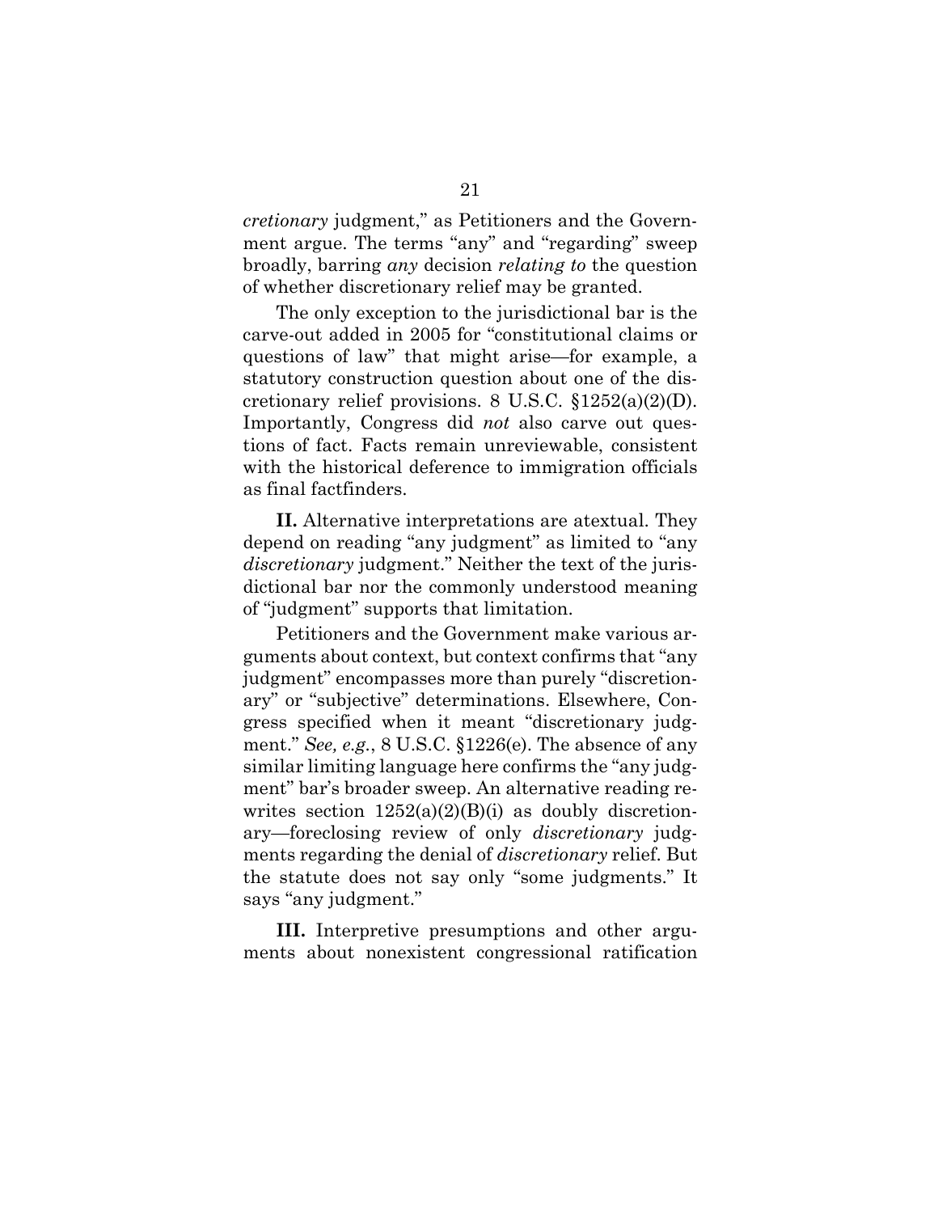*cretionary* judgment," as Petitioners and the Government argue. The terms "any" and "regarding" sweep broadly, barring *any* decision *relating to* the question of whether discretionary relief may be granted.

The only exception to the jurisdictional bar is the carve-out added in 2005 for "constitutional claims or questions of law" that might arise—for example, a statutory construction question about one of the discretionary relief provisions. 8 U.S.C. §1252(a)(2)(D). Importantly, Congress did *not* also carve out questions of fact. Facts remain unreviewable, consistent with the historical deference to immigration officials as final factfinders.

**II.** Alternative interpretations are atextual. They depend on reading "any judgment" as limited to "any *discretionary* judgment." Neither the text of the jurisdictional bar nor the commonly understood meaning of "judgment" supports that limitation.

Petitioners and the Government make various arguments about context, but context confirms that "any judgment" encompasses more than purely "discretionary" or "subjective" determinations. Elsewhere, Congress specified when it meant "discretionary judgment." *See, e.g.*, 8 U.S.C. §1226(e). The absence of any similar limiting language here confirms the "any judgment" bar's broader sweep. An alternative reading rewrites section 1252(a)(2)(B)(i) as doubly discretionary—foreclosing review of only *discretionary* judgments regarding the denial of *discretionary* relief. But the statute does not say only "some judgments." It says "any judgment."

**III.** Interpretive presumptions and other arguments about nonexistent congressional ratification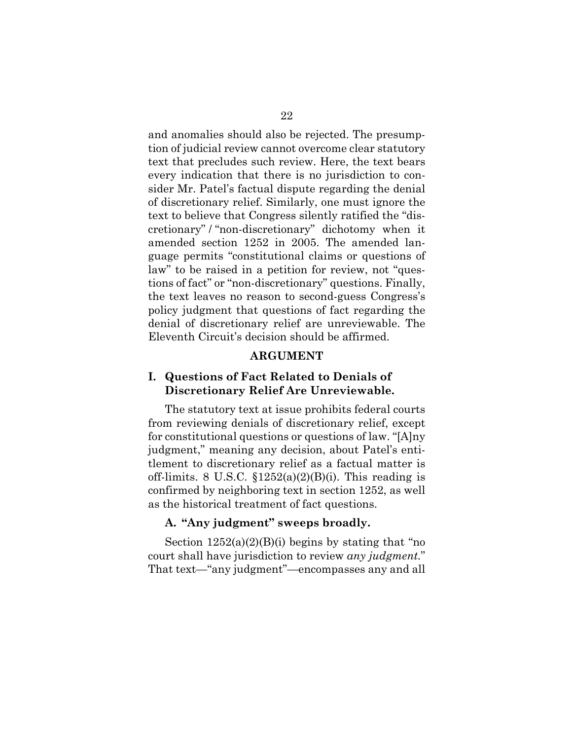and anomalies should also be rejected. The presumption of judicial review cannot overcome clear statutory text that precludes such review. Here, the text bears every indication that there is no jurisdiction to consider Mr. Patel's factual dispute regarding the denial of discretionary relief. Similarly, one must ignore the text to believe that Congress silently ratified the "discretionary" / "non-discretionary" dichotomy when it amended section 1252 in 2005. The amended language permits "constitutional claims or questions of law" to be raised in a petition for review, not "questions of fact" or "non-discretionary" questions. Finally, the text leaves no reason to second-guess Congress's policy judgment that questions of fact regarding the denial of discretionary relief are unreviewable. The Eleventh Circuit's decision should be affirmed.

## ARGUMENT

### I. Questions of Fact Related to Denials of Discretionary Relief Are Unreviewable.

The statutory text at issue prohibits federal courts from reviewing denials of discretionary relief, except for constitutional questions or questions of law. "[A]ny judgment," meaning any decision, about Patel's entitlement to discretionary relief as a factual matter is off-limits. 8 U.S.C. §1252(a)(2)(B)(i). This reading is confirmed by neighboring text in section 1252, as well as the historical treatment of fact questions.

#### A. "Any judgment" sweeps broadly.

Section 1252(a)(2)(B)(i) begins by stating that "no court shall have jurisdiction to review *any judgment*." That text—"any judgment"—encompasses any and all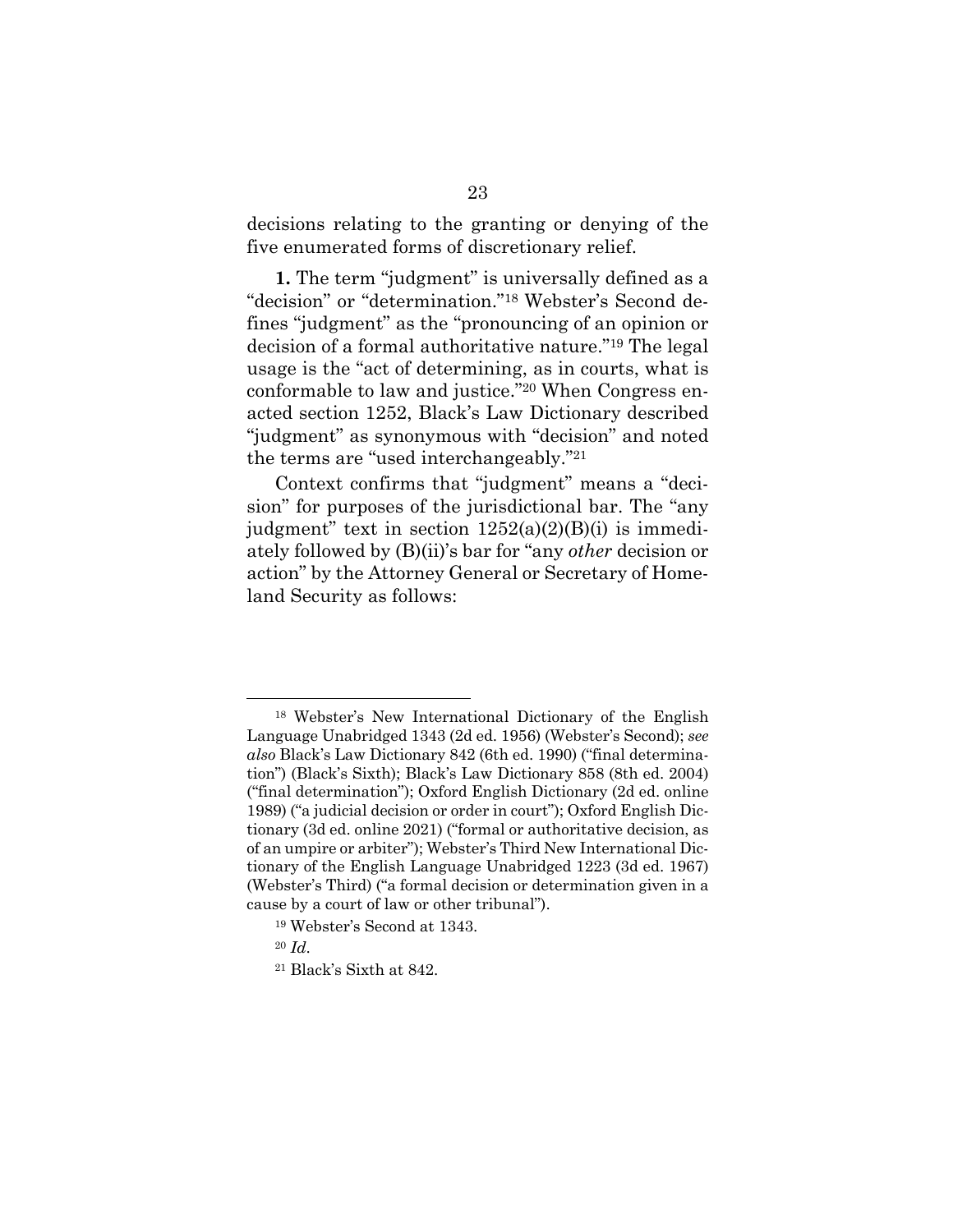decisions relating to the granting or denying of the five enumerated forms of discretionary relief.

**1.** The term "judgment" is universally defined as a "decision" or "determination."[18] Webster's Second defines "judgment" as the "pronouncing of an opinion or decision of a formal authoritative nature."[19] The legal usage is the "act of determining, as in courts, what is conformable to law and justice."[20] When Congress enacted section 1252, Black's Law Dictionary described "judgment" as synonymous with "decision" and noted the terms are "used interchangeably."[21]

Context confirms that "judgment" means a "decision" for purposes of the jurisdictional bar. The "any judgment" text in section 1252(a)(2)(B)(i) is immediately followed by (B)(ii)'s bar for "any *other* decision or action" by the Attorney General or Secretary of Homeland Security as follows:

---

[18] Webster's New International Dictionary of the English Language Unabridged 1343 (2d ed. 1956) (Webster's Second); *see also* Black's Law Dictionary 842 (6th ed. 1990) ("final determination") (Black's Sixth); Black's Law Dictionary 858 (8th ed. 2004) ("final determination"); Oxford English Dictionary (2d ed. online 1989) ("a judicial decision or order in court"); Oxford English Dictionary (3d ed. online 2021) ("formal or authoritative decision, as of an umpire or arbiter"); Webster's Third New International Dictionary of the English Language Unabridged 1223 (3d ed. 1967) (Webster's Third) ("a formal decision or determination given in a cause by a court of law or other tribunal").

[19] Webster's Second at 1343.

[20] *Id*.

[21] Black's Sixth at 842.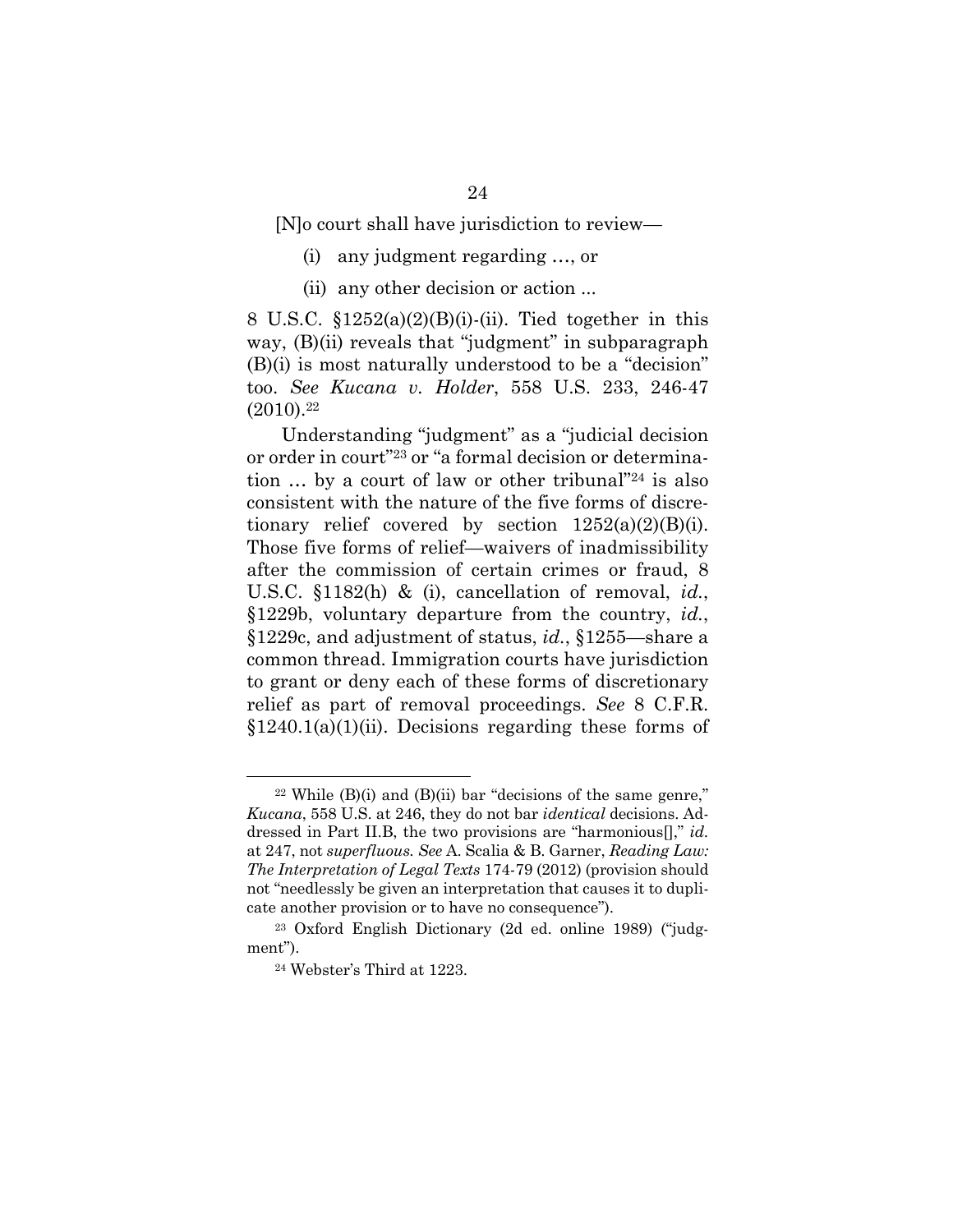[N]o court shall have jurisdiction to review—

> (i) any judgment regarding …, or
>
> (ii) any other decision or action ...

8 U.S.C. §1252(a)(2)(B)(i)-(ii). Tied together in this way, (B)(ii) reveals that "judgment" in subparagraph (B)(i) is most naturally understood to be a "decision" too. *See Kucana v. Holder*, 558 U.S. 233, 246-47 (2010).[22]

Understanding "judgment" as a "judicial decision or order in court"[23] or "a formal decision or determination … by a court of law or other tribunal"[24] is also consistent with the nature of the five forms of discretionary relief covered by section 1252(a)(2)(B)(i). Those five forms of relief—waivers of inadmissibility after the commission of certain crimes or fraud, 8 U.S.C. §1182(h) & (i), cancellation of removal, *id.*, §1229b, voluntary departure from the country, *id.*, §1229c, and adjustment of status, *id.*, §1255—share a common thread. Immigration courts have jurisdiction to grant or deny each of these forms of discretionary relief as part of removal proceedings. *See* 8 C.F.R. §1240.1(a)(1)(ii). Decisions regarding these forms of

---

[22] While (B)(i) and (B)(ii) bar "decisions of the same genre," *Kucana*, 558 U.S. at 246, they do not bar *identical* decisions. Addressed in Part II.B, the two provisions are "harmonious[]," *id.* at 247, not *superfluous. See* A. Scalia & B. Garner, *Reading Law: The Interpretation of Legal Texts* 174-79 (2012) (provision should not "needlessly be given an interpretation that causes it to duplicate another provision or to have no consequence").

[23] Oxford English Dictionary (2d ed. online 1989) ("judgment").

[24] Webster's Third at 1223.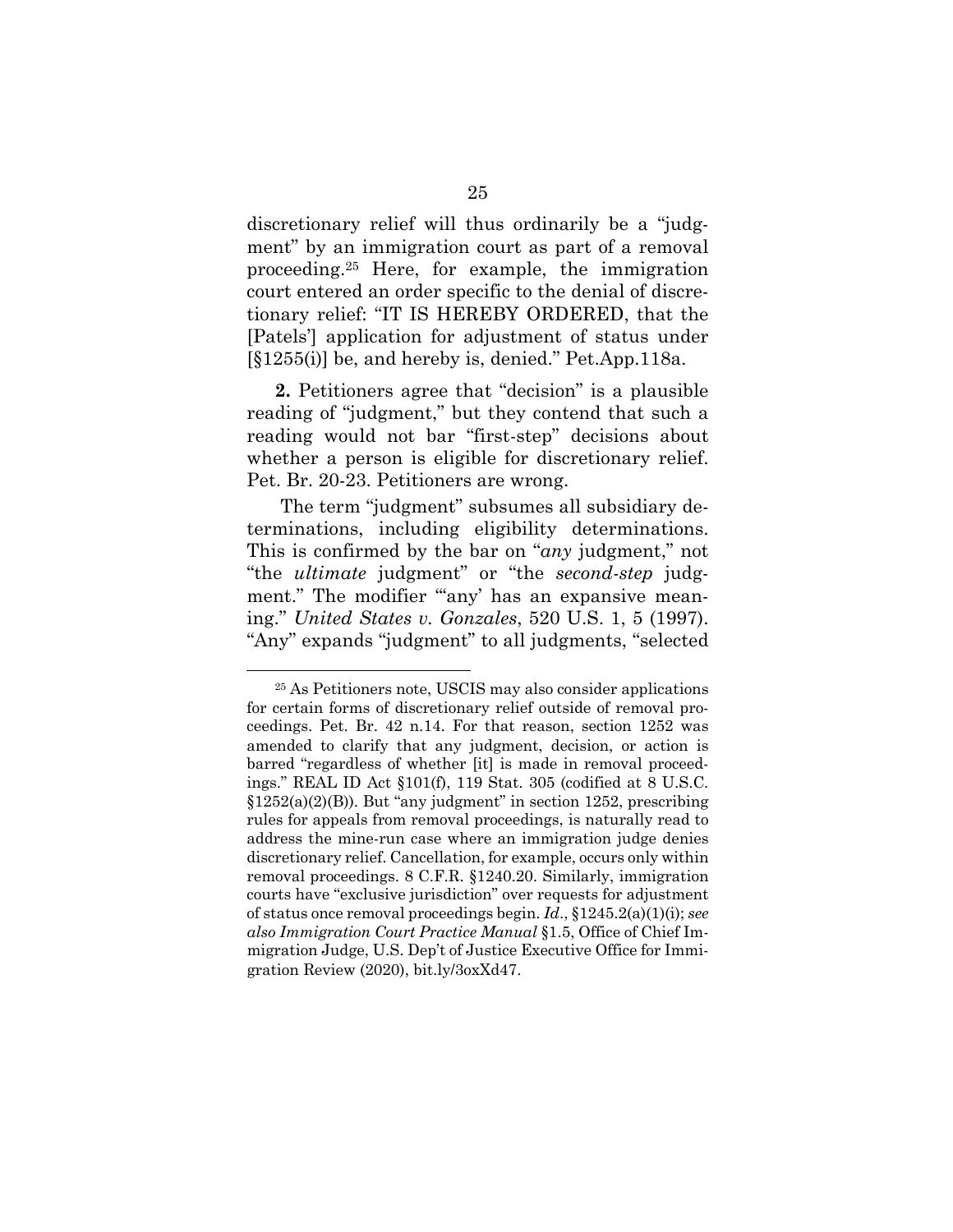discretionary relief will thus ordinarily be a "judgment" by an immigration court as part of a removal proceeding.[25] Here, for example, the immigration court entered an order specific to the denial of discretionary relief: "IT IS HEREBY ORDERED, that the [Patels'] application for adjustment of status under [§1255(i)] be, and hereby is, denied." Pet.App.118a.

**2.** Petitioners agree that "decision" is a plausible reading of "judgment," but they contend that such a reading would not bar "first-step" decisions about whether a person is eligible for discretionary relief. Pet. Br. 20-23. Petitioners are wrong.

The term "judgment" subsumes all subsidiary determinations, including eligibility determinations. This is confirmed by the bar on "*any* judgment," not "the *ultimate* judgment" or "the *second-step* judgment." The modifier "'any' has an expansive meaning." *United States v. Gonzales*, 520 U.S. 1, 5 (1997). "Any" expands "judgment" to all judgments, "selected

---

[25] As Petitioners note, USCIS may also consider applications for certain forms of discretionary relief outside of removal proceedings. Pet. Br. 42 n.14. For that reason, section 1252 was amended to clarify that any judgment, decision, or action is barred "regardless of whether [it] is made in removal proceedings." REAL ID Act §101(f), 119 Stat. 305 (codified at 8 U.S.C. §1252(a)(2)(B)). But "any judgment" in section 1252, prescribing rules for appeals from removal proceedings, is naturally read to address the mine-run case where an immigration judge denies discretionary relief. Cancellation, for example, occurs only within removal proceedings. 8 C.F.R. §1240.20. Similarly, immigration courts have "exclusive jurisdiction" over requests for adjustment of status once removal proceedings begin. *Id*., §1245.2(a)(1)(i); *see also Immigration Court Practice Manual* §1.5, Office of Chief Immigration Judge, U.S. Dep't of Justice Executive Office for Immigration Review (2020), bit.ly/3oxXd47.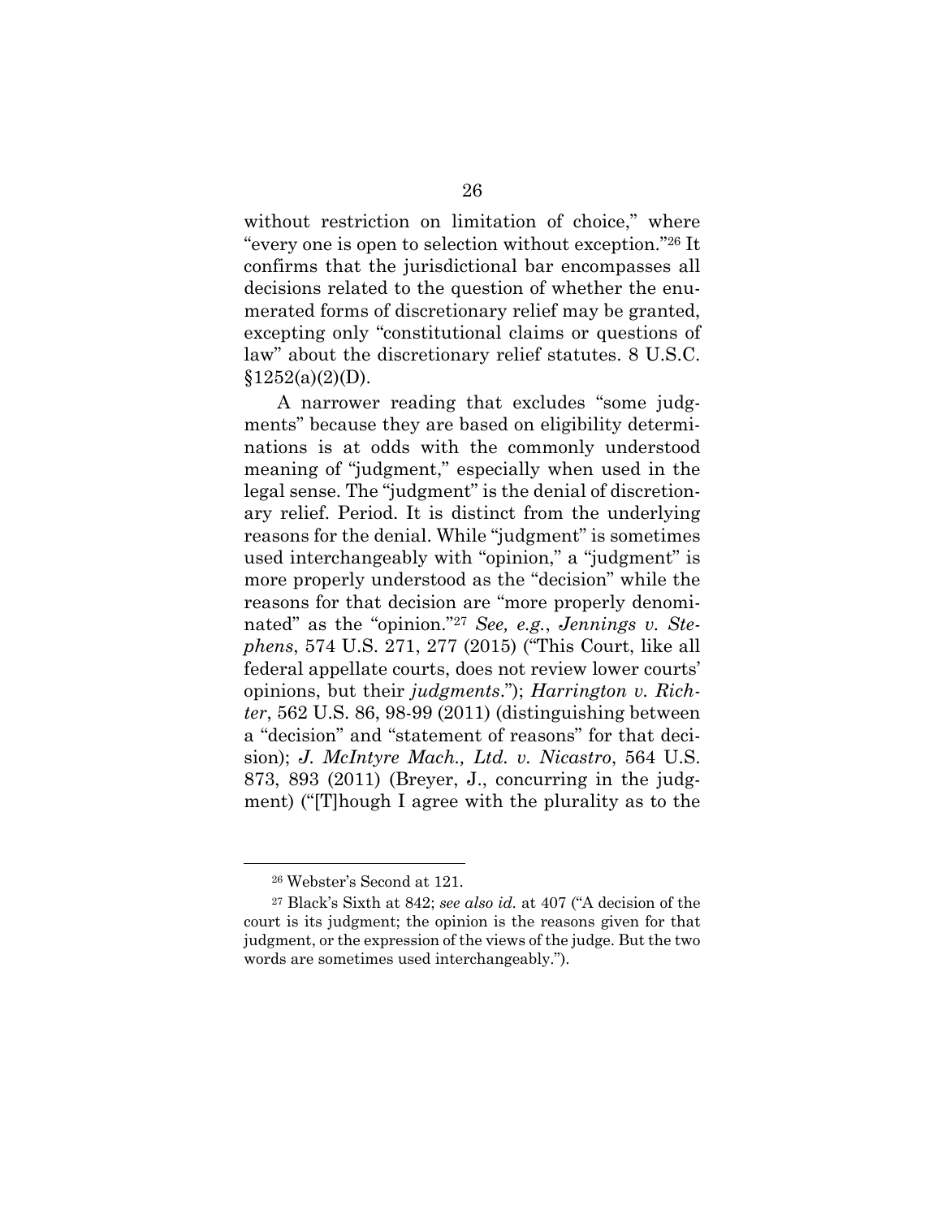without restriction on limitation of choice," where "every one is open to selection without exception."[26] It confirms that the jurisdictional bar encompasses all decisions related to the question of whether the enumerated forms of discretionary relief may be granted, excepting only "constitutional claims or questions of law" about the discretionary relief statutes. 8 U.S.C. §1252(a)(2)(D).

A narrower reading that excludes "some judgments" because they are based on eligibility determinations is at odds with the commonly understood meaning of "judgment," especially when used in the legal sense. The "judgment" is the denial of discretionary relief. Period. It is distinct from the underlying reasons for the denial. While "judgment" is sometimes used interchangeably with "opinion," a "judgment" is more properly understood as the "decision" while the reasons for that decision are "more properly denominated" as the "opinion."[27] *See, e.g.*, *Jennings v. Stephens*, 574 U.S. 271, 277 (2015) ("This Court, like all federal appellate courts, does not review lower courts' opinions, but their *judgments*."); *Harrington v. Richter*, 562 U.S. 86, 98-99 (2011) (distinguishing between a "decision" and "statement of reasons" for that decision); *J. McIntyre Mach., Ltd. v. Nicastro*, 564 U.S. 873, 893 (2011) (Breyer, J., concurring in the judgment) ("[T]hough I agree with the plurality as to the

---

[26] Webster's Second at 121.

[27] Black's Sixth at 842; *see also id.* at 407 ("A decision of the court is its judgment; the opinion is the reasons given for that judgment, or the expression of the views of the judge. But the two words are sometimes used interchangeably.").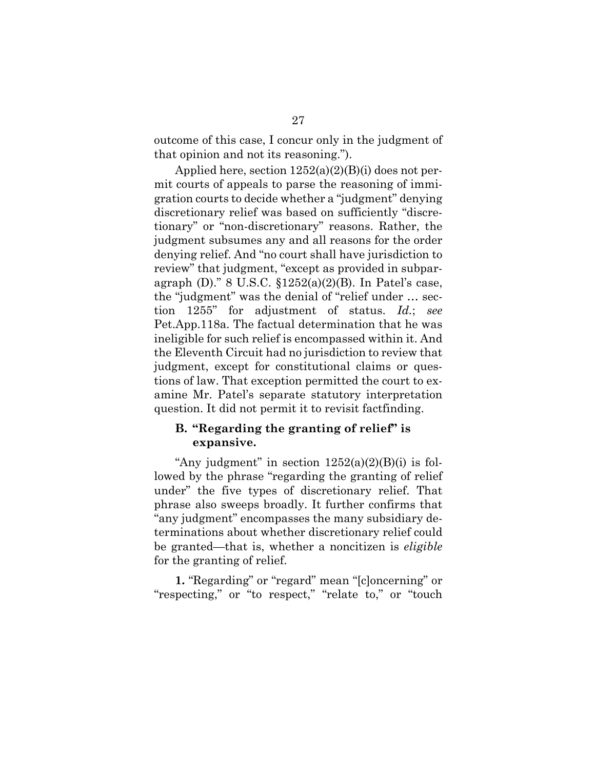outcome of this case, I concur only in the judgment of that opinion and not its reasoning.").

Applied here, section 1252(a)(2)(B)(i) does not permit courts of appeals to parse the reasoning of immigration courts to decide whether a "judgment" denying discretionary relief was based on sufficiently "discretionary" or "non-discretionary" reasons. Rather, the judgment subsumes any and all reasons for the order denying relief. And "no court shall have jurisdiction to review" that judgment, "except as provided in subparagraph (D)." 8 U.S.C. §1252(a)(2)(B). In Patel's case, the "judgment" was the denial of "relief under … section 1255" for adjustment of status. *Id.*; *see* Pet.App.118a. The factual determination that he was ineligible for such relief is encompassed within it. And the Eleventh Circuit had no jurisdiction to review that judgment, except for constitutional claims or questions of law. That exception permitted the court to examine Mr. Patel's separate statutory interpretation question. It did not permit it to revisit factfinding.

### B. "Regarding the granting of relief" is expansive.

"Any judgment" in section 1252(a)(2)(B)(i) is followed by the phrase "regarding the granting of relief under" the five types of discretionary relief. That phrase also sweeps broadly. It further confirms that "any judgment" encompasses the many subsidiary determinations about whether discretionary relief could be granted—that is, whether a noncitizen is *eligible* for the granting of relief.

**1.** "Regarding" or "regard" mean "[c]oncerning" or "respecting," or "to respect," "relate to," or "touch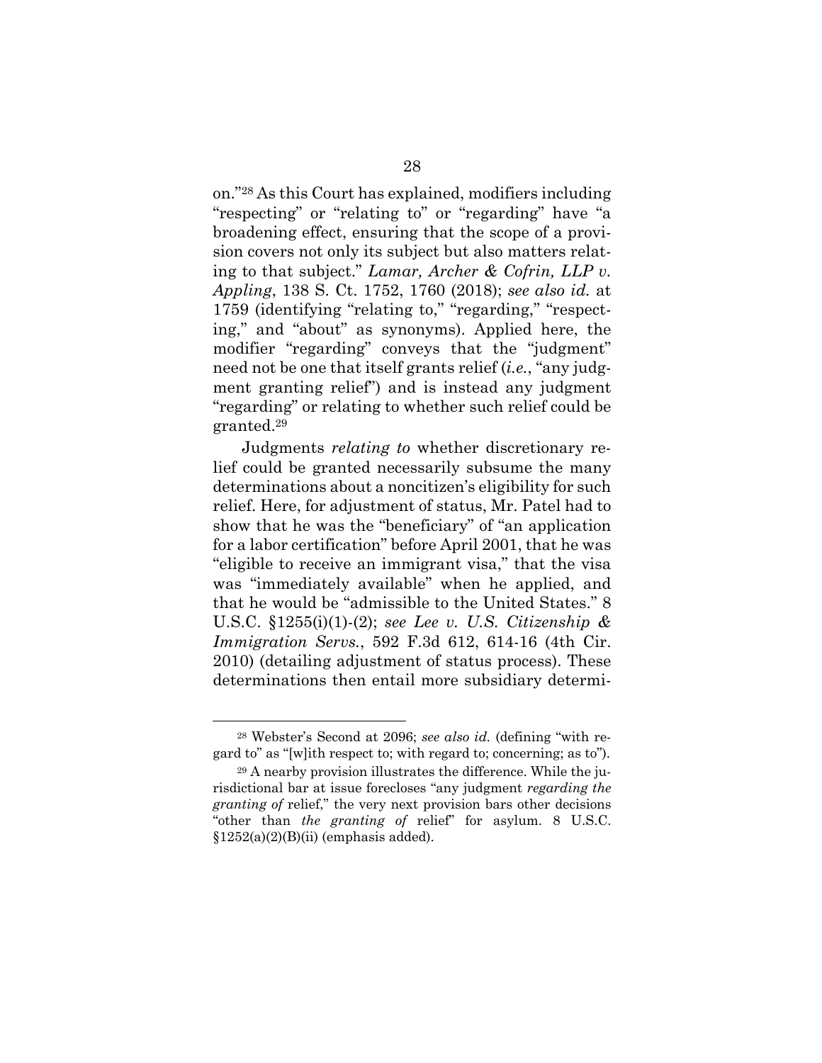on."[28] As this Court has explained, modifiers including "respecting" or "relating to" or "regarding" have "a broadening effect, ensuring that the scope of a provision covers not only its subject but also matters relating to that subject." *Lamar, Archer & Cofrin, LLP v. Appling*, 138 S. Ct. 1752, 1760 (2018); *see also id.* at 1759 (identifying "relating to," "regarding," "respecting," and "about" as synonyms). Applied here, the modifier "regarding" conveys that the "judgment" need not be one that itself grants relief (*i.e.*, "any judgment granting relief") and is instead any judgment "regarding" or relating to whether such relief could be granted.[29]

Judgments *relating to* whether discretionary relief could be granted necessarily subsume the many determinations about a noncitizen's eligibility for such relief. Here, for adjustment of status, Mr. Patel had to show that he was the "beneficiary" of "an application for a labor certification" before April 2001, that he was "eligible to receive an immigrant visa," that the visa was "immediately available" when he applied, and that he would be "admissible to the United States." 8 U.S.C. §1255(i)(1)-(2); *see Lee v. U.S. Citizenship & Immigration Servs.*, 592 F.3d 612, 614-16 (4th Cir. 2010) (detailing adjustment of status process). These determinations then entail more subsidiary determi-

---

[28] Webster's Second at 2096; *see also id.* (defining "with regard to" as "[w]ith respect to; with regard to; concerning; as to").

[29] A nearby provision illustrates the difference. While the jurisdictional bar at issue forecloses "any judgment *regarding the granting of* relief," the very next provision bars other decisions "other than *the granting of* relief" for asylum. 8 U.S.C. §1252(a)(2)(B)(ii) (emphasis added).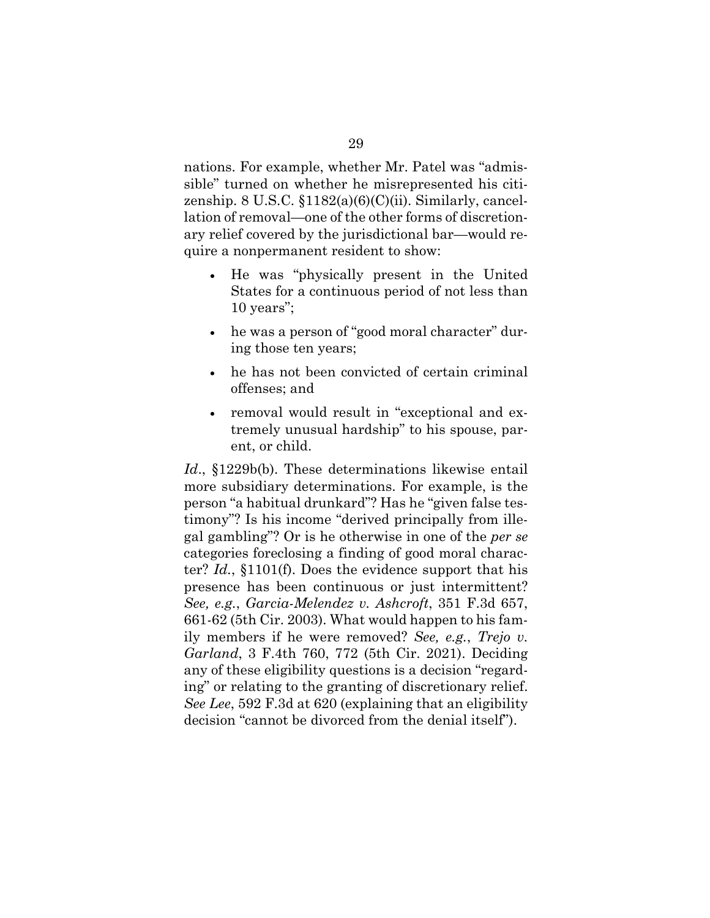nations. For example, whether Mr. Patel was "admissible" turned on whether he misrepresented his citizenship. 8 U.S.C. §1182(a)(6)(C)(ii). Similarly, cancellation of removal—one of the other forms of discretionary relief covered by the jurisdictional bar—would require a nonpermanent resident to show:

- He was "physically present in the United States for a continuous period of not less than 10 years";
- he was a person of "good moral character" during those ten years;
- he has not been convicted of certain criminal offenses; and
- removal would result in "exceptional and extremely unusual hardship" to his spouse, parent, or child.

*Id.*, §1229b(b). These determinations likewise entail more subsidiary determinations. For example, is the person "a habitual drunkard"? Has he "given false testimony"? Is his income "derived principally from illegal gambling"? Or is he otherwise in one of the *per se* categories foreclosing a finding of good moral character? *Id.*, §1101(f). Does the evidence support that his presence has been continuous or just intermittent? *See, e.g.*, *Garcia-Melendez v. Ashcroft*, 351 F.3d 657, 661-62 (5th Cir. 2003). What would happen to his family members if he were removed? *See, e.g.*, *Trejo v. Garland*, 3 F.4th 760, 772 (5th Cir. 2021). Deciding any of these eligibility questions is a decision "regarding" or relating to the granting of discretionary relief. *See Lee*, 592 F.3d at 620 (explaining that an eligibility decision "cannot be divorced from the denial itself").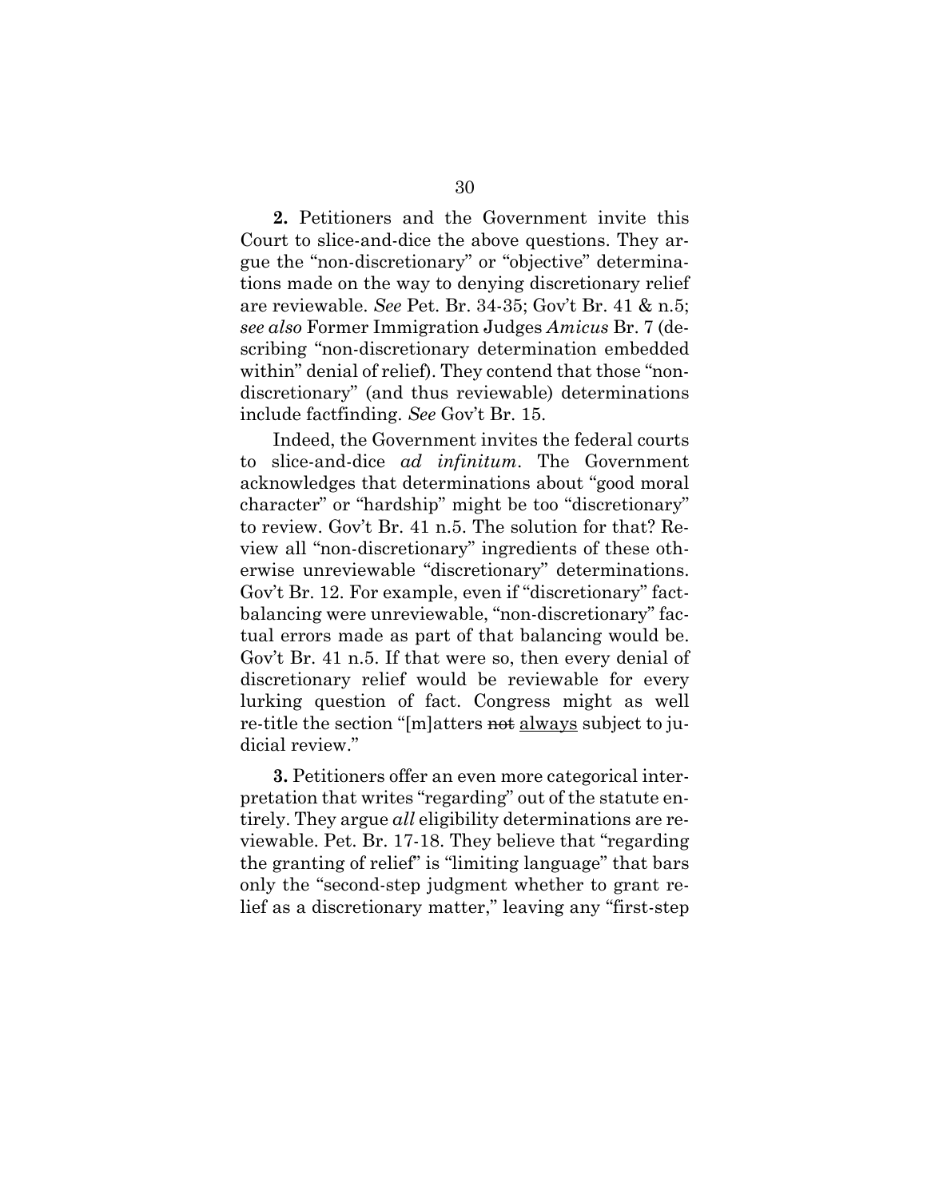**2.** Petitioners and the Government invite this Court to slice-and-dice the above questions. They argue the "non-discretionary" or "objective" determinations made on the way to denying discretionary relief are reviewable. *See* Pet. Br. 34-35; Gov't Br. 41 & n.5; *see also* Former Immigration Judges *Amicus* Br. 7 (describing "non-discretionary determination embedded within" denial of relief). They contend that those "non-discretionary" (and thus reviewable) determinations include factfinding. *See* Gov't Br. 15.

Indeed, the Government invites the federal courts to slice-and-dice *ad infinitum*. The Government acknowledges that determinations about "good moral character" or "hardship" might be too "discretionary" to review. Gov't Br. 41 n.5. The solution for that? Review all "non-discretionary" ingredients of these otherwise unreviewable "discretionary" determinations. Gov't Br. 12. For example, even if "discretionary" fact-balancing were unreviewable, "non-discretionary" factual errors made as part of that balancing would be. Gov't Br. 41 n.5. If that were so, then every denial of discretionary relief would be reviewable for every lurking question of fact. Congress might as well re-title the section "[m]atters ~~not~~ <u>always</u> subject to judicial review."

**3.** Petitioners offer an even more categorical interpretation that writes "regarding" out of the statute entirely. They argue *all* eligibility determinations are reviewable. Pet. Br. 17-18. They believe that "regarding the granting of relief" is "limiting language" that bars only the "second-step judgment whether to grant relief as a discretionary matter," leaving any "first-step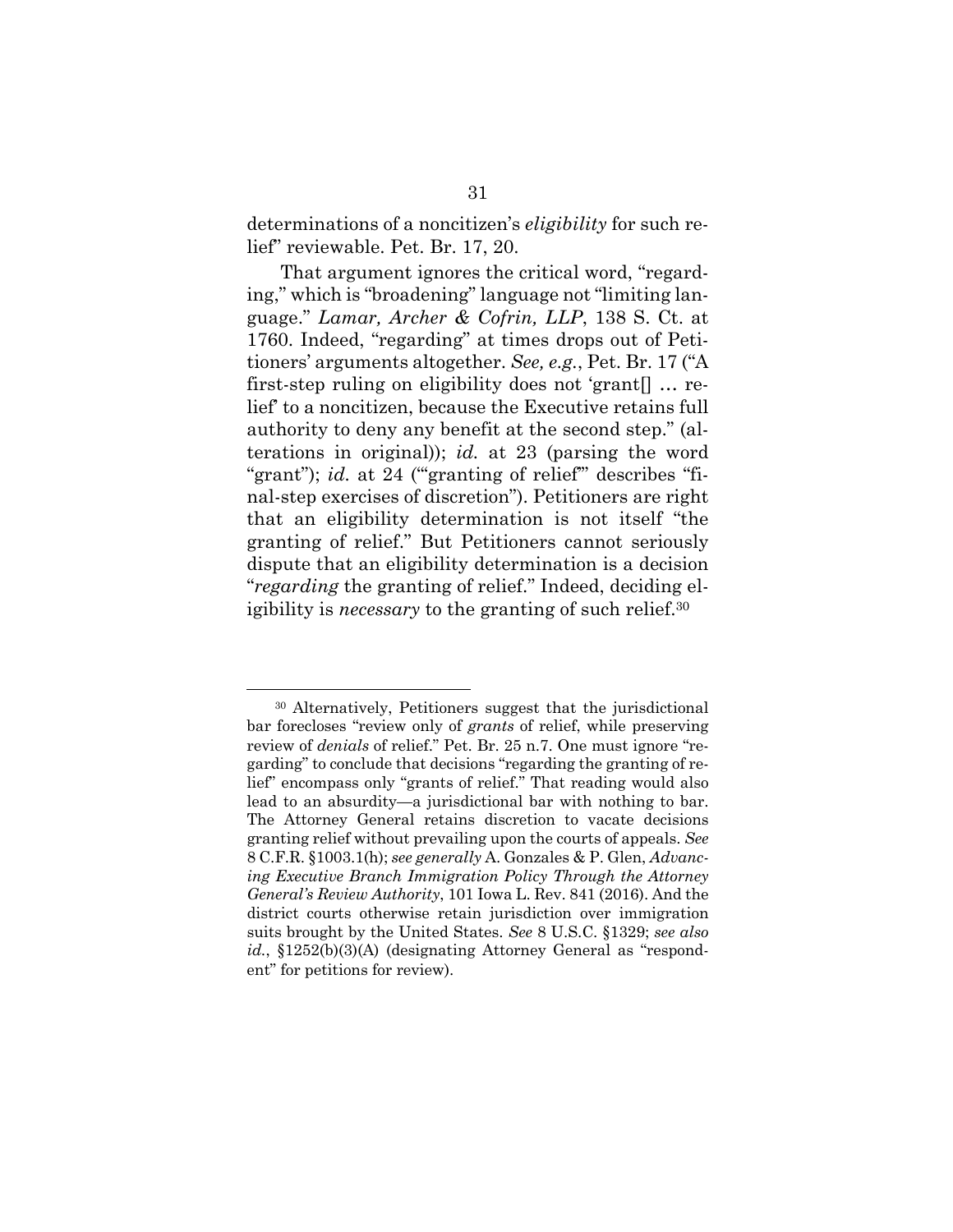determinations of a noncitizen's *eligibility* for such relief" reviewable. Pet. Br. 17, 20.

That argument ignores the critical word, "regarding," which is "broadening" language not "limiting language." *Lamar, Archer & Cofrin, LLP*, 138 S. Ct. at 1760. Indeed, "regarding" at times drops out of Petitioners' arguments altogether. *See, e.g.*, Pet. Br. 17 ("A first-step ruling on eligibility does not 'grant[] … relief' to a noncitizen, because the Executive retains full authority to deny any benefit at the second step." (alterations in original)); *id.* at 23 (parsing the word "grant"); *id.* at 24 ("'granting of relief'" describes "final-step exercises of discretion"). Petitioners are right that an eligibility determination is not itself "the granting of relief." But Petitioners cannot seriously dispute that an eligibility determination is a decision "*regarding* the granting of relief." Indeed, deciding eligibility is *necessary* to the granting of such relief.[30]

---

[30] Alternatively, Petitioners suggest that the jurisdictional bar forecloses "review only of *grants* of relief, while preserving review of *denials* of relief." Pet. Br. 25 n.7. One must ignore "regarding" to conclude that decisions "regarding the granting of relief" encompass only "grants of relief." That reading would also lead to an absurdity—a jurisdictional bar with nothing to bar. The Attorney General retains discretion to vacate decisions granting relief without prevailing upon the courts of appeals. *See* 8 C.F.R. §1003.1(h); *see generally* A. Gonzales & P. Glen, *Advancing Executive Branch Immigration Policy Through the Attorney General's Review Authority*, 101 Iowa L. Rev. 841 (2016). And the district courts otherwise retain jurisdiction over immigration suits brought by the United States. *See* 8 U.S.C. §1329; *see also id.*, §1252(b)(3)(A) (designating Attorney General as "respondent" for petitions for review).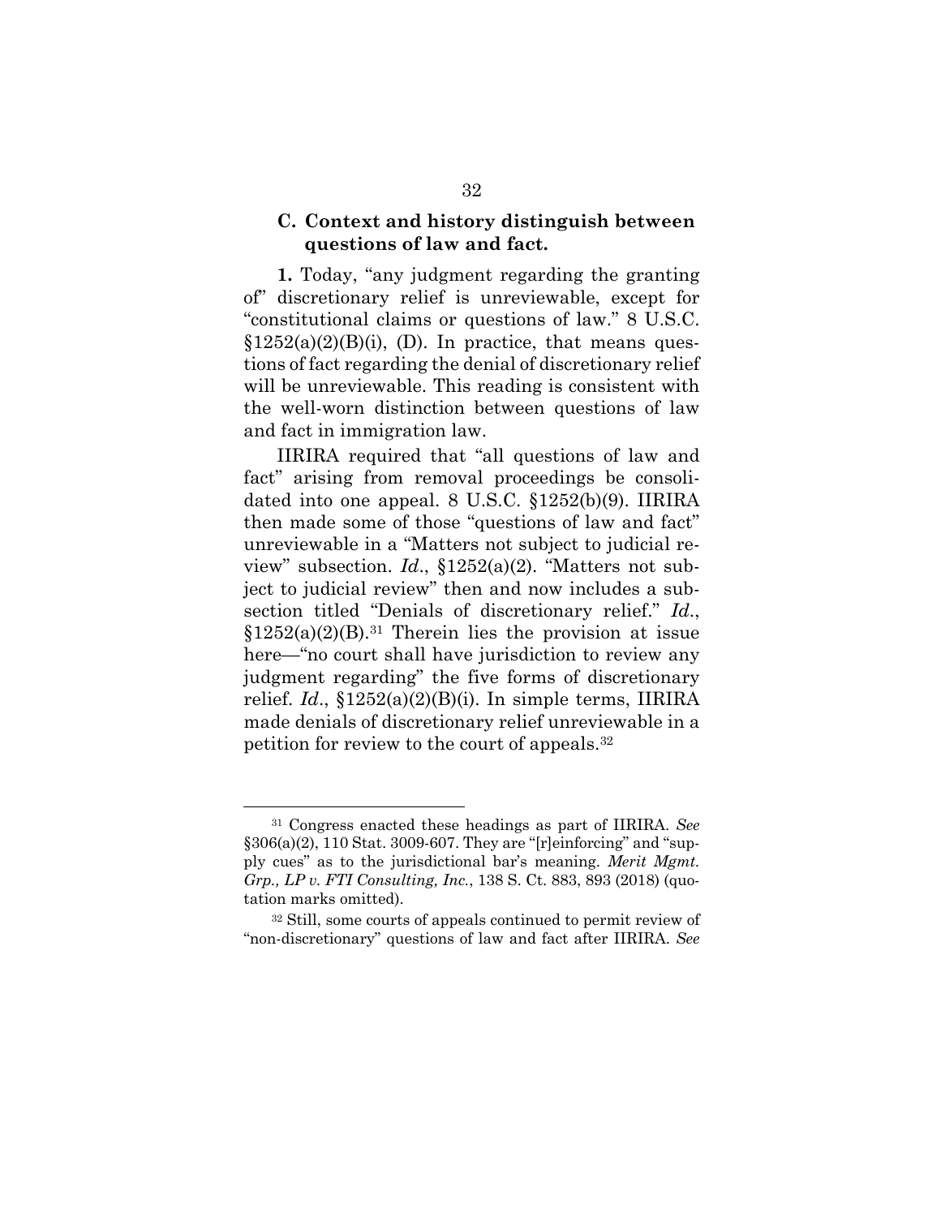### C. Context and history distinguish between questions of law and fact.

**1.** Today, "any judgment regarding the granting of" discretionary relief is unreviewable, except for "constitutional claims or questions of law." 8 U.S.C. §1252(a)(2)(B)(i), (D). In practice, that means questions of fact regarding the denial of discretionary relief will be unreviewable. This reading is consistent with the well-worn distinction between questions of law and fact in immigration law.

IIRIRA required that "all questions of law and fact" arising from removal proceedings be consolidated into one appeal. 8 U.S.C. §1252(b)(9). IIRIRA then made some of those "questions of law and fact" unreviewable in a "Matters not subject to judicial review" subsection. *Id*., §1252(a)(2). "Matters not subject to judicial review" then and now includes a subsection titled "Denials of discretionary relief." *Id*., §1252(a)(2)(B).[31] Therein lies the provision at issue here—"no court shall have jurisdiction to review any judgment regarding" the five forms of discretionary relief. *Id*., §1252(a)(2)(B)(i). In simple terms, IIRIRA made denials of discretionary relief unreviewable in a petition for review to the court of appeals.[32]

---

[31] Congress enacted these headings as part of IIRIRA. *See* §306(a)(2), 110 Stat. 3009-607. They are "[r]einforcing" and "supply cues" as to the jurisdictional bar's meaning. *Merit Mgmt. Grp., LP v. FTI Consulting, Inc.*, 138 S. Ct. 883, 893 (2018) (quotation marks omitted).

[32] Still, some courts of appeals continued to permit review of "non-discretionary" questions of law and fact after IIRIRA. *See*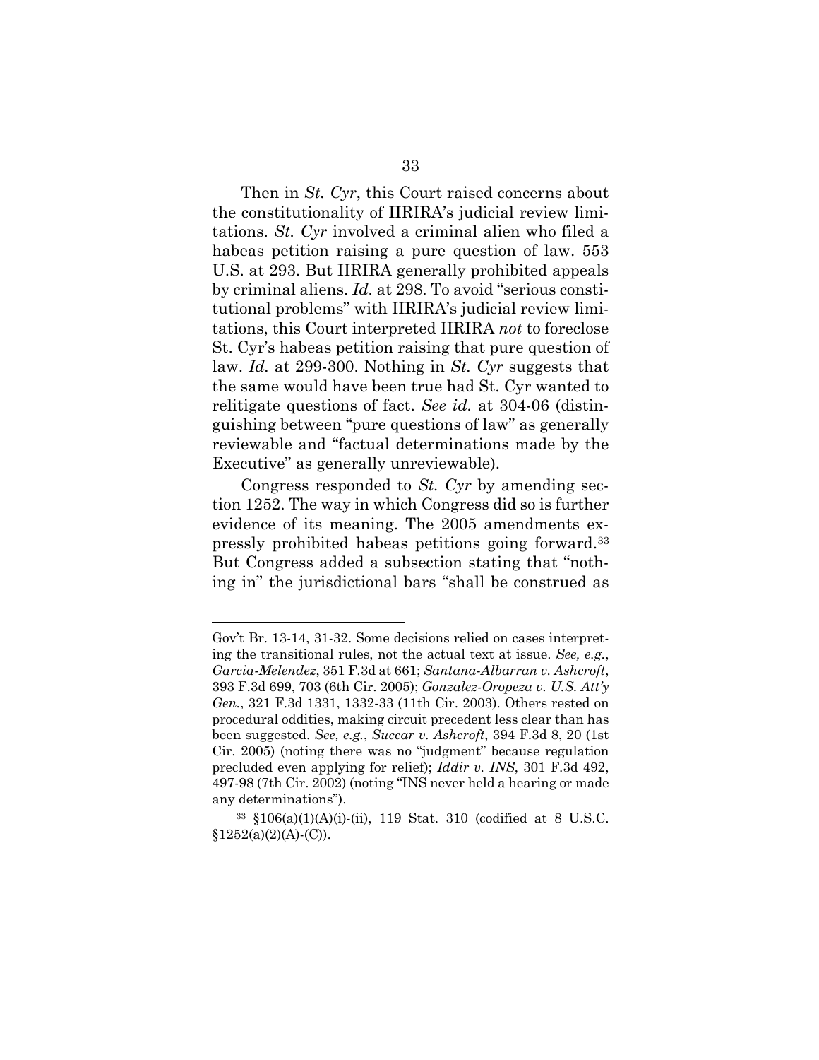Then in *St. Cyr*, this Court raised concerns about the constitutionality of IIRIRA's judicial review limitations. *St. Cyr* involved a criminal alien who filed a habeas petition raising a pure question of law. 553 U.S. at 293. But IIRIRA generally prohibited appeals by criminal aliens. *Id.* at 298. To avoid "serious constitutional problems" with IIRIRA's judicial review limitations, this Court interpreted IIRIRA *not* to foreclose St. Cyr's habeas petition raising that pure question of law. *Id.* at 299-300. Nothing in *St. Cyr* suggests that the same would have been true had St. Cyr wanted to relitigate questions of fact. *See id.* at 304-06 (distinguishing between "pure questions of law" as generally reviewable and "factual determinations made by the Executive" as generally unreviewable).

Congress responded to *St. Cyr* by amending section 1252. The way in which Congress did so is further evidence of its meaning. The 2005 amendments expressly prohibited habeas petitions going forward.[33] But Congress added a subsection stating that "nothing in" the jurisdictional bars "shall be construed as

---

Gov't Br. 13-14, 31-32. Some decisions relied on cases interpreting the transitional rules, not the actual text at issue. *See, e.g.*, *Garcia-Melendez*, 351 F.3d at 661; *Santana-Albarran v. Ashcroft*, 393 F.3d 699, 703 (6th Cir. 2005); *Gonzalez-Oropeza v. U.S. Att'y Gen.*, 321 F.3d 1331, 1332-33 (11th Cir. 2003). Others rested on procedural oddities, making circuit precedent less clear than has been suggested. *See, e.g.*, *Succar v. Ashcroft*, 394 F.3d 8, 20 (1st Cir. 2005) (noting there was no "judgment" because regulation precluded even applying for relief); *Iddir v. INS*, 301 F.3d 492, 497-98 (7th Cir. 2002) (noting "INS never held a hearing or made any determinations").

[33] §106(a)(1)(A)(i)-(ii), 119 Stat. 310 (codified at 8 U.S.C. §1252(a)(2)(A)-(C)).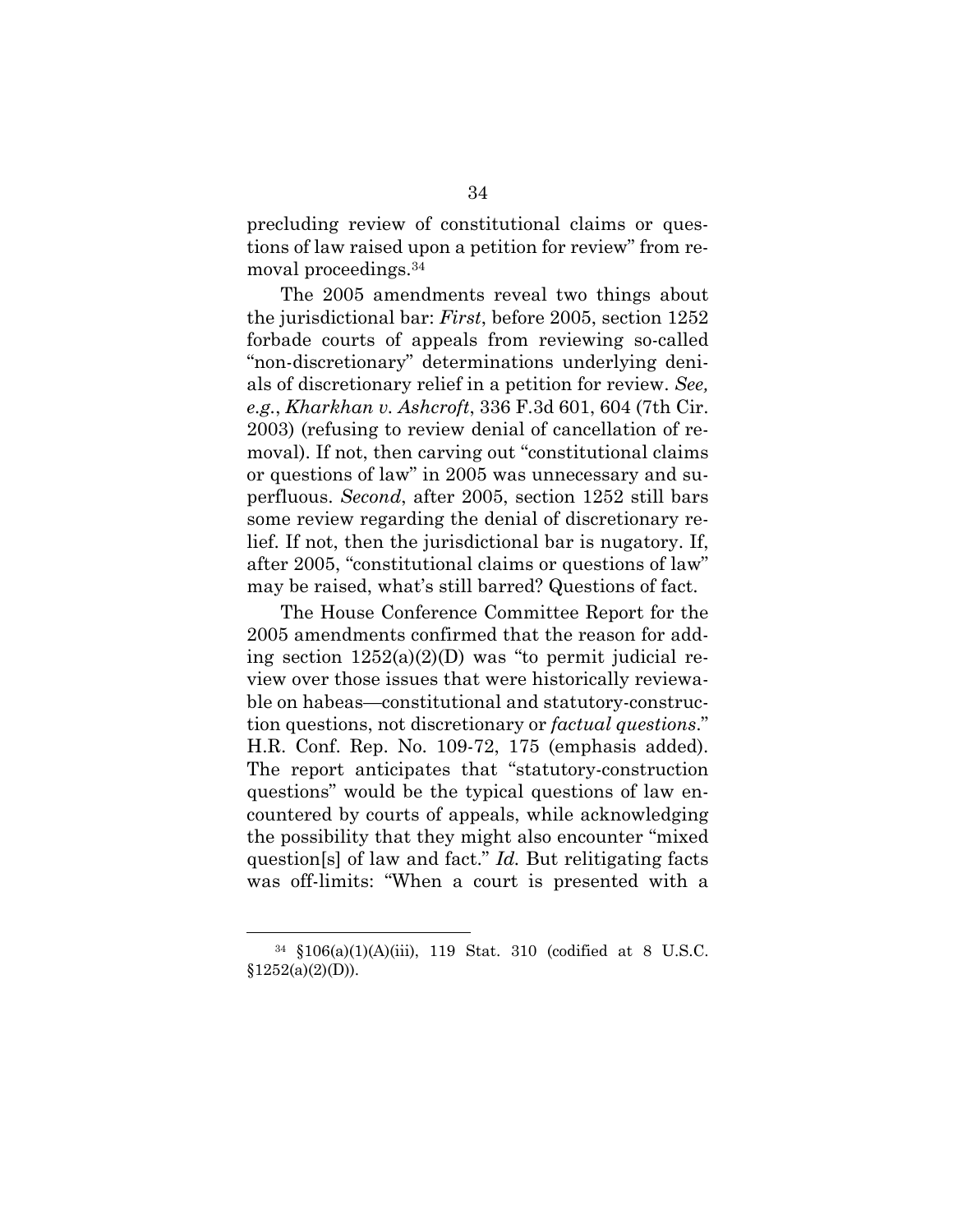precluding review of constitutional claims or questions of law raised upon a petition for review" from removal proceedings.[34]

The 2005 amendments reveal two things about the jurisdictional bar: *First*, before 2005, section 1252 forbade courts of appeals from reviewing so-called "non-discretionary" determinations underlying denials of discretionary relief in a petition for review. *See, e.g.*, *Kharkhan v. Ashcroft*, 336 F.3d 601, 604 (7th Cir. 2003) (refusing to review denial of cancellation of removal). If not, then carving out "constitutional claims or questions of law" in 2005 was unnecessary and superfluous. *Second*, after 2005, section 1252 still bars some review regarding the denial of discretionary relief. If not, then the jurisdictional bar is nugatory. If, after 2005, "constitutional claims or questions of law" may be raised, what's still barred? Questions of fact.

The House Conference Committee Report for the 2005 amendments confirmed that the reason for adding section 1252(a)(2)(D) was "to permit judicial review over those issues that were historically reviewable on habeas—constitutional and statutory-construction questions, not discretionary or *factual questions*." H.R. Conf. Rep. No. 109-72, 175 (emphasis added). The report anticipates that "statutory-construction questions" would be the typical questions of law encountered by courts of appeals, while acknowledging the possibility that they might also encounter "mixed question[s] of law and fact." *Id.* But relitigating facts was off-limits: "When a court is presented with a

---

[34] §106(a)(1)(A)(iii), 119 Stat. 310 (codified at 8 U.S.C. §1252(a)(2)(D)).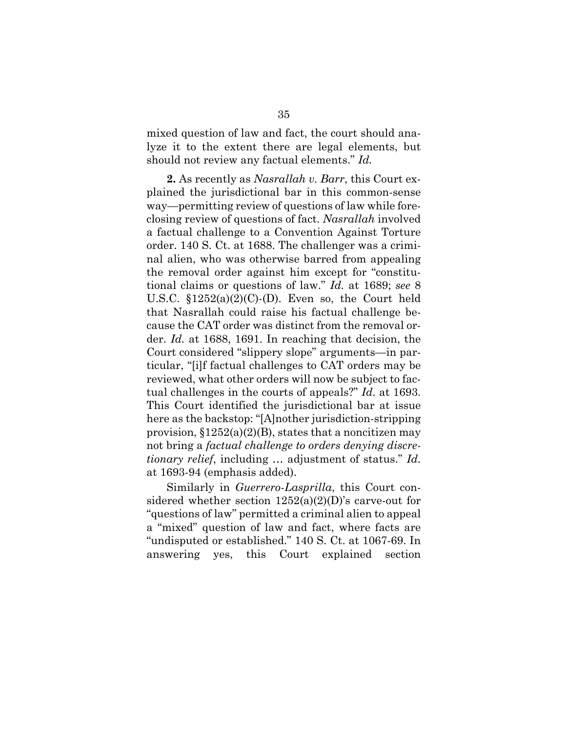mixed question of law and fact, the court should analyze it to the extent there are legal elements, but should not review any factual elements." *Id.*

**2.** As recently as *Nasrallah v. Barr*, this Court explained the jurisdictional bar in this common-sense way—permitting review of questions of law while foreclosing review of questions of fact. *Nasrallah* involved a factual challenge to a Convention Against Torture order. 140 S. Ct. at 1688. The challenger was a criminal alien, who was otherwise barred from appealing the removal order against him except for "constitutional claims or questions of law." *Id.* at 1689; *see* 8 U.S.C. §1252(a)(2)(C)-(D). Even so, the Court held that Nasrallah could raise his factual challenge because the CAT order was distinct from the removal order. *Id.* at 1688, 1691. In reaching that decision, the Court considered "slippery slope" arguments—in particular, "[i]f factual challenges to CAT orders may be reviewed, what other orders will now be subject to factual challenges in the courts of appeals?" *Id.* at 1693. This Court identified the jurisdictional bar at issue here as the backstop: "[A]nother jurisdiction-stripping provision, §1252(a)(2)(B), states that a noncitizen may not bring a *factual challenge to orders denying discretionary relief*, including … adjustment of status." *Id.* at 1693-94 (emphasis added).

Similarly in *Guerrero-Lasprilla*, this Court considered whether section 1252(a)(2)(D)'s carve-out for "questions of law" permitted a criminal alien to appeal a "mixed" question of law and fact, where facts are "undisputed or established." 140 S. Ct. at 1067-69. In answering yes, this Court explained section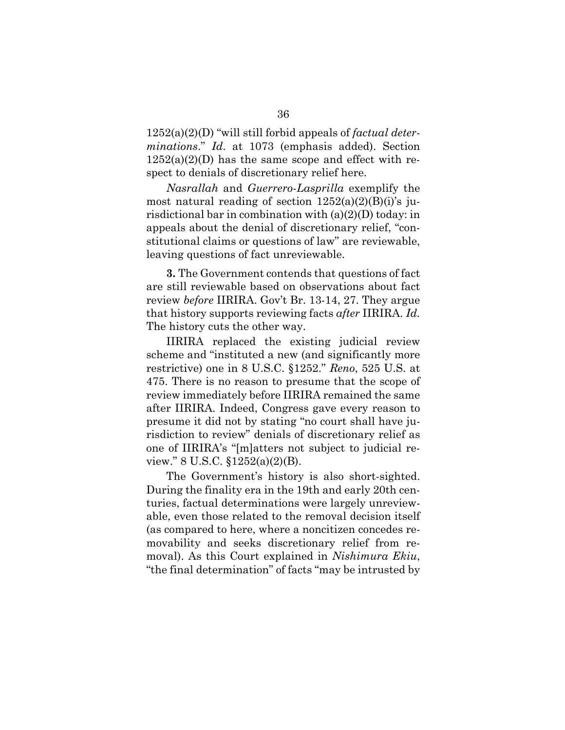1252(a)(2)(D) "will still forbid appeals of *factual determinations*." *Id.* at 1073 (emphasis added). Section 1252(a)(2)(D) has the same scope and effect with respect to denials of discretionary relief here.

*Nasrallah* and *Guerrero-Lasprilla* exemplify the most natural reading of section 1252(a)(2)(B)(i)'s jurisdictional bar in combination with (a)(2)(D) today: in appeals about the denial of discretionary relief, "constitutional claims or questions of law" are reviewable, leaving questions of fact unreviewable.

**3.** The Government contends that questions of fact are still reviewable based on observations about fact review *before* IIRIRA. Gov't Br. 13-14, 27. They argue that history supports reviewing facts *after* IIRIRA. *Id.* The history cuts the other way.

IIRIRA replaced the existing judicial review scheme and "instituted a new (and significantly more restrictive) one in 8 U.S.C. §1252." *Reno*, 525 U.S. at 475. There is no reason to presume that the scope of review immediately before IIRIRA remained the same after IIRIRA. Indeed, Congress gave every reason to presume it did not by stating "no court shall have jurisdiction to review" denials of discretionary relief as one of IIRIRA's "[m]atters not subject to judicial review." 8 U.S.C. §1252(a)(2)(B).

The Government's history is also short-sighted. During the finality era in the 19th and early 20th centuries, factual determinations were largely unreviewable, even those related to the removal decision itself (as compared to here, where a noncitizen concedes removability and seeks discretionary relief from removal). As this Court explained in *Nishimura Ekiu*, "the final determination" of facts "may be intrusted by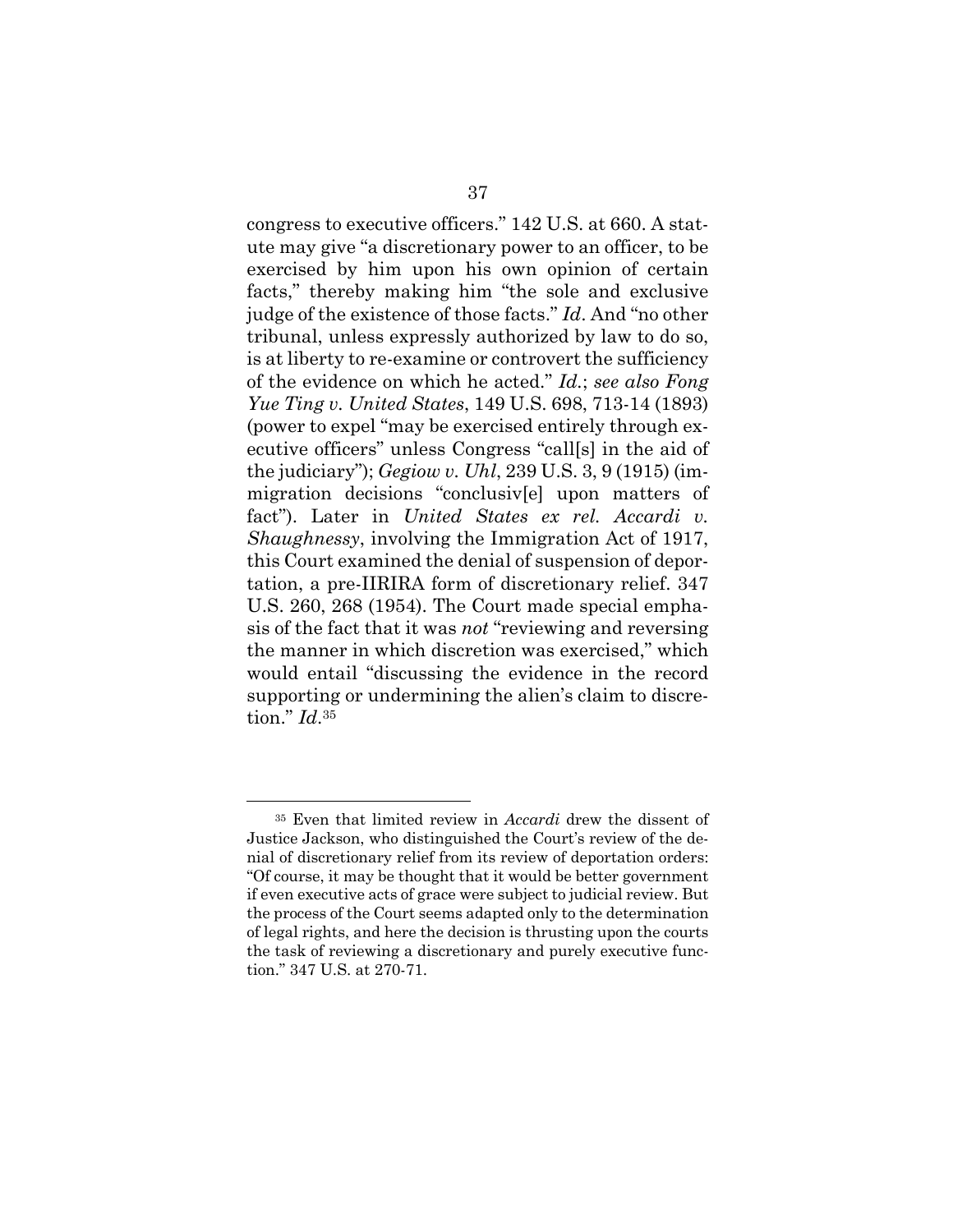congress to executive officers." 142 U.S. at 660. A statute may give "a discretionary power to an officer, to be exercised by him upon his own opinion of certain facts," thereby making him "the sole and exclusive judge of the existence of those facts." *Id*. And "no other tribunal, unless expressly authorized by law to do so, is at liberty to re-examine or controvert the sufficiency of the evidence on which he acted." *Id.*; *see also Fong Yue Ting v. United States*, 149 U.S. 698, 713-14 (1893) (power to expel "may be exercised entirely through executive officers" unless Congress "call[s] in the aid of the judiciary"); *Gegiow v. Uhl*, 239 U.S. 3, 9 (1915) (immigration decisions "conclusiv[e] upon matters of fact"). Later in *United States ex rel. Accardi v. Shaughnessy*, involving the Immigration Act of 1917, this Court examined the denial of suspension of deportation, a pre-IIRIRA form of discretionary relief. 347 U.S. 260, 268 (1954). The Court made special emphasis of the fact that it was *not* "reviewing and reversing the manner in which discretion was exercised," which would entail "discussing the evidence in the record supporting or undermining the alien's claim to discretion." *Id*.[35]

---

[35] Even that limited review in *Accardi* drew the dissent of Justice Jackson, who distinguished the Court's review of the denial of discretionary relief from its review of deportation orders: "Of course, it may be thought that it would be better government if even executive acts of grace were subject to judicial review. But the process of the Court seems adapted only to the determination of legal rights, and here the decision is thrusting upon the courts the task of reviewing a discretionary and purely executive function." 347 U.S. at 270-71.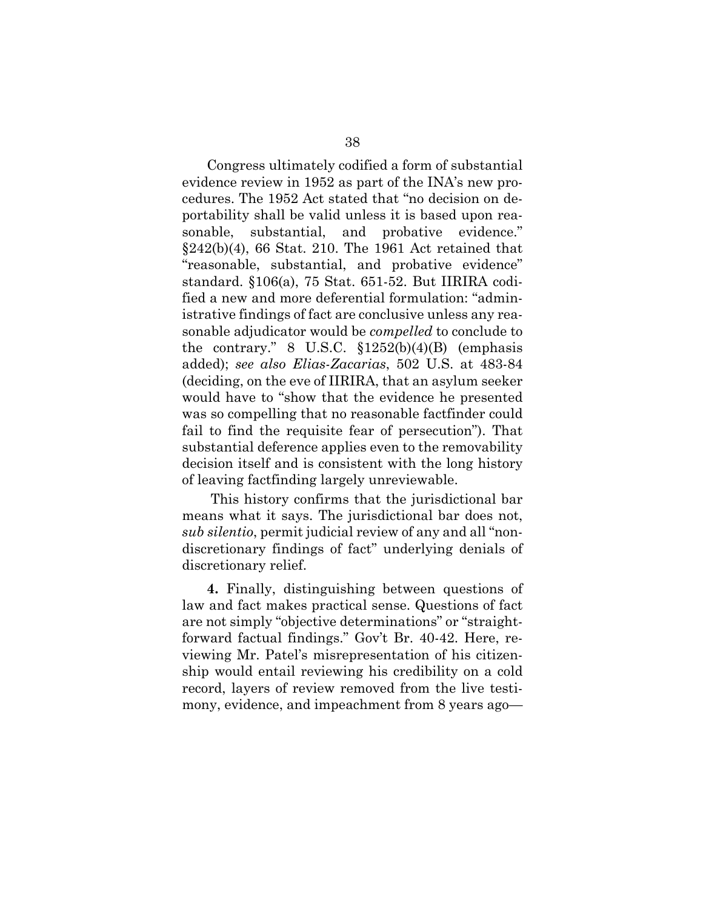Congress ultimately codified a form of substantial evidence review in 1952 as part of the INA's new procedures. The 1952 Act stated that "no decision on deportability shall be valid unless it is based upon reasonable, substantial, and probative evidence." §242(b)(4), 66 Stat. 210. The 1961 Act retained that "reasonable, substantial, and probative evidence" standard. §106(a), 75 Stat. 651-52. But IIRIRA codified a new and more deferential formulation: "administrative findings of fact are conclusive unless any reasonable adjudicator would be *compelled* to conclude to the contrary." 8 U.S.C. §1252(b)(4)(B) (emphasis added); *see also Elias-Zacarias*, 502 U.S. at 483-84 (deciding, on the eve of IIRIRA, that an asylum seeker would have to "show that the evidence he presented was so compelling that no reasonable factfinder could fail to find the requisite fear of persecution"). That substantial deference applies even to the removability decision itself and is consistent with the long history of leaving factfinding largely unreviewable.

This history confirms that the jurisdictional bar means what it says. The jurisdictional bar does not, *sub silentio*, permit judicial review of any and all "nondiscretionary findings of fact" underlying denials of discretionary relief.

**4.** Finally, distinguishing between questions of law and fact makes practical sense. Questions of fact are not simply "objective determinations" or "straightforward factual findings." Gov't Br. 40-42. Here, reviewing Mr. Patel's misrepresentation of his citizenship would entail reviewing his credibility on a cold record, layers of review removed from the live testimony, evidence, and impeachment from 8 years ago—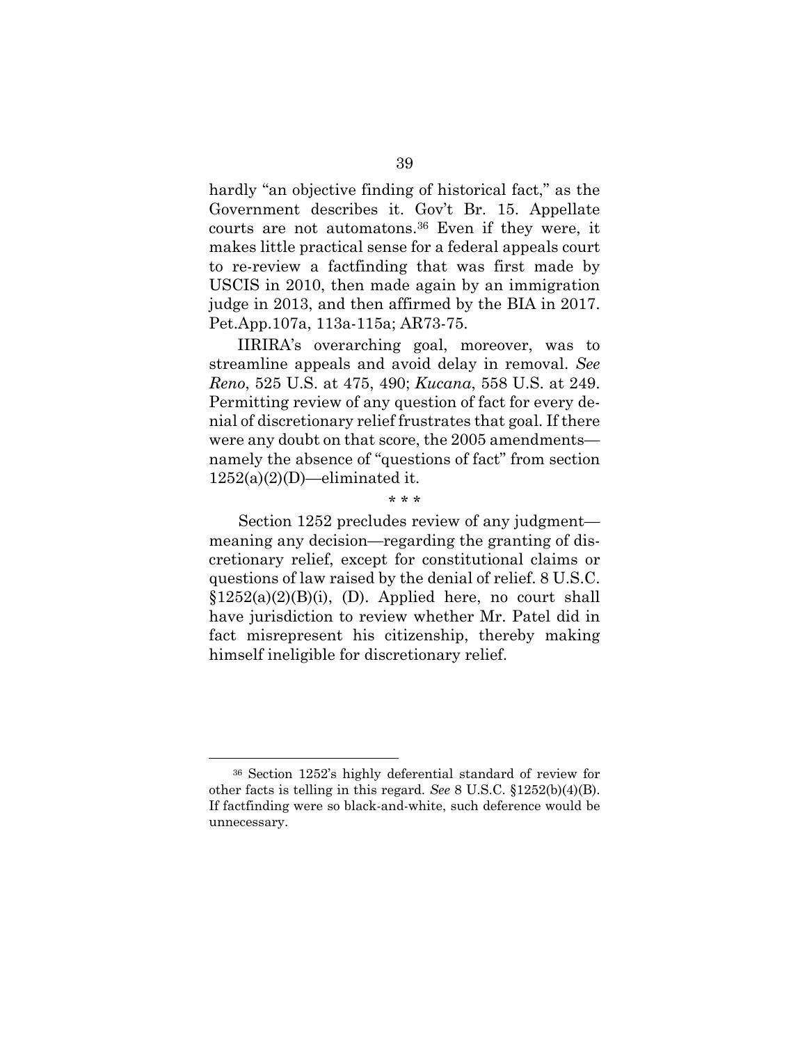hardly "an objective finding of historical fact," as the Government describes it. Gov't Br. 15. Appellate courts are not automatons.[36] Even if they were, it makes little practical sense for a federal appeals court to re-review a factfinding that was first made by USCIS in 2010, then made again by an immigration judge in 2013, and then affirmed by the BIA in 2017. Pet.App.107a, 113a-115a; AR73-75.

IIRIRA's overarching goal, moreover, was to streamline appeals and avoid delay in removal. *See Reno*, 525 U.S. at 475, 490; *Kucana*, 558 U.S. at 249. Permitting review of any question of fact for every denial of discretionary relief frustrates that goal. If there were any doubt on that score, the 2005 amendments—namely the absence of "questions of fact" from section 1252(a)(2)(D)—eliminated it.

\* \* \*

Section 1252 precludes review of any judgment—meaning any decision—regarding the granting of discretionary relief, except for constitutional claims or questions of law raised by the denial of relief. 8 U.S.C. §1252(a)(2)(B)(i), (D). Applied here, no court shall have jurisdiction to review whether Mr. Patel did in fact misrepresent his citizenship, thereby making himself ineligible for discretionary relief.

---

[36] Section 1252's highly deferential standard of review for other facts is telling in this regard. *See* 8 U.S.C. §1252(b)(4)(B). If factfinding were so black-and-white, such deference would be unnecessary.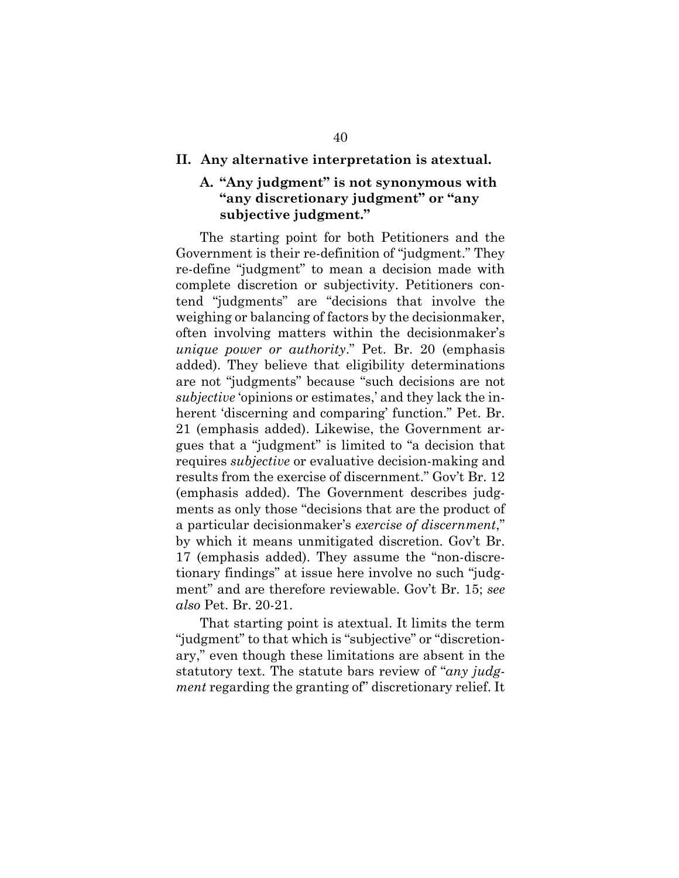## II. Any alternative interpretation is atextual.

### A. "Any judgment" is not synonymous with "any discretionary judgment" or "any subjective judgment."

The starting point for both Petitioners and the Government is their re-definition of "judgment." They re-define "judgment" to mean a decision made with complete discretion or subjectivity. Petitioners contend "judgments" are "decisions that involve the weighing or balancing of factors by the decisionmaker, often involving matters within the decisionmaker's *unique power or authority*." Pet. Br. 20 (emphasis added). They believe that eligibility determinations are not "judgments" because "such decisions are not *subjective* 'opinions or estimates,' and they lack the inherent 'discerning and comparing' function." Pet. Br. 21 (emphasis added). Likewise, the Government argues that a "judgment" is limited to "a decision that requires *subjective* or evaluative decision-making and results from the exercise of discernment." Gov't Br. 12 (emphasis added). The Government describes judgments as only those "decisions that are the product of a particular decisionmaker's *exercise of discernment*," by which it means unmitigated discretion. Gov't Br. 17 (emphasis added). They assume the "non-discretionary findings" at issue here involve no such "judgment" and are therefore reviewable. Gov't Br. 15; *see also* Pet. Br. 20-21.

That starting point is atextual. It limits the term "judgment" to that which is "subjective" or "discretionary," even though these limitations are absent in the statutory text. The statute bars review of "*any judgment* regarding the granting of" discretionary relief. It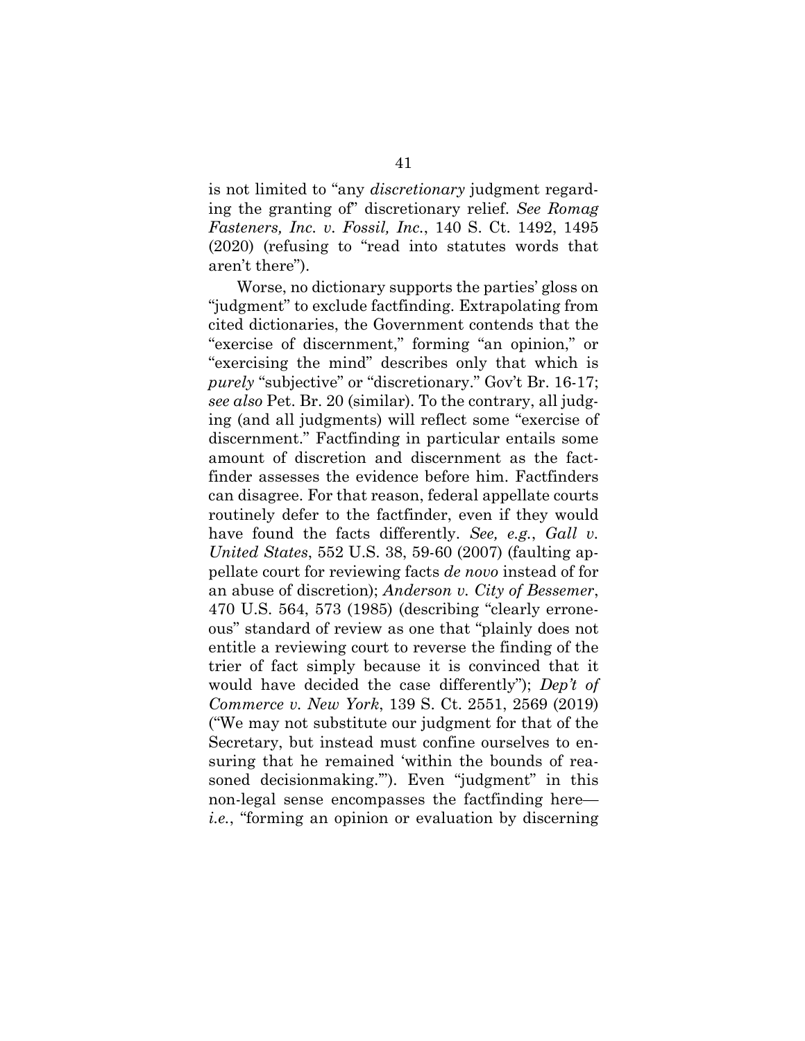is not limited to "any *discretionary* judgment regarding the granting of" discretionary relief. *See Romag Fasteners, Inc. v. Fossil, Inc.*, 140 S. Ct. 1492, 1495 (2020) (refusing to "read into statutes words that aren't there").

Worse, no dictionary supports the parties' gloss on "judgment" to exclude factfinding. Extrapolating from cited dictionaries, the Government contends that the "exercise of discernment," forming "an opinion," or "exercising the mind" describes only that which is *purely* "subjective" or "discretionary." Gov't Br. 16-17; *see also* Pet. Br. 20 (similar). To the contrary, all judging (and all judgments) will reflect some "exercise of discernment." Factfinding in particular entails some amount of discretion and discernment as the factfinder assesses the evidence before him. Factfinders can disagree. For that reason, federal appellate courts routinely defer to the factfinder, even if they would have found the facts differently. *See, e.g.*, *Gall v. United States*, 552 U.S. 38, 59-60 (2007) (faulting appellate court for reviewing facts *de novo* instead of for an abuse of discretion); *Anderson v. City of Bessemer*, 470 U.S. 564, 573 (1985) (describing "clearly erroneous" standard of review as one that "plainly does not entitle a reviewing court to reverse the finding of the trier of fact simply because it is convinced that it would have decided the case differently"); *Dep't of Commerce v. New York*, 139 S. Ct. 2551, 2569 (2019) ("We may not substitute our judgment for that of the Secretary, but instead must confine ourselves to ensuring that he remained 'within the bounds of reasoned decisionmaking.'"). Even "judgment" in this non-legal sense encompasses the factfinding here—*i.e.*, "forming an opinion or evaluation by discerning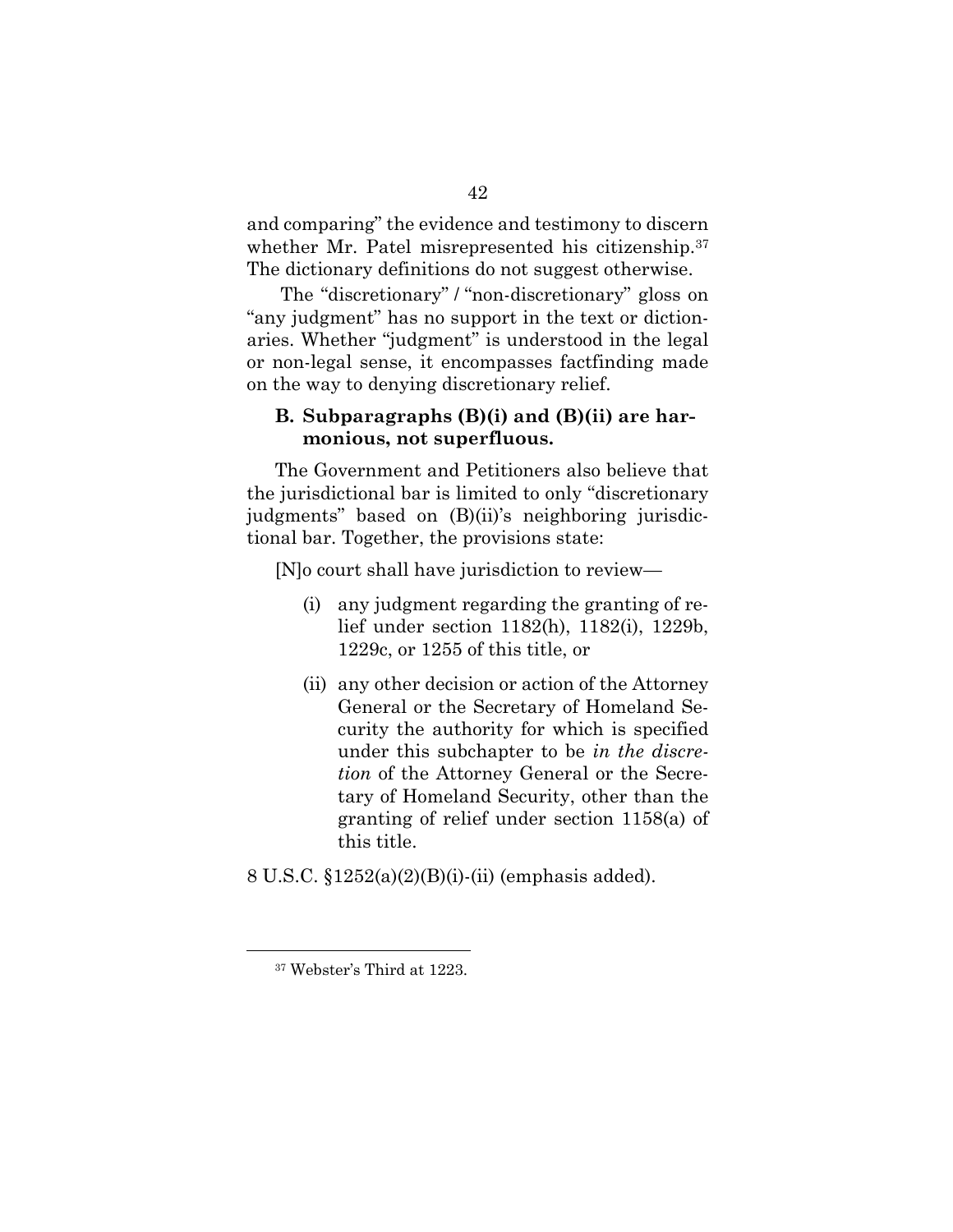and comparing" the evidence and testimony to discern whether Mr. Patel misrepresented his citizenship.[37] The dictionary definitions do not suggest otherwise.

The "discretionary" / "non-discretionary" gloss on "any judgment" has no support in the text or dictionaries. Whether "judgment" is understood in the legal or non-legal sense, it encompasses factfinding made on the way to denying discretionary relief.

### B. Subparagraphs (B)(i) and (B)(ii) are harmonious, not superfluous.

The Government and Petitioners also believe that the jurisdictional bar is limited to only "discretionary judgments" based on (B)(ii)'s neighboring jurisdictional bar. Together, the provisions state:

> [N]o court shall have jurisdiction to review—
>
> (i) any judgment regarding the granting of relief under section 1182(h), 1182(i), 1229b, 1229c, or 1255 of this title, or
>
> (ii) any other decision or action of the Attorney General or the Secretary of Homeland Security the authority for which is specified under this subchapter to be *in the discretion* of the Attorney General or the Secretary of Homeland Security, other than the granting of relief under section 1158(a) of this title.

8 U.S.C. §1252(a)(2)(B)(i)-(ii) (emphasis added).

---

[37] Webster's Third at 1223.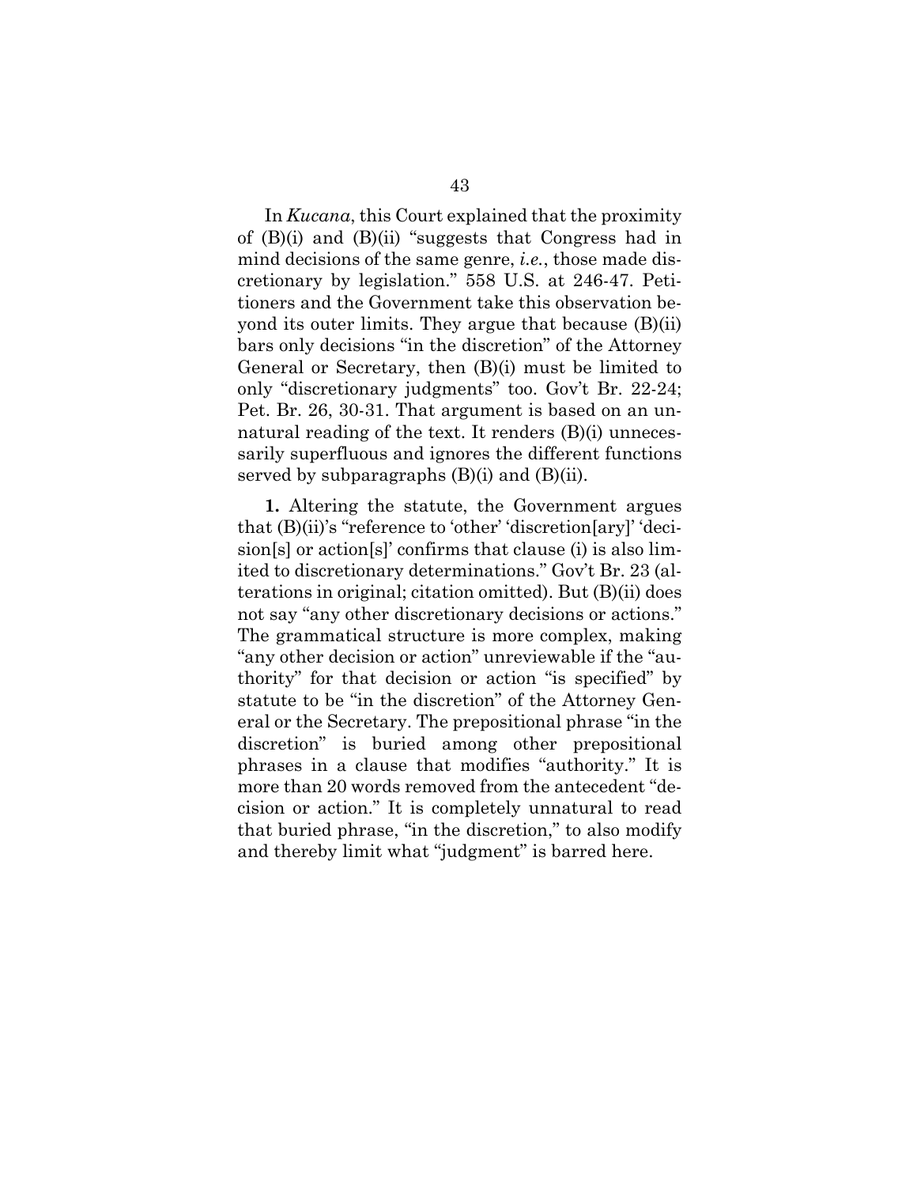In *Kucana*, this Court explained that the proximity of (B)(i) and (B)(ii) "suggests that Congress had in mind decisions of the same genre, *i.e.*, those made discretionary by legislation." 558 U.S. at 246-47. Petitioners and the Government take this observation beyond its outer limits. They argue that because (B)(ii) bars only decisions "in the discretion" of the Attorney General or Secretary, then (B)(i) must be limited to only "discretionary judgments" too. Gov't Br. 22-24; Pet. Br. 26, 30-31. That argument is based on an unnatural reading of the text. It renders (B)(i) unnecessarily superfluous and ignores the different functions served by subparagraphs (B)(i) and (B)(ii).

**1.** Altering the statute, the Government argues that (B)(ii)'s "reference to 'other' 'discretion[ary]' 'decision[s] or action[s]' confirms that clause (i) is also limited to discretionary determinations." Gov't Br. 23 (alterations in original; citation omitted). But (B)(ii) does not say "any other discretionary decisions or actions." The grammatical structure is more complex, making "any other decision or action" unreviewable if the "authority" for that decision or action "is specified" by statute to be "in the discretion" of the Attorney General or the Secretary. The prepositional phrase "in the discretion" is buried among other prepositional phrases in a clause that modifies "authority." It is more than 20 words removed from the antecedent "decision or action." It is completely unnatural to read that buried phrase, "in the discretion," to also modify and thereby limit what "judgment" is barred here.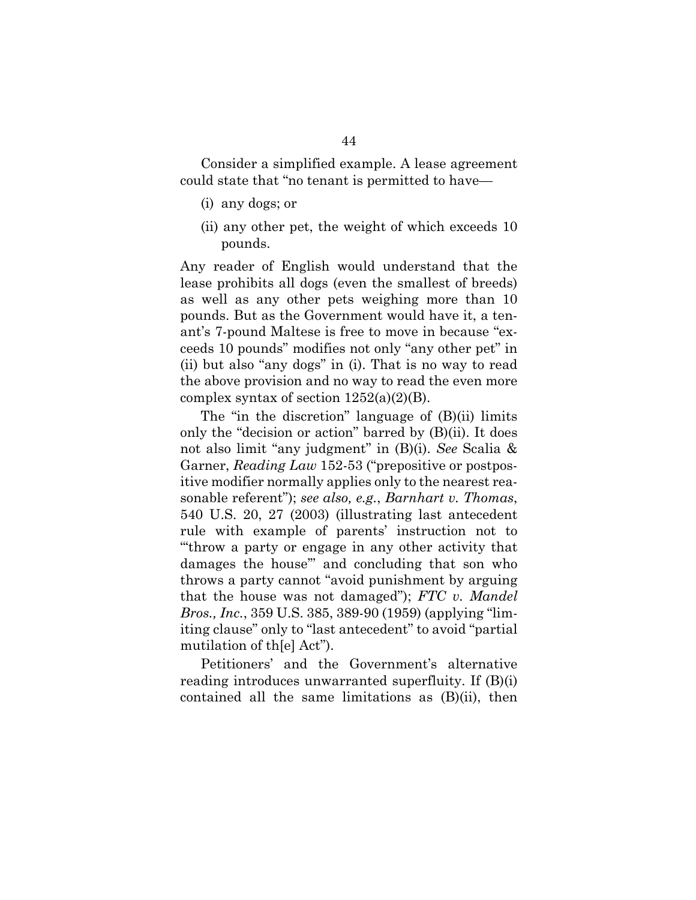Consider a simplified example. A lease agreement could state that "no tenant is permitted to have—

(i) any dogs; or

(ii) any other pet, the weight of which exceeds 10 pounds.

Any reader of English would understand that the lease prohibits all dogs (even the smallest of breeds) as well as any other pets weighing more than 10 pounds. But as the Government would have it, a tenant's 7-pound Maltese is free to move in because "exceeds 10 pounds" modifies not only "any other pet" in (ii) but also "any dogs" in (i). That is no way to read the above provision and no way to read the even more complex syntax of section 1252(a)(2)(B).

The "in the discretion" language of (B)(ii) limits only the "decision or action" barred by (B)(ii). It does not also limit "any judgment" in (B)(i). *See* Scalia & Garner, *Reading Law* 152-53 ("prepositive or postpositive modifier normally applies only to the nearest reasonable referent"); *see also, e.g.*, *Barnhart v. Thomas*, 540 U.S. 20, 27 (2003) (illustrating last antecedent rule with example of parents' instruction not to "'throw a party or engage in any other activity that damages the house'" and concluding that son who throws a party cannot "avoid punishment by arguing that the house was not damaged"); *FTC v. Mandel Bros., Inc.*, 359 U.S. 385, 389-90 (1959) (applying "limiting clause" only to "last antecedent" to avoid "partial mutilation of th[e] Act").

Petitioners' and the Government's alternative reading introduces unwarranted superfluity. If (B)(i) contained all the same limitations as (B)(ii), then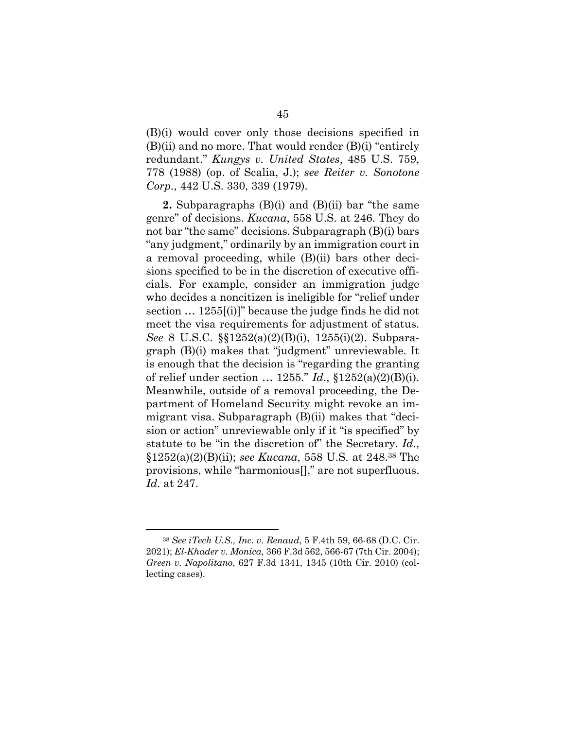(B)(i) would cover only those decisions specified in (B)(ii) and no more. That would render (B)(i) "entirely redundant." *Kungys v. United States*, 485 U.S. 759, 778 (1988) (op. of Scalia, J.); *see Reiter v. Sonotone Corp.*, 442 U.S. 330, 339 (1979).

**2.** Subparagraphs (B)(i) and (B)(ii) bar "the same genre" of decisions. *Kucana*, 558 U.S. at 246. They do not bar "the same" decisions. Subparagraph (B)(i) bars "any judgment," ordinarily by an immigration court in a removal proceeding, while (B)(ii) bars other decisions specified to be in the discretion of executive officials. For example, consider an immigration judge who decides a noncitizen is ineligible for "relief under section … 1255[(i)]" because the judge finds he did not meet the visa requirements for adjustment of status. *See* 8 U.S.C. §§1252(a)(2)(B)(i), 1255(i)(2). Subparagraph (B)(i) makes that "judgment" unreviewable. It is enough that the decision is "regarding the granting of relief under section … 1255." *Id.*, §1252(a)(2)(B)(i). Meanwhile, outside of a removal proceeding, the Department of Homeland Security might revoke an immigrant visa. Subparagraph (B)(ii) makes that "decision or action" unreviewable only if it "is specified" by statute to be "in the discretion of" the Secretary. *Id.*, §1252(a)(2)(B)(ii); *see Kucana*, 558 U.S. at 248.[38] The provisions, while "harmonious[]," are not superfluous. *Id.* at 247.

---

[38] *See iTech U.S., Inc. v. Renaud*, 5 F.4th 59, 66-68 (D.C. Cir. 2021); *El-Khader v. Monica*, 366 F.3d 562, 566-67 (7th Cir. 2004); *Green v. Napolitano*, 627 F.3d 1341, 1345 (10th Cir. 2010) (collecting cases).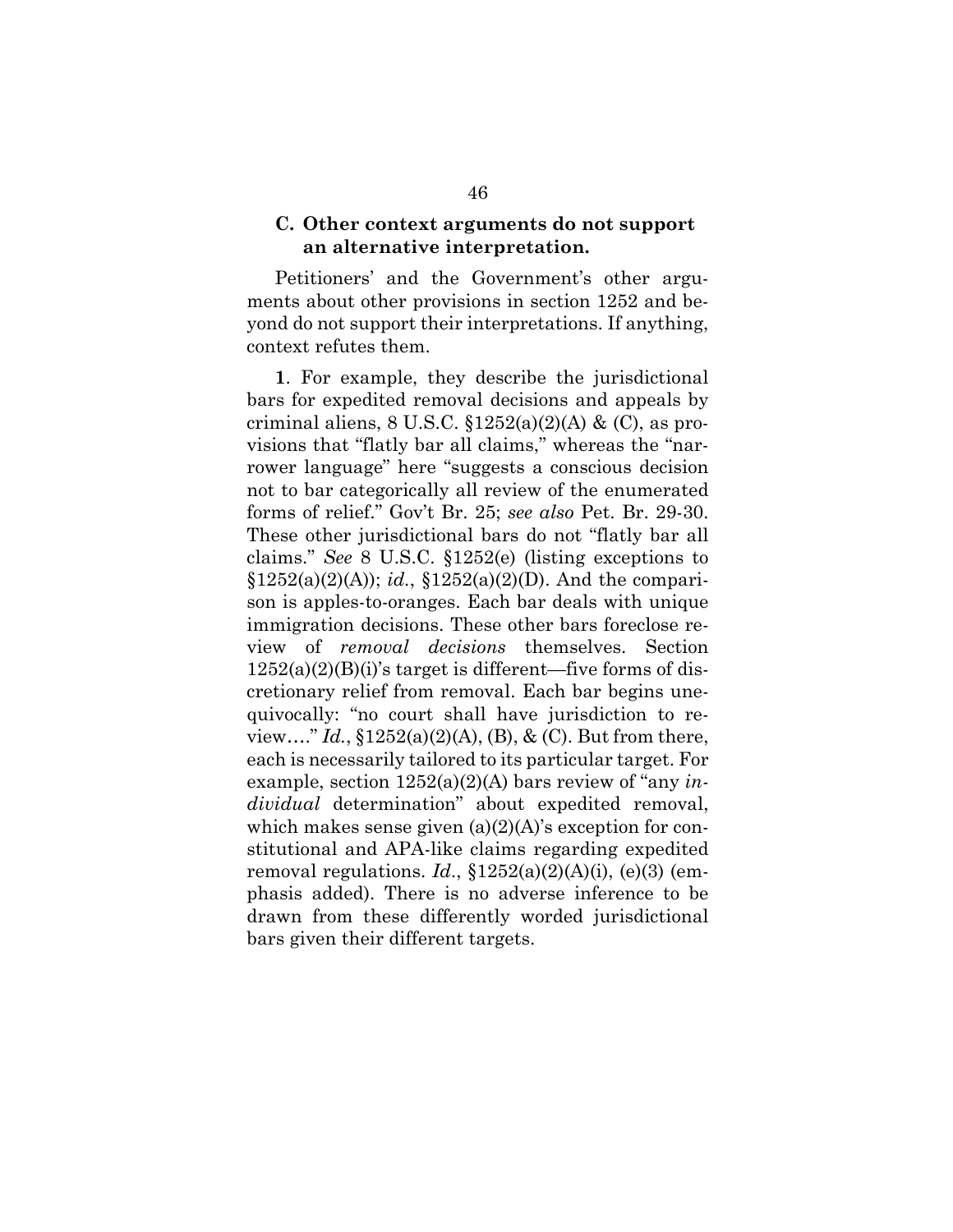### C. Other context arguments do not support an alternative interpretation.

Petitioners' and the Government's other arguments about other provisions in section 1252 and beyond do not support their interpretations. If anything, context refutes them.

**1**. For example, they describe the jurisdictional bars for expedited removal decisions and appeals by criminal aliens, 8 U.S.C. §1252(a)(2)(A) & (C), as provisions that "flatly bar all claims," whereas the "narrower language" here "suggests a conscious decision not to bar categorically all review of the enumerated forms of relief." Gov't Br. 25; *see also* Pet. Br. 29-30. These other jurisdictional bars do not "flatly bar all claims." *See* 8 U.S.C. §1252(e) (listing exceptions to §1252(a)(2)(A)); *id.*, §1252(a)(2)(D). And the comparison is apples-to-oranges. Each bar deals with unique immigration decisions. These other bars foreclose review of *removal decisions* themselves. Section 1252(a)(2)(B)(i)'s target is different—five forms of discretionary relief from removal. Each bar begins unequivocally: "no court shall have jurisdiction to review…." *Id.*, §1252(a)(2)(A), (B), & (C). But from there, each is necessarily tailored to its particular target. For example, section 1252(a)(2)(A) bars review of "any *individual* determination" about expedited removal, which makes sense given (a)(2)(A)'s exception for constitutional and APA-like claims regarding expedited removal regulations. *Id.*, §1252(a)(2)(A)(i), (e)(3) (emphasis added). There is no adverse inference to be drawn from these differently worded jurisdictional bars given their different targets.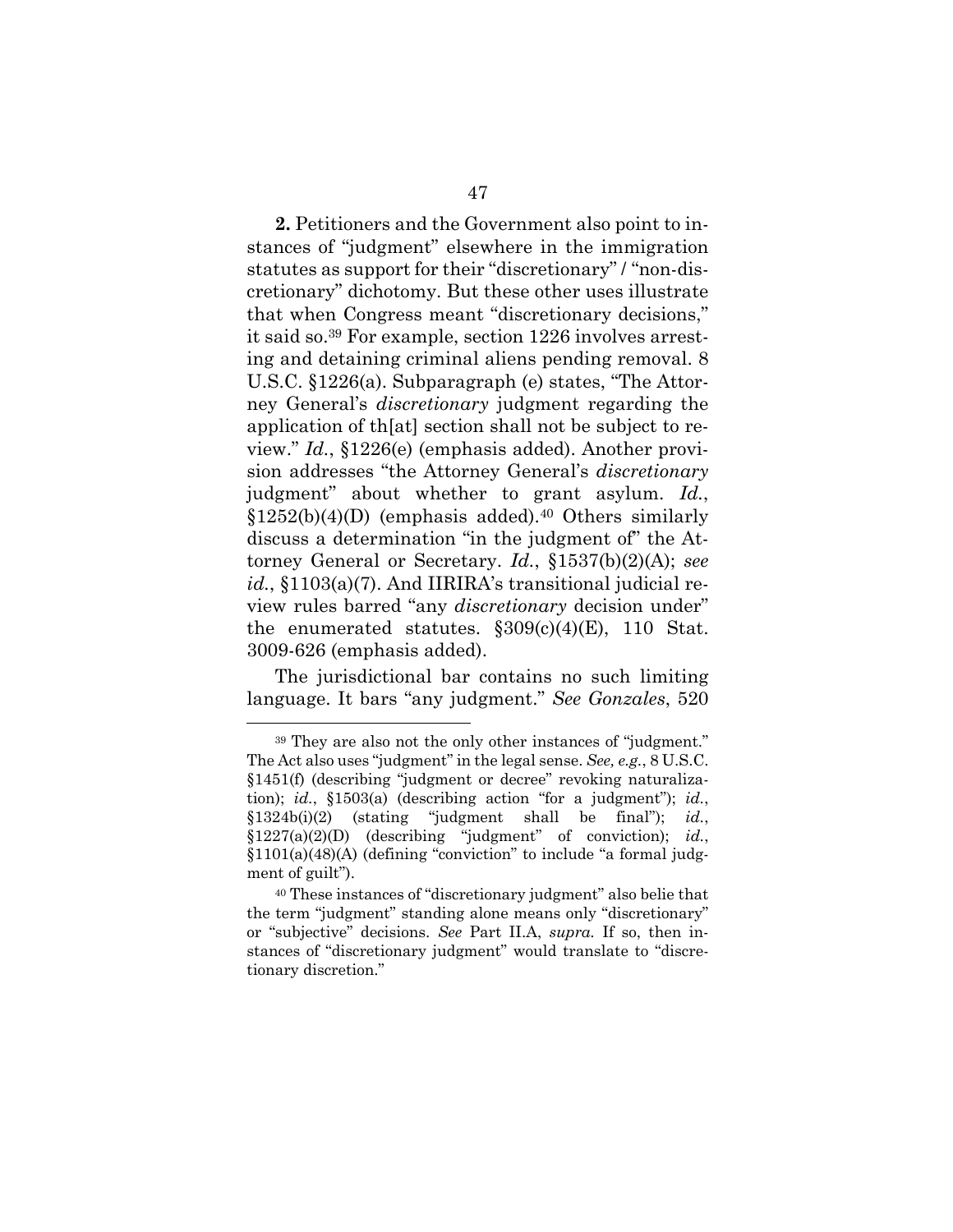**2.** Petitioners and the Government also point to instances of "judgment" elsewhere in the immigration statutes as support for their "discretionary" / "non-discretionary" dichotomy. But these other uses illustrate that when Congress meant "discretionary decisions," it said so.[39] For example, section 1226 involves arresting and detaining criminal aliens pending removal. 8 U.S.C. §1226(a). Subparagraph (e) states, "The Attorney General's *discretionary* judgment regarding the application of th[at] section shall not be subject to review." *Id.*, §1226(e) (emphasis added). Another provision addresses "the Attorney General's *discretionary* judgment" about whether to grant asylum. *Id.*, §1252(b)(4)(D) (emphasis added).[40] Others similarly discuss a determination "in the judgment of" the Attorney General or Secretary. *Id.*, §1537(b)(2)(A); *see id.*, §1103(a)(7). And IIRIRA's transitional judicial review rules barred "any *discretionary* decision under" the enumerated statutes. §309(c)(4)(E), 110 Stat. 3009-626 (emphasis added).

The jurisdictional bar contains no such limiting language. It bars "any judgment." *See Gonzales*, 520

---

[39] They are also not the only other instances of "judgment." The Act also uses "judgment" in the legal sense. *See, e.g.*, 8 U.S.C. §1451(f) (describing "judgment or decree" revoking naturalization); *id.*, §1503(a) (describing action "for a judgment"); *id.*, §1324b(i)(2) (stating "judgment shall be final"); *id.*, §1227(a)(2)(D) (describing "judgment" of conviction); *id.*, §1101(a)(48)(A) (defining "conviction" to include "a formal judgment of guilt").

[40] These instances of "discretionary judgment" also belie that the term "judgment" standing alone means only "discretionary" or "subjective" decisions. *See* Part II.A, *supra.* If so, then instances of "discretionary judgment" would translate to "discretionary discretion."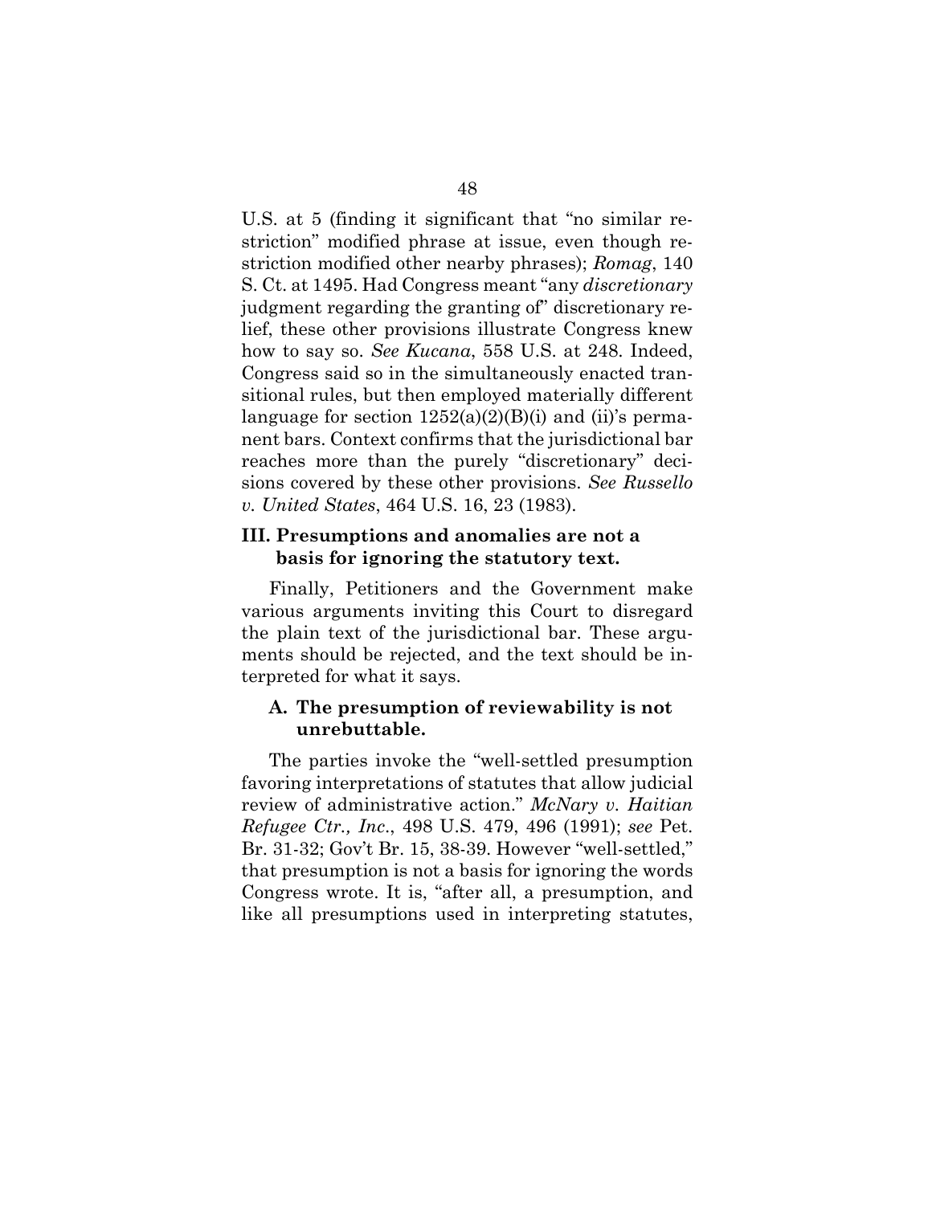U.S. at 5 (finding it significant that "no similar restriction" modified phrase at issue, even though restriction modified other nearby phrases); *Romag*, 140 S. Ct. at 1495. Had Congress meant "any *discretionary* judgment regarding the granting of" discretionary relief, these other provisions illustrate Congress knew how to say so. *See Kucana*, 558 U.S. at 248. Indeed, Congress said so in the simultaneously enacted transitional rules, but then employed materially different language for section 1252(a)(2)(B)(i) and (ii)'s permanent bars. Context confirms that the jurisdictional bar reaches more than the purely "discretionary" decisions covered by these other provisions. *See Russello v. United States*, 464 U.S. 16, 23 (1983).

## III. Presumptions and anomalies are not a basis for ignoring the statutory text.

Finally, Petitioners and the Government make various arguments inviting this Court to disregard the plain text of the jurisdictional bar. These arguments should be rejected, and the text should be interpreted for what it says.

### A. The presumption of reviewability is not unrebuttable.

The parties invoke the "well-settled presumption favoring interpretations of statutes that allow judicial review of administrative action." *McNary v. Haitian Refugee Ctr., Inc.*, 498 U.S. 479, 496 (1991); *see* Pet. Br. 31-32; Gov't Br. 15, 38-39. However "well-settled," that presumption is not a basis for ignoring the words Congress wrote. It is, "after all, a presumption, and like all presumptions used in interpreting statutes,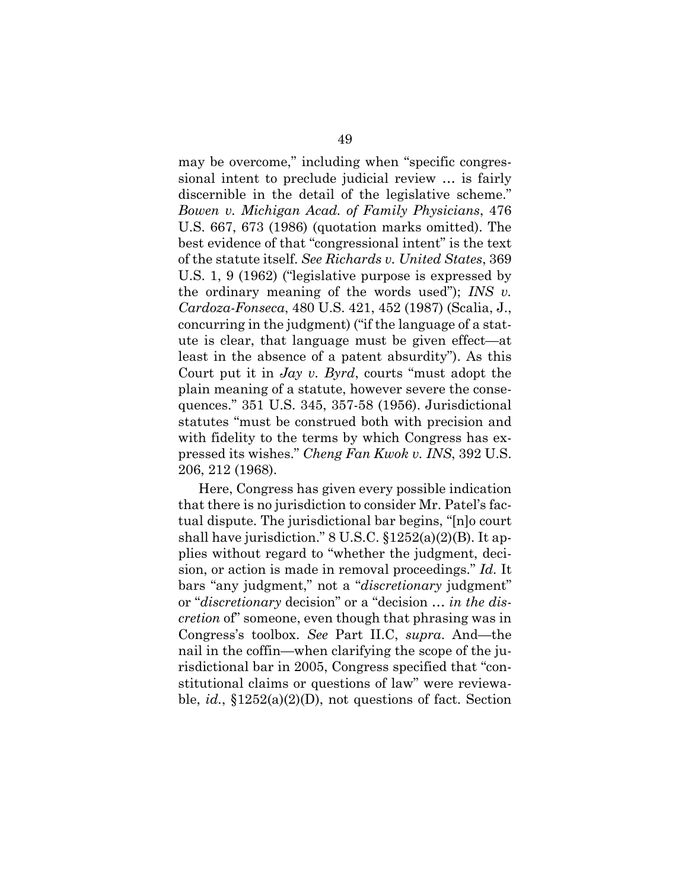may be overcome," including when "specific congressional intent to preclude judicial review … is fairly discernible in the detail of the legislative scheme." *Bowen v. Michigan Acad. of Family Physicians*, 476 U.S. 667, 673 (1986) (quotation marks omitted). The best evidence of that "congressional intent" is the text of the statute itself. *See Richards v. United States*, 369 U.S. 1, 9 (1962) ("legislative purpose is expressed by the ordinary meaning of the words used"); *INS v. Cardoza-Fonseca*, 480 U.S. 421, 452 (1987) (Scalia, J., concurring in the judgment) ("if the language of a statute is clear, that language must be given effect—at least in the absence of a patent absurdity"). As this Court put it in *Jay v. Byrd*, courts "must adopt the plain meaning of a statute, however severe the consequences." 351 U.S. 345, 357-58 (1956). Jurisdictional statutes "must be construed both with precision and with fidelity to the terms by which Congress has expressed its wishes." *Cheng Fan Kwok v. INS*, 392 U.S. 206, 212 (1968).

Here, Congress has given every possible indication that there is no jurisdiction to consider Mr. Patel's factual dispute. The jurisdictional bar begins, "[n]o court shall have jurisdiction." 8 U.S.C. §1252(a)(2)(B). It applies without regard to "whether the judgment, decision, or action is made in removal proceedings." *Id.* It bars "any judgment," not a "*discretionary* judgment" or "*discretionary* decision" or a "decision … *in the discretion* of" someone, even though that phrasing was in Congress's toolbox. *See* Part II.C, *supra*. And—the nail in the coffin—when clarifying the scope of the jurisdictional bar in 2005, Congress specified that "constitutional claims or questions of law" were reviewable, *id.*, §1252(a)(2)(D), not questions of fact. Section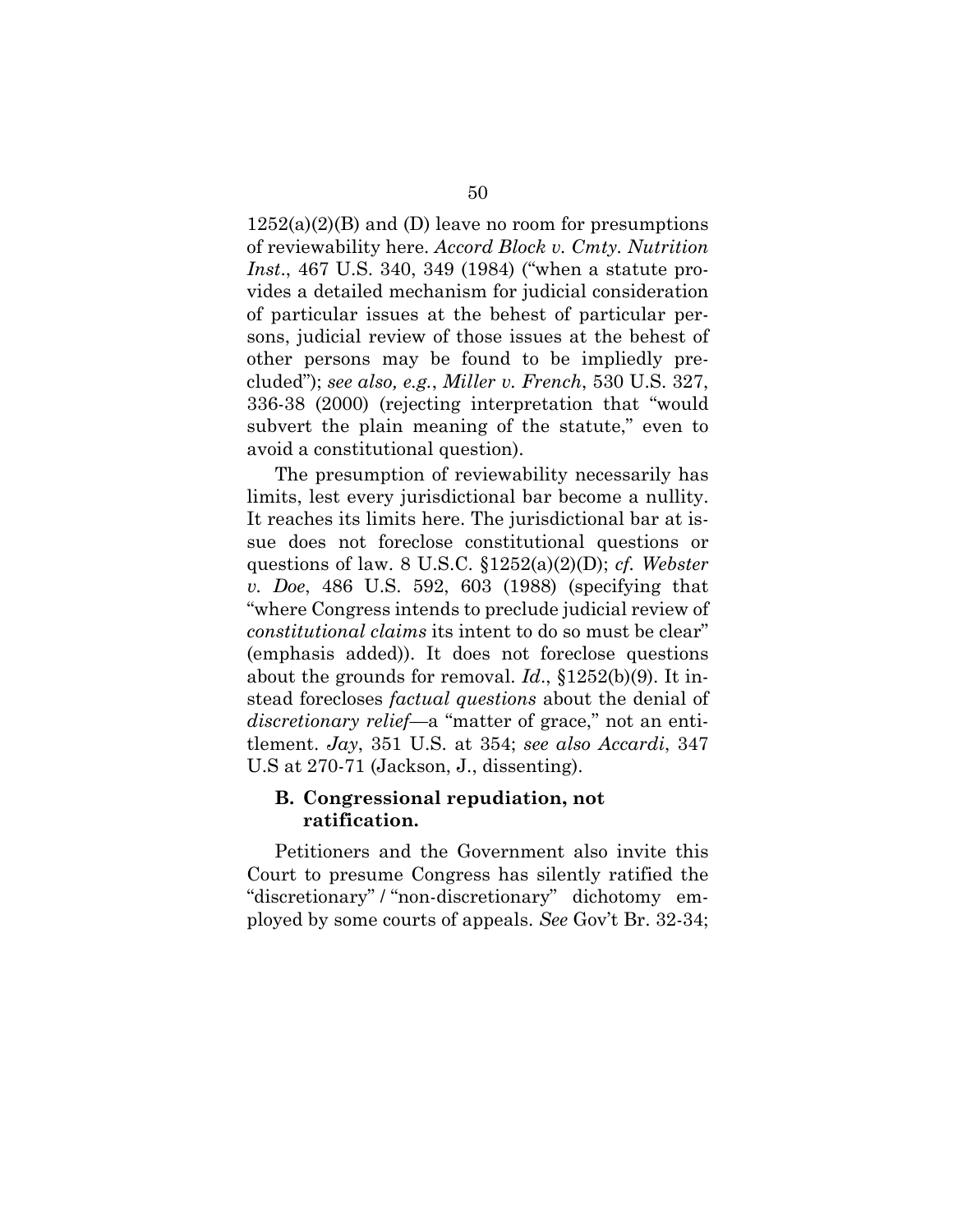1252(a)(2)(B) and (D) leave no room for presumptions of reviewability here. *Accord Block v. Cmty. Nutrition Inst.*, 467 U.S. 340, 349 (1984) ("when a statute provides a detailed mechanism for judicial consideration of particular issues at the behest of particular persons, judicial review of those issues at the behest of other persons may be found to be impliedly precluded"); *see also, e.g.*, *Miller v. French*, 530 U.S. 327, 336-38 (2000) (rejecting interpretation that "would subvert the plain meaning of the statute," even to avoid a constitutional question).

The presumption of reviewability necessarily has limits, lest every jurisdictional bar become a nullity. It reaches its limits here. The jurisdictional bar at issue does not foreclose constitutional questions or questions of law. 8 U.S.C. §1252(a)(2)(D); *cf. Webster v. Doe*, 486 U.S. 592, 603 (1988) (specifying that "where Congress intends to preclude judicial review of *constitutional claims* its intent to do so must be clear" (emphasis added)). It does not foreclose questions about the grounds for removal. *Id.*, §1252(b)(9). It instead forecloses *factual questions* about the denial of *discretionary relief*—a "matter of grace," not an entitlement. *Jay*, 351 U.S. at 354; *see also Accardi*, 347 U.S at 270-71 (Jackson, J., dissenting).

### B. Congressional repudiation, not ratification.

Petitioners and the Government also invite this Court to presume Congress has silently ratified the "discretionary" / "non-discretionary" dichotomy employed by some courts of appeals. *See* Gov't Br. 32-34;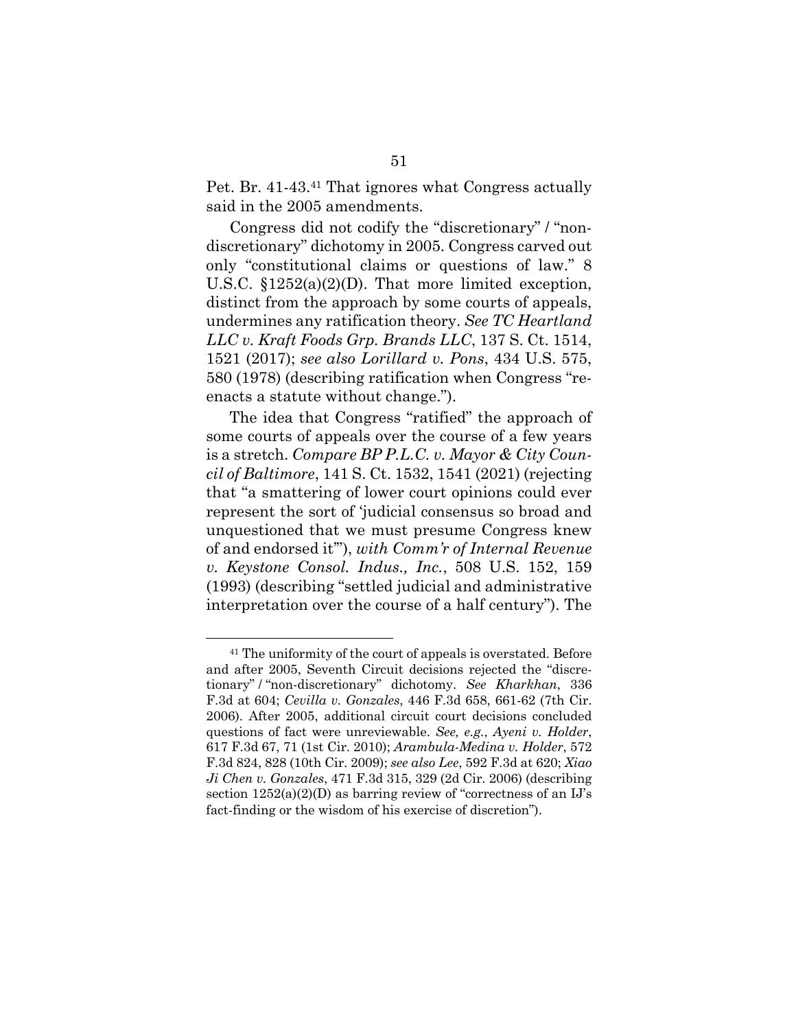Pet. Br. 41-43.[41] That ignores what Congress actually said in the 2005 amendments.

Congress did not codify the "discretionary" / "non-discretionary" dichotomy in 2005. Congress carved out only "constitutional claims or questions of law." 8 U.S.C. §1252(a)(2)(D). That more limited exception, distinct from the approach by some courts of appeals, undermines any ratification theory. *See TC Heartland LLC v. Kraft Foods Grp. Brands LLC*, 137 S. Ct. 1514, 1521 (2017); *see also Lorillard v. Pons*, 434 U.S. 575, 580 (1978) (describing ratification when Congress "re-enacts a statute without change.").

The idea that Congress "ratified" the approach of some courts of appeals over the course of a few years is a stretch. *Compare BP P.L.C. v. Mayor & City Council of Baltimore*, 141 S. Ct. 1532, 1541 (2021) (rejecting that "a smattering of lower court opinions could ever represent the sort of 'judicial consensus so broad and unquestioned that we must presume Congress knew of and endorsed it'"), *with Comm'r of Internal Revenue v. Keystone Consol. Indus., Inc.*, 508 U.S. 152, 159 (1993) (describing "settled judicial and administrative interpretation over the course of a half century"). The

---

[41] The uniformity of the court of appeals is overstated. Before and after 2005, Seventh Circuit decisions rejected the "discretionary" / "non-discretionary" dichotomy. *See Kharkhan*, 336 F.3d at 604; *Cevilla v. Gonzales*, 446 F.3d 658, 661-62 (7th Cir. 2006). After 2005, additional circuit court decisions concluded questions of fact were unreviewable. *See, e.g.*, *Ayeni v. Holder*, 617 F.3d 67, 71 (1st Cir. 2010); *Arambula-Medina v. Holder*, 572 F.3d 824, 828 (10th Cir. 2009); *see also Lee*, 592 F.3d at 620; *Xiao Ji Chen v. Gonzales*, 471 F.3d 315, 329 (2d Cir. 2006) (describing section 1252(a)(2)(D) as barring review of "correctness of an IJ's fact-finding or the wisdom of his exercise of discretion").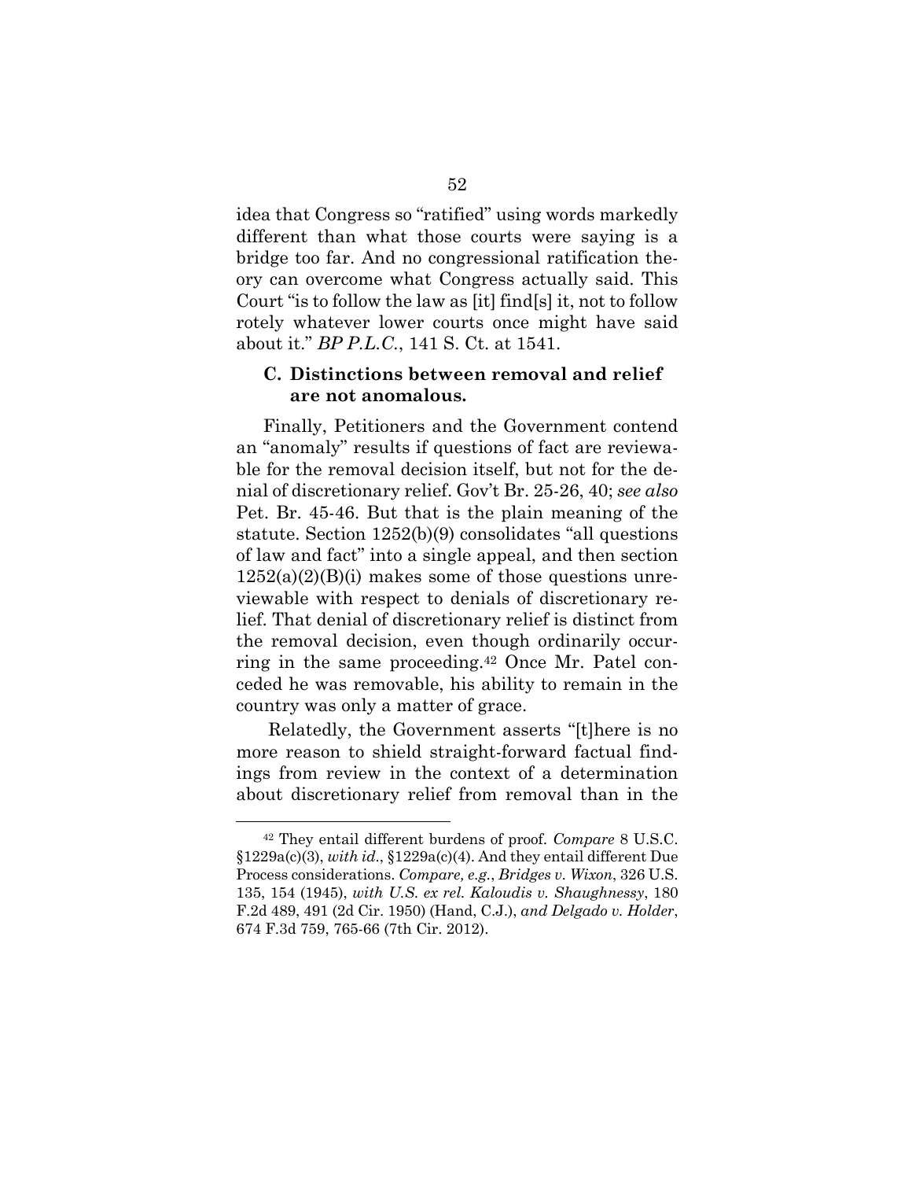idea that Congress so "ratified" using words markedly different than what those courts were saying is a bridge too far. And no congressional ratification theory can overcome what Congress actually said. This Court "is to follow the law as [it] find[s] it, not to follow rotely whatever lower courts once might have said about it." *BP P.L.C.*, 141 S. Ct. at 1541.

### C. Distinctions between removal and relief are not anomalous.

Finally, Petitioners and the Government contend an "anomaly" results if questions of fact are reviewable for the removal decision itself, but not for the denial of discretionary relief. Gov't Br. 25-26, 40; *see also* Pet. Br. 45-46. But that is the plain meaning of the statute. Section 1252(b)(9) consolidates "all questions of law and fact" into a single appeal, and then section 1252(a)(2)(B)(i) makes some of those questions unreviewable with respect to denials of discretionary relief. That denial of discretionary relief is distinct from the removal decision, even though ordinarily occurring in the same proceeding.[42] Once Mr. Patel conceded he was removable, his ability to remain in the country was only a matter of grace.

Relatedly, the Government asserts "[t]here is no more reason to shield straight-forward factual findings from review in the context of a determination about discretionary relief from removal than in the

---

[42] They entail different burdens of proof. *Compare* 8 U.S.C. §1229a(c)(3), *with id.*, §1229a(c)(4). And they entail different Due Process considerations. *Compare, e.g.*, *Bridges v. Wixon*, 326 U.S. 135, 154 (1945), *with U.S. ex rel. Kaloudis v. Shaughnessy*, 180 F.2d 489, 491 (2d Cir. 1950) (Hand, C.J.), *and Delgado v. Holder*, 674 F.3d 759, 765-66 (7th Cir. 2012).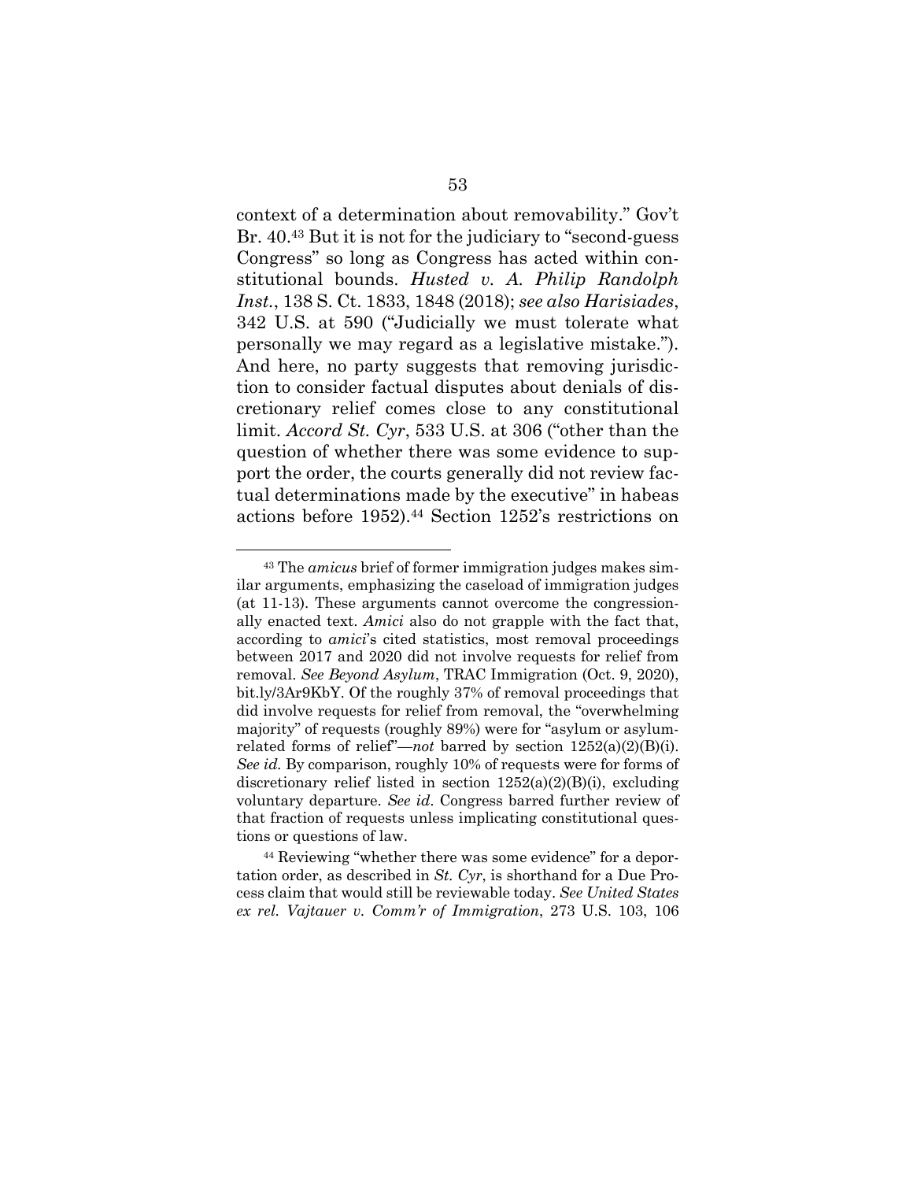context of a determination about removability." Gov't Br. 40.[43] But it is not for the judiciary to "second-guess Congress" so long as Congress has acted within constitutional bounds. *Husted v. A. Philip Randolph Inst.*, 138 S. Ct. 1833, 1848 (2018); *see also Harisiades*, 342 U.S. at 590 ("Judicially we must tolerate what personally we may regard as a legislative mistake."). And here, no party suggests that removing jurisdiction to consider factual disputes about denials of discretionary relief comes close to any constitutional limit. *Accord St. Cyr*, 533 U.S. at 306 ("other than the question of whether there was some evidence to support the order, the courts generally did not review factual determinations made by the executive" in habeas actions before 1952).[44] Section 1252's restrictions on

---

[43] The *amicus* brief of former immigration judges makes similar arguments, emphasizing the caseload of immigration judges (at 11-13). These arguments cannot overcome the congressionally enacted text. *Amici* also do not grapple with the fact that, according to *amici*'s cited statistics, most removal proceedings between 2017 and 2020 did not involve requests for relief from removal. *See Beyond Asylum*, TRAC Immigration (Oct. 9, 2020), bit.ly/3Ar9KbY. Of the roughly 37% of removal proceedings that did involve requests for relief from removal, the "overwhelming majority" of requests (roughly 89%) were for "asylum or asylum-related forms of relief"—*not* barred by section 1252(a)(2)(B)(i). *See id.* By comparison, roughly 10% of requests were for forms of discretionary relief listed in section 1252(a)(2)(B)(i), excluding voluntary departure. *See id*. Congress barred further review of that fraction of requests unless implicating constitutional questions or questions of law.

[44] Reviewing "whether there was some evidence" for a deportation order, as described in *St. Cyr*, is shorthand for a Due Process claim that would still be reviewable today. *See United States ex rel. Vajtauer v. Comm'r of Immigration*, 273 U.S. 103, 106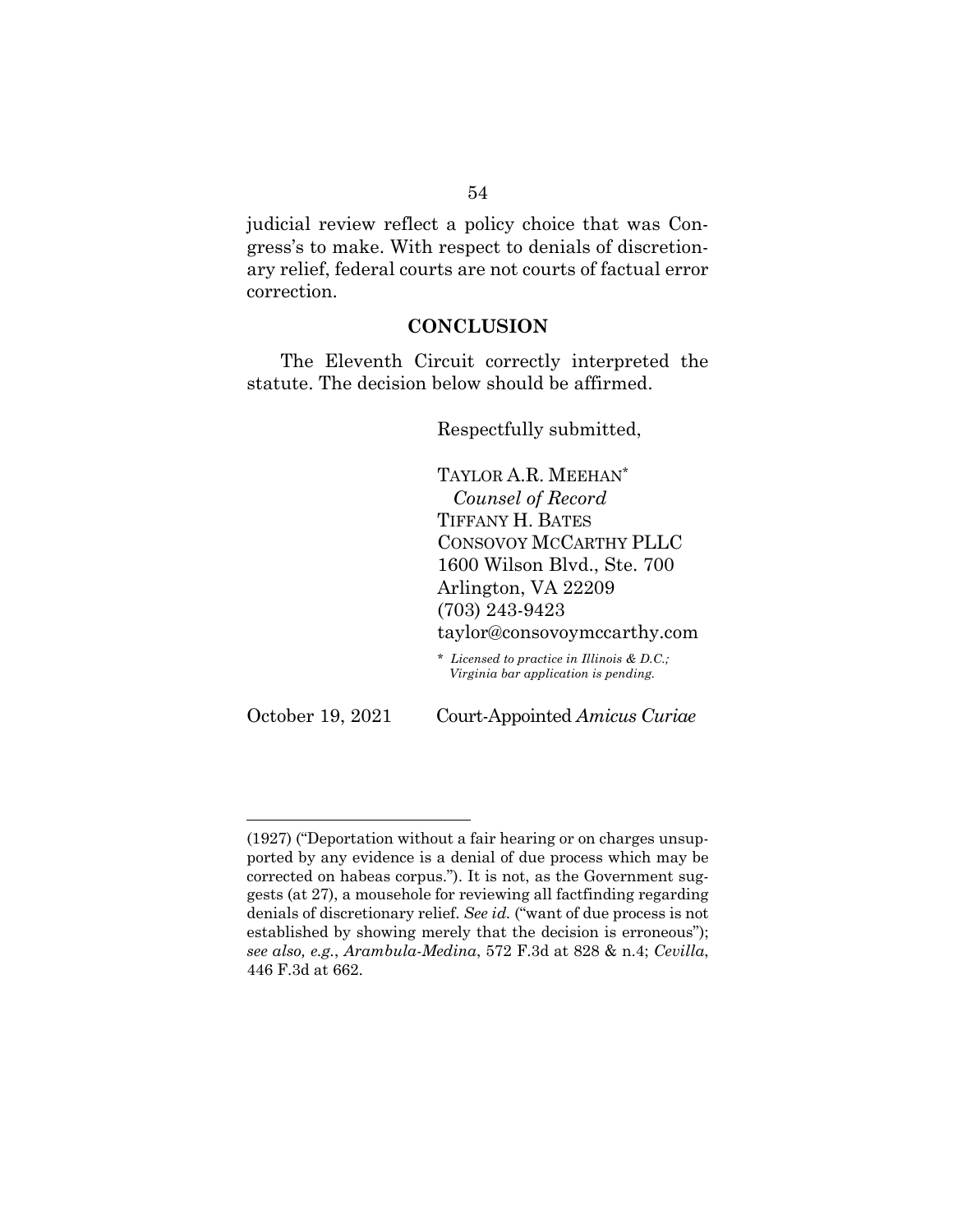judicial review reflect a policy choice that was Congress's to make. With respect to denials of discretionary relief, federal courts are not courts of factual error correction.

## CONCLUSION

The Eleventh Circuit correctly interpreted the statute. The decision below should be affirmed.

Respectfully submitted,

TAYLOR A.R. MEEHAN*
*Counsel of Record*
TIFFANY H. BATES
CONSOVOY MCCARTHY PLLC
1600 Wilson Blvd., Ste. 700
Arlington, VA 22209
(703) 243-9423
taylor@consovoymccarthy.com

\* *Licensed to practice in Illinois & D.C.; Virginia bar application is pending.*

October 19, 2021 Court-Appointed *Amicus Curiae*

---

(1927) ("Deportation without a fair hearing or on charges unsupported by any evidence is a denial of due process which may be corrected on habeas corpus."). It is not, as the Government suggests (at 27), a mousehole for reviewing all factfinding regarding denials of discretionary relief. *See id.* ("want of due process is not established by showing merely that the decision is erroneous"); *see also, e.g.*, *Arambula-Medina*, 572 F.3d at 828 & n.4; *Cevilla*, 446 F.3d at 662.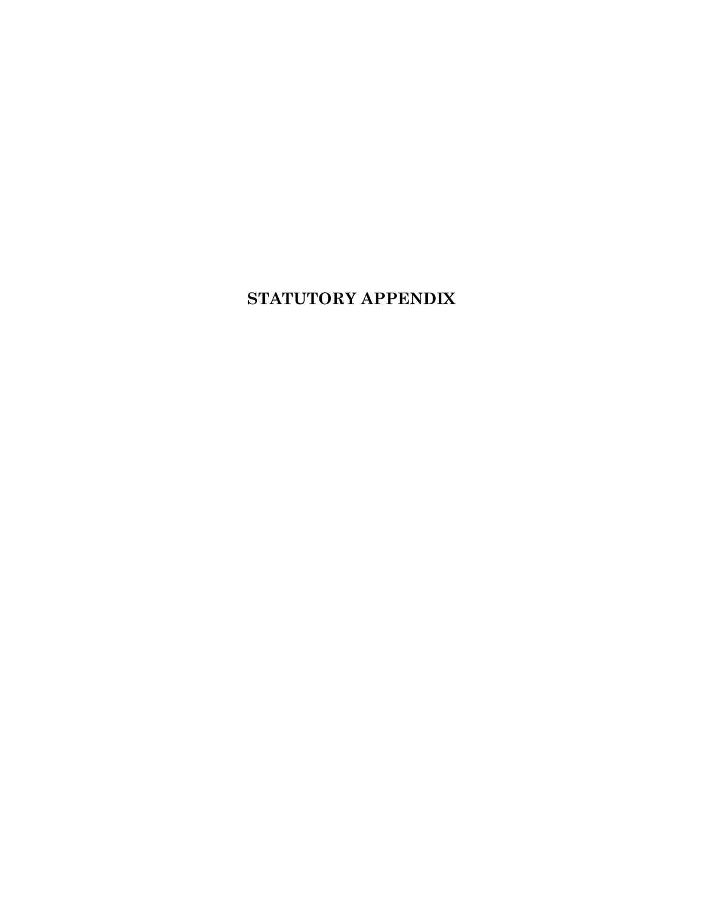# STATUTORY APPENDIX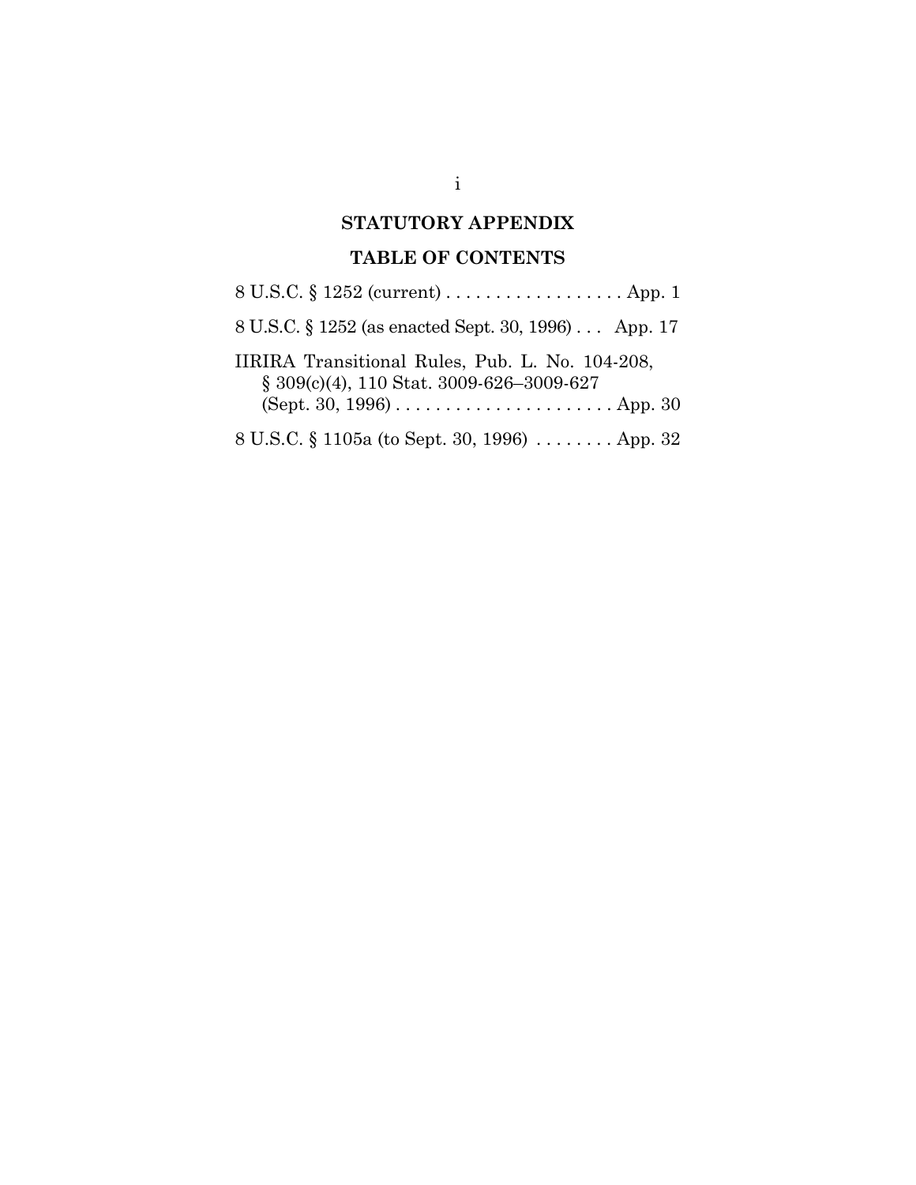## STATUTORY APPENDIX

## TABLE OF CONTENTS

8 U.S.C. § 1252 (current) . . . . . . . . . . . . . . . . . . App. 1

8 U.S.C. § 1252 (as enacted Sept. 30, 1996) . . . App. 17

IIRIRA Transitional Rules, Pub. L. No. 104-208, § 309(c)(4), 110 Stat. 3009-626–3009-627 (Sept. 30, 1996) . . . . . . . . . . . . . . . . . . . . . . App. 30

8 U.S.C. § 1105a (to Sept. 30, 1996) . . . . . . . . App. 32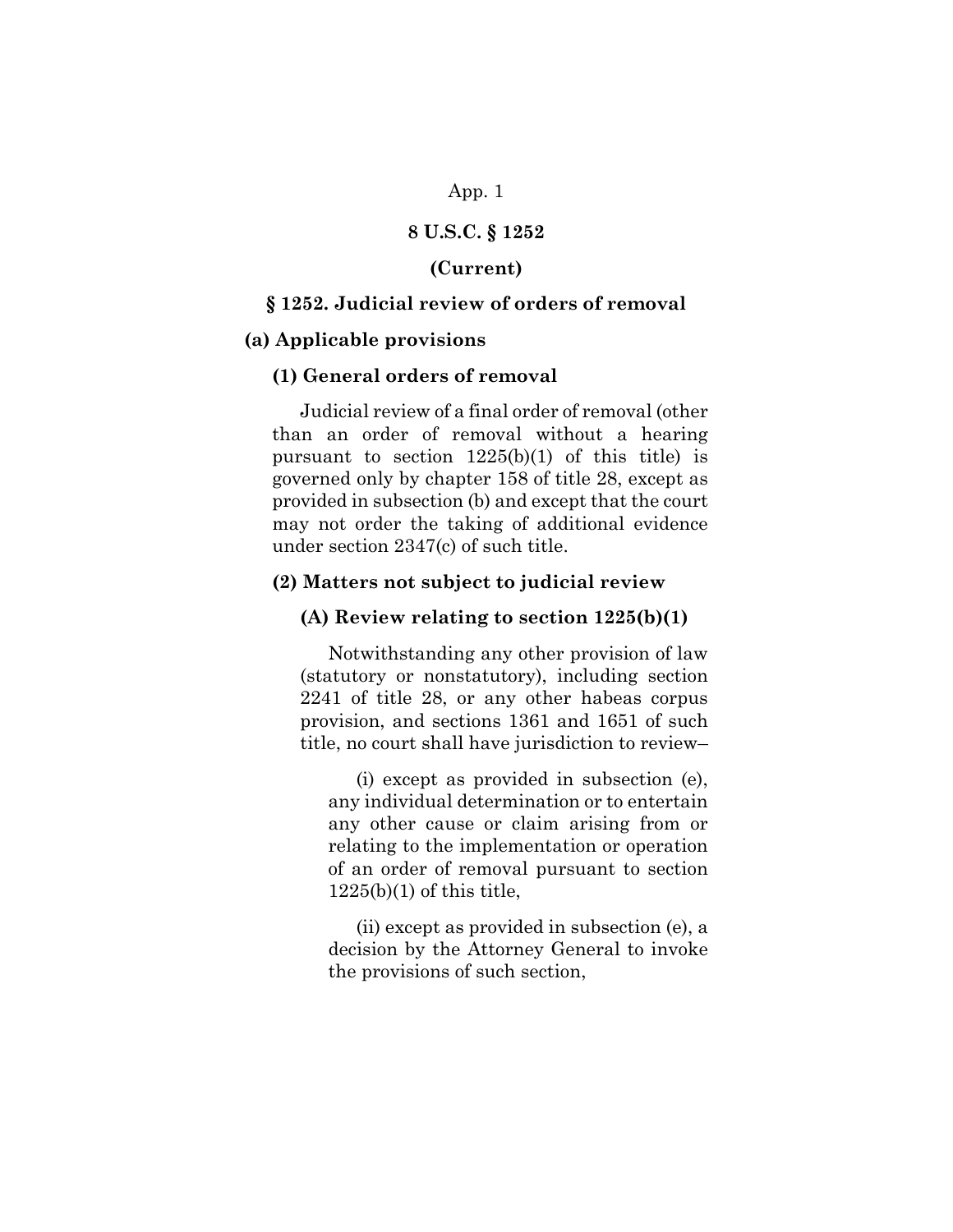App. 1

**8 U.S.C. § 1252**

**(Current)**

**§ 1252. Judicial review of orders of removal**

**(a) Applicable provisions**

**(1) General orders of removal**

Judicial review of a final order of removal (other than an order of removal without a hearing pursuant to section 1225(b)(1) of this title) is governed only by chapter 158 of title 28, except as provided in subsection (b) and except that the court may not order the taking of additional evidence under section 2347(c) of such title.

**(2) Matters not subject to judicial review**

**(A) Review relating to section 1225(b)(1)**

Notwithstanding any other provision of law (statutory or nonstatutory), including section 2241 of title 28, or any other habeas corpus provision, and sections 1361 and 1651 of such title, no court shall have jurisdiction to review–

(i) except as provided in subsection (e), any individual determination or to entertain any other cause or claim arising from or relating to the implementation or operation of an order of removal pursuant to section 1225(b)(1) of this title,

(ii) except as provided in subsection (e), a decision by the Attorney General to invoke the provisions of such section,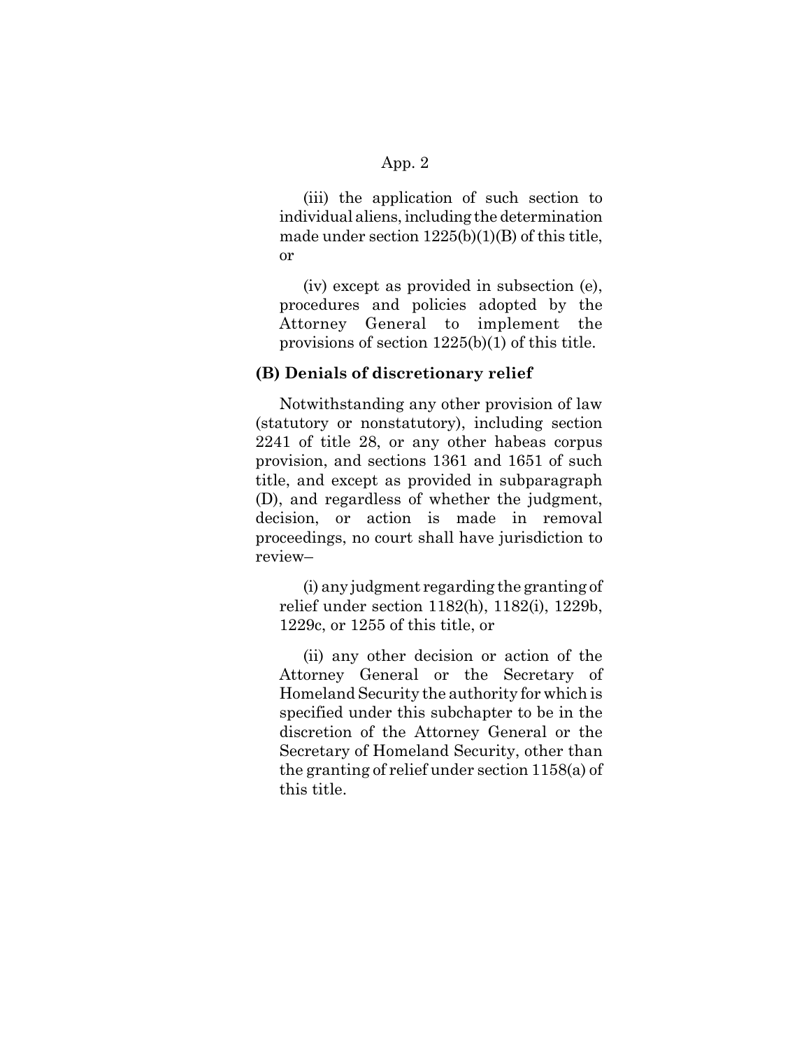(iii) the application of such section to individual aliens, including the determination made under section 1225(b)(1)(B) of this title, or

(iv) except as provided in subsection (e), procedures and policies adopted by the Attorney General to implement the provisions of section 1225(b)(1) of this title.

**(B) Denials of discretionary relief**

Notwithstanding any other provision of law (statutory or nonstatutory), including section 2241 of title 28, or any other habeas corpus provision, and sections 1361 and 1651 of such title, and except as provided in subparagraph (D), and regardless of whether the judgment, decision, or action is made in removal proceedings, no court shall have jurisdiction to review–

(i) any judgment regarding the granting of relief under section 1182(h), 1182(i), 1229b, 1229c, or 1255 of this title, or

(ii) any other decision or action of the Attorney General or the Secretary of Homeland Security the authority for which is specified under this subchapter to be in the discretion of the Attorney General or the Secretary of Homeland Security, other than the granting of relief under section 1158(a) of this title.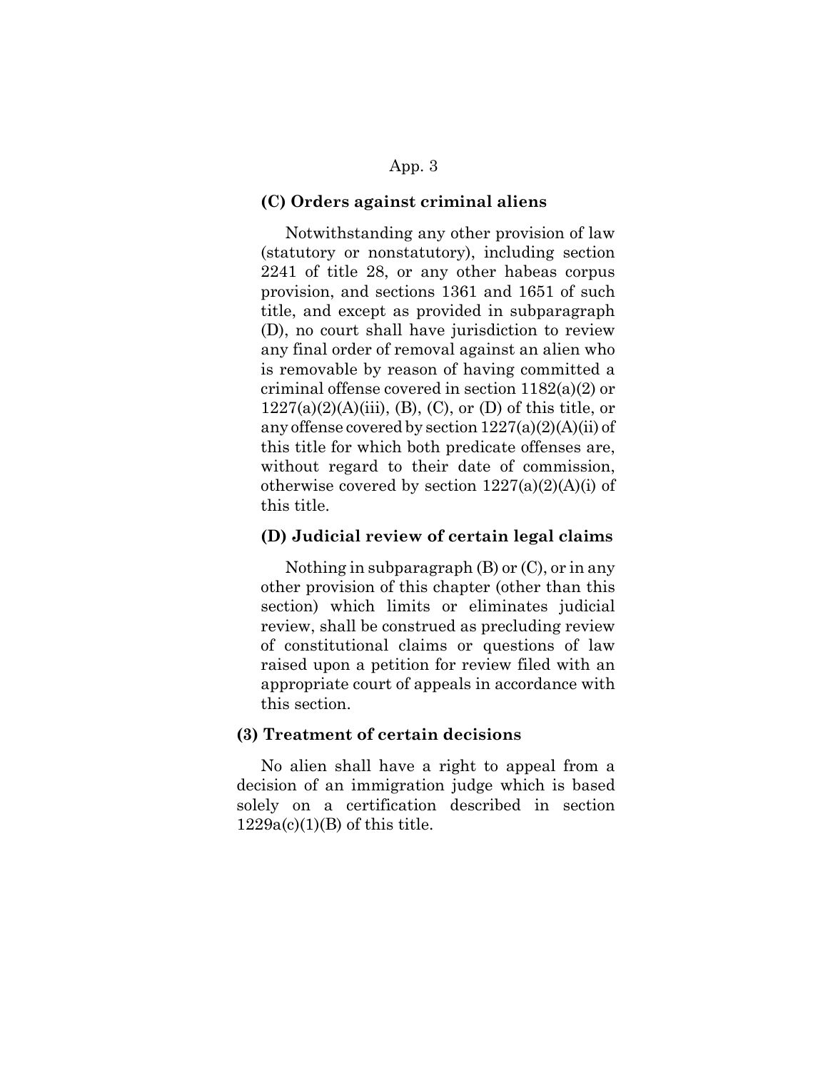**(C) Orders against criminal aliens**

Notwithstanding any other provision of law (statutory or nonstatutory), including section 2241 of title 28, or any other habeas corpus provision, and sections 1361 and 1651 of such title, and except as provided in subparagraph (D), no court shall have jurisdiction to review any final order of removal against an alien who is removable by reason of having committed a criminal offense covered in section 1182(a)(2) or 1227(a)(2)(A)(iii), (B), (C), or (D) of this title, or any offense covered by section 1227(a)(2)(A)(ii) of this title for which both predicate offenses are, without regard to their date of commission, otherwise covered by section 1227(a)(2)(A)(i) of this title.

**(D) Judicial review of certain legal claims**

Nothing in subparagraph (B) or (C), or in any other provision of this chapter (other than this section) which limits or eliminates judicial review, shall be construed as precluding review of constitutional claims or questions of law raised upon a petition for review filed with an appropriate court of appeals in accordance with this section.

**(3) Treatment of certain decisions**

No alien shall have a right to appeal from a decision of an immigration judge which is based solely on a certification described in section 1229a(c)(1)(B) of this title.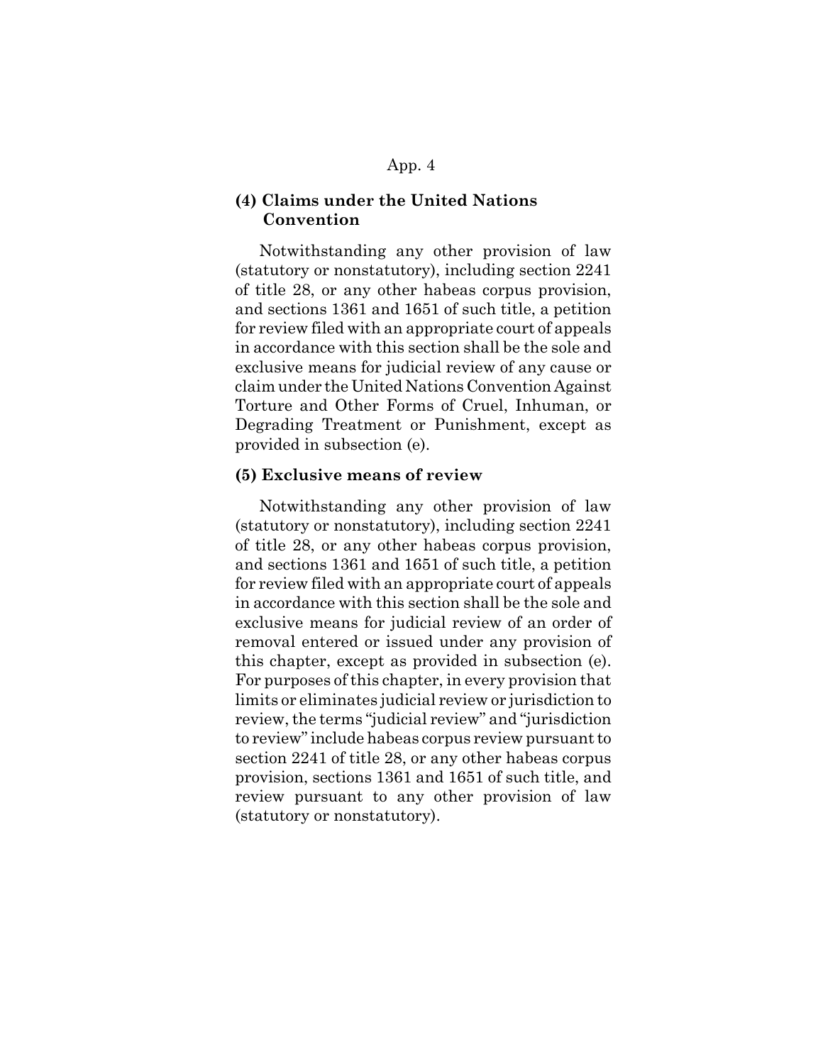### (4) Claims under the United Nations Convention

Notwithstanding any other provision of law (statutory or nonstatutory), including section 2241 of title 28, or any other habeas corpus provision, and sections 1361 and 1651 of such title, a petition for review filed with an appropriate court of appeals in accordance with this section shall be the sole and exclusive means for judicial review of any cause or claim under the United Nations Convention Against Torture and Other Forms of Cruel, Inhuman, or Degrading Treatment or Punishment, except as provided in subsection (e).

### (5) Exclusive means of review

Notwithstanding any other provision of law (statutory or nonstatutory), including section 2241 of title 28, or any other habeas corpus provision, and sections 1361 and 1651 of such title, a petition for review filed with an appropriate court of appeals in accordance with this section shall be the sole and exclusive means for judicial review of an order of removal entered or issued under any provision of this chapter, except as provided in subsection (e). For purposes of this chapter, in every provision that limits or eliminates judicial review or jurisdiction to review, the terms "judicial review" and "jurisdiction to review" include habeas corpus review pursuant to section 2241 of title 28, or any other habeas corpus provision, sections 1361 and 1651 of such title, and review pursuant to any other provision of law (statutory or nonstatutory).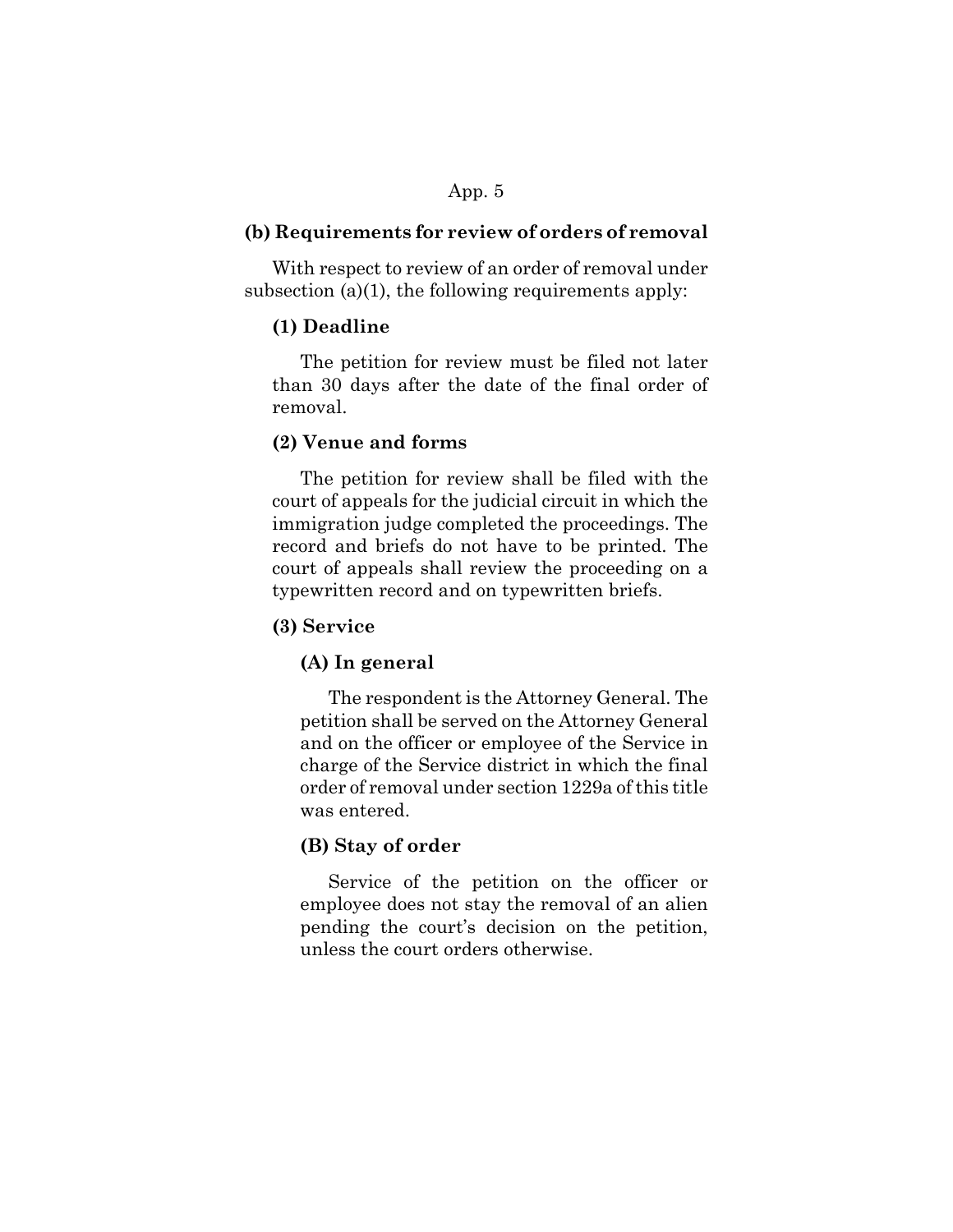**(b) Requirements for review of orders of removal**

With respect to review of an order of removal under subsection (a)(1), the following requirements apply:

**(1) Deadline**

The petition for review must be filed not later than 30 days after the date of the final order of removal.

**(2) Venue and forms**

The petition for review shall be filed with the court of appeals for the judicial circuit in which the immigration judge completed the proceedings. The record and briefs do not have to be printed. The court of appeals shall review the proceeding on a typewritten record and on typewritten briefs.

**(3) Service**

**(A) In general**

The respondent is the Attorney General. The petition shall be served on the Attorney General and on the officer or employee of the Service in charge of the Service district in which the final order of removal under section 1229a of this title was entered.

**(B) Stay of order**

Service of the petition on the officer or employee does not stay the removal of an alien pending the court's decision on the petition, unless the court orders otherwise.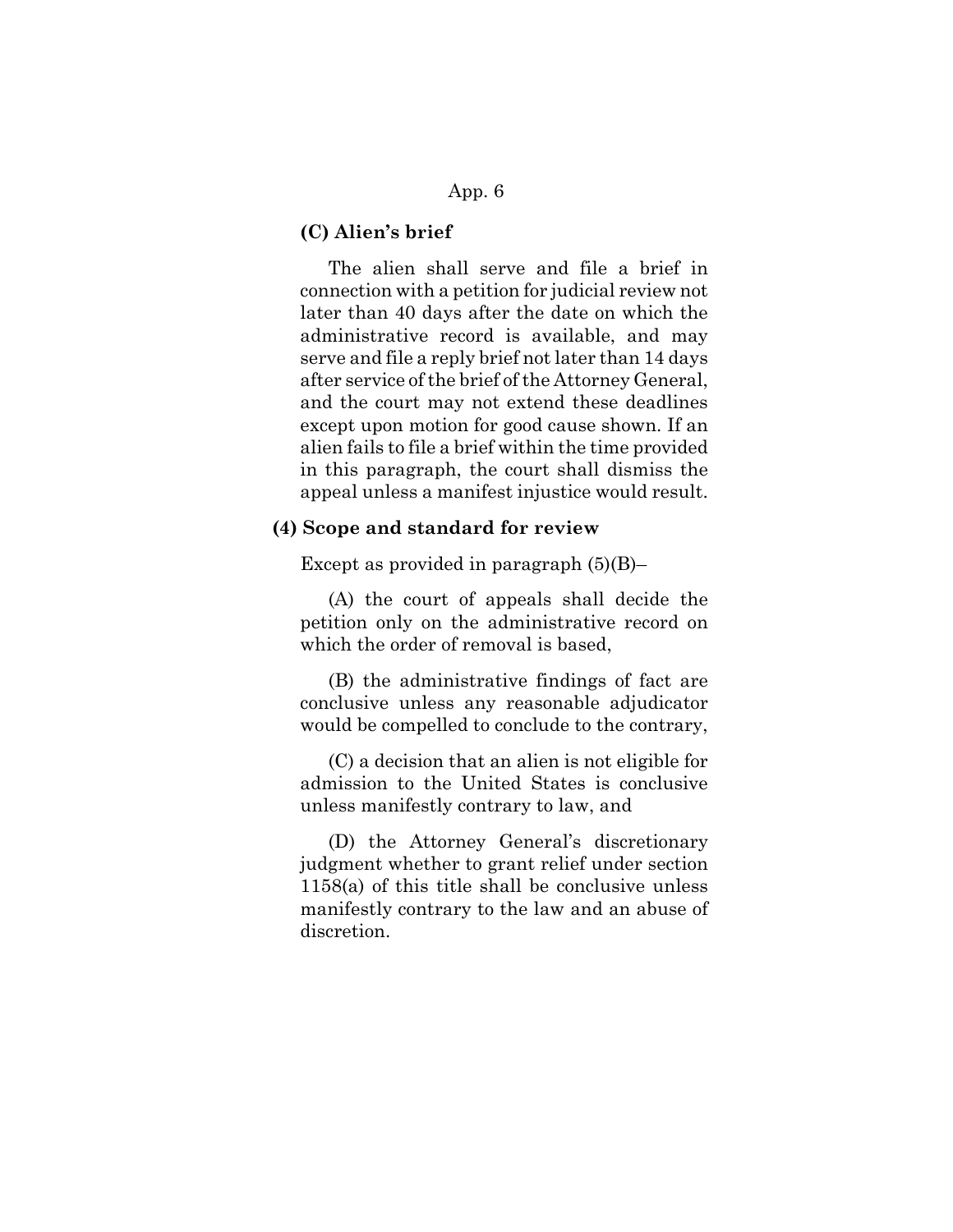**(C) Alien's brief**

The alien shall serve and file a brief in connection with a petition for judicial review not later than 40 days after the date on which the administrative record is available, and may serve and file a reply brief not later than 14 days after service of the brief of the Attorney General, and the court may not extend these deadlines except upon motion for good cause shown. If an alien fails to file a brief within the time provided in this paragraph, the court shall dismiss the appeal unless a manifest injustice would result.

**(4) Scope and standard for review**

Except as provided in paragraph (5)(B)–

(A) the court of appeals shall decide the petition only on the administrative record on which the order of removal is based,

(B) the administrative findings of fact are conclusive unless any reasonable adjudicator would be compelled to conclude to the contrary,

(C) a decision that an alien is not eligible for admission to the United States is conclusive unless manifestly contrary to law, and

(D) the Attorney General's discretionary judgment whether to grant relief under section 1158(a) of this title shall be conclusive unless manifestly contrary to the law and an abuse of discretion.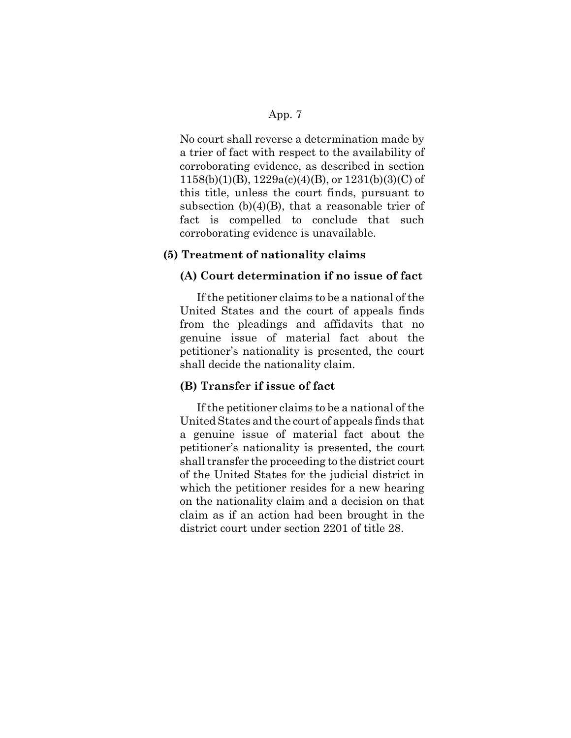No court shall reverse a determination made by a trier of fact with respect to the availability of corroborating evidence, as described in section 1158(b)(1)(B), 1229a(c)(4)(B), or 1231(b)(3)(C) of this title, unless the court finds, pursuant to subsection (b)(4)(B), that a reasonable trier of fact is compelled to conclude that such corroborating evidence is unavailable.

**(5) Treatment of nationality claims**

**(A) Court determination if no issue of fact**

If the petitioner claims to be a national of the United States and the court of appeals finds from the pleadings and affidavits that no genuine issue of material fact about the petitioner's nationality is presented, the court shall decide the nationality claim.

**(B) Transfer if issue of fact**

If the petitioner claims to be a national of the United States and the court of appeals finds that a genuine issue of material fact about the petitioner's nationality is presented, the court shall transfer the proceeding to the district court of the United States for the judicial district in which the petitioner resides for a new hearing on the nationality claim and a decision on that claim as if an action had been brought in the district court under section 2201 of title 28.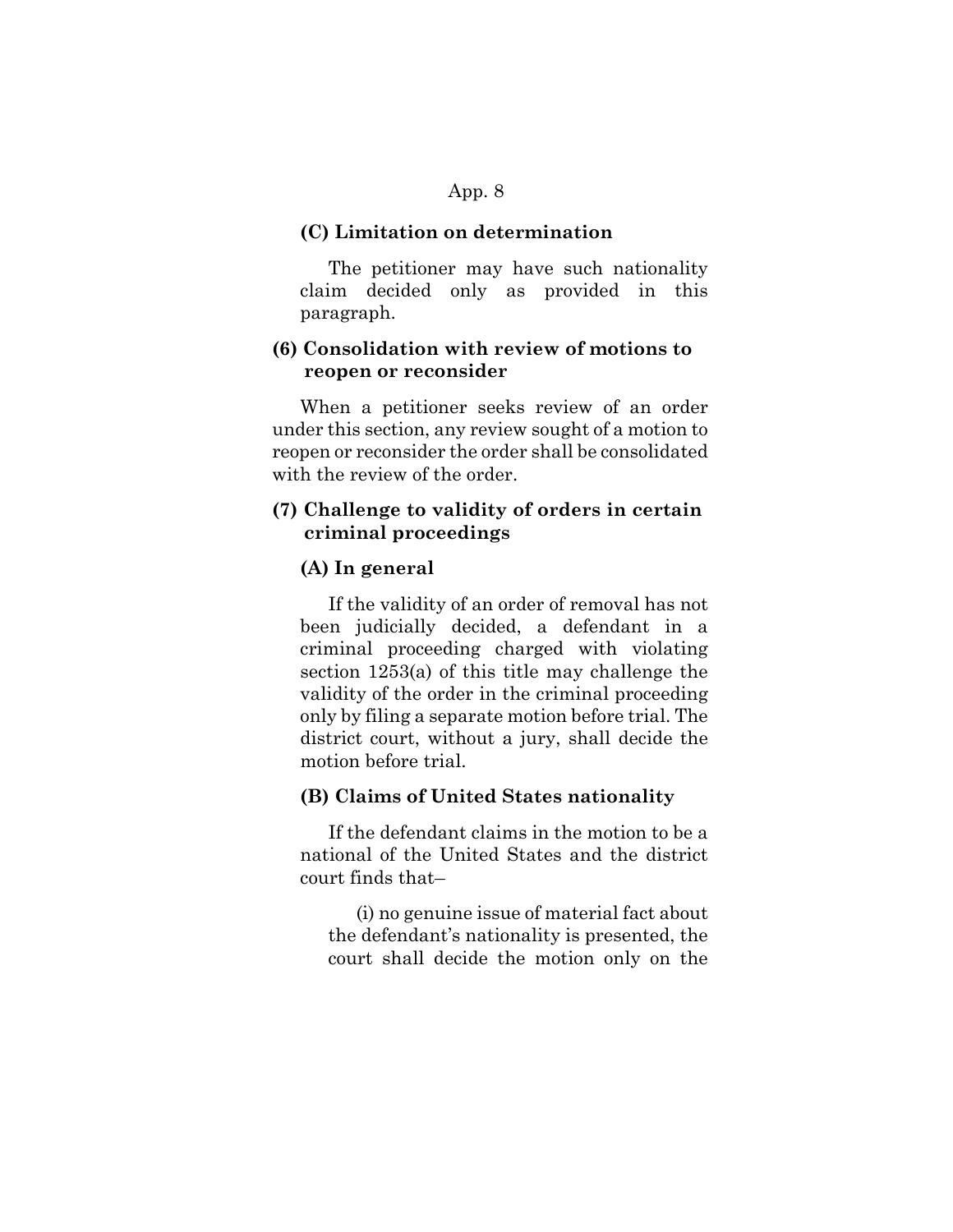**(C) Limitation on determination**

The petitioner may have such nationality claim decided only as provided in this paragraph.

**(6) Consolidation with review of motions to reopen or reconsider**

When a petitioner seeks review of an order under this section, any review sought of a motion to reopen or reconsider the order shall be consolidated with the review of the order.

**(7) Challenge to validity of orders in certain criminal proceedings**

**(A) In general**

If the validity of an order of removal has not been judicially decided, a defendant in a criminal proceeding charged with violating section 1253(a) of this title may challenge the validity of the order in the criminal proceeding only by filing a separate motion before trial. The district court, without a jury, shall decide the motion before trial.

**(B) Claims of United States nationality**

If the defendant claims in the motion to be a national of the United States and the district court finds that–

(i) no genuine issue of material fact about the defendant's nationality is presented, the court shall decide the motion only on the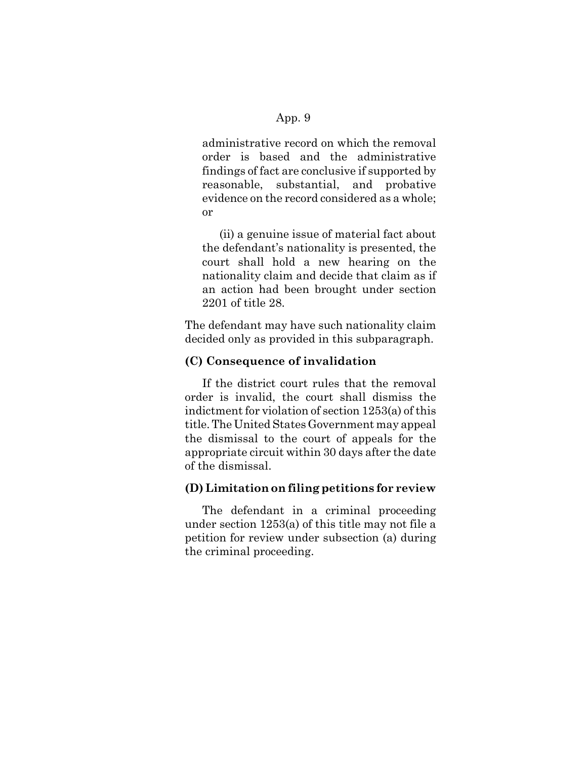administrative record on which the removal order is based and the administrative findings of fact are conclusive if supported by reasonable, substantial, and probative evidence on the record considered as a whole; or

(ii) a genuine issue of material fact about the defendant's nationality is presented, the court shall hold a new hearing on the nationality claim and decide that claim as if an action had been brought under section 2201 of title 28.

The defendant may have such nationality claim decided only as provided in this subparagraph.

**(C) Consequence of invalidation**

If the district court rules that the removal order is invalid, the court shall dismiss the indictment for violation of section 1253(a) of this title. The United States Government may appeal the dismissal to the court of appeals for the appropriate circuit within 30 days after the date of the dismissal.

**(D) Limitation on filing petitions for review**

The defendant in a criminal proceeding under section 1253(a) of this title may not file a petition for review under subsection (a) during the criminal proceeding.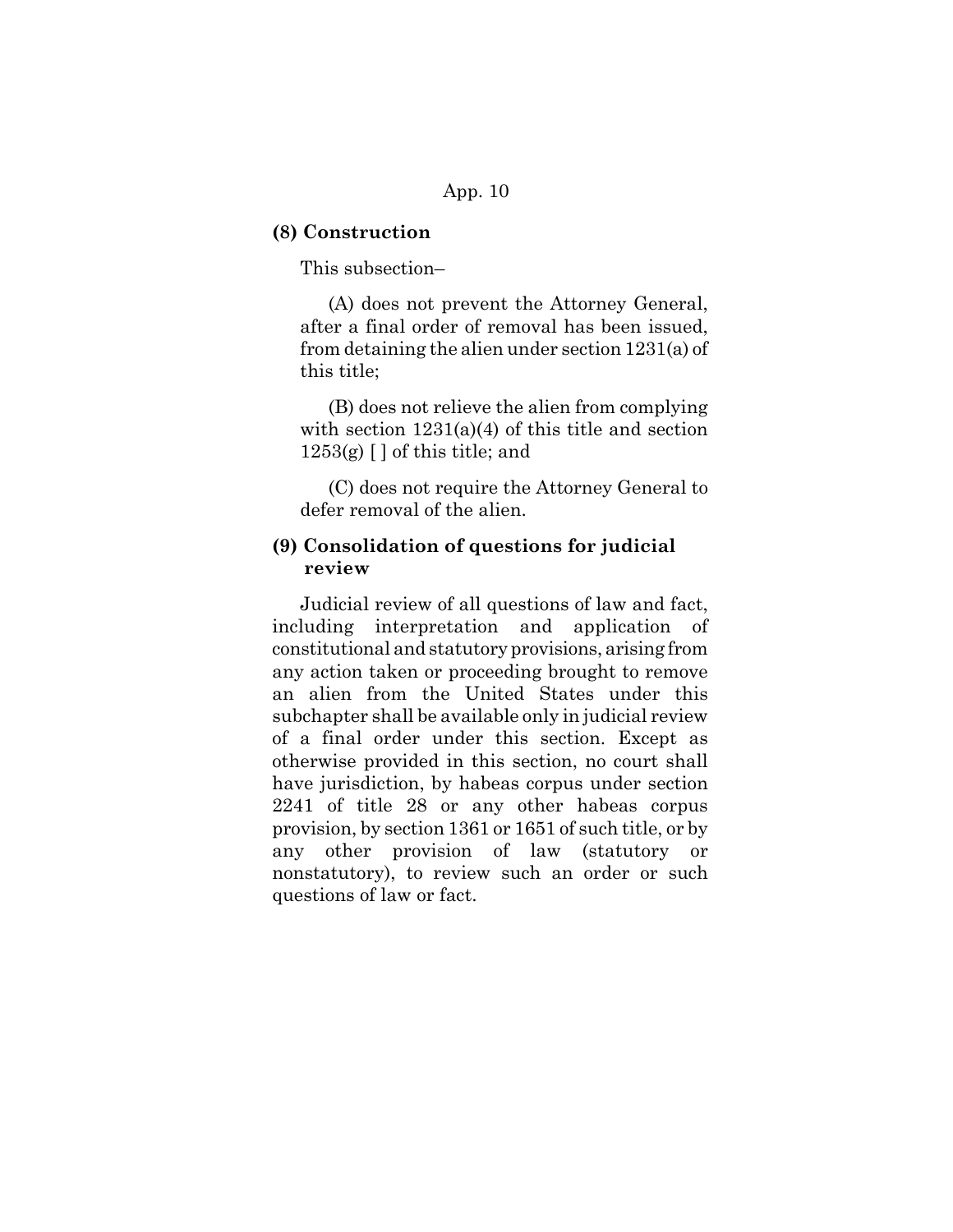**(8) Construction**

This subsection–

(A) does not prevent the Attorney General, after a final order of removal has been issued, from detaining the alien under section 1231(a) of this title;

(B) does not relieve the alien from complying with section 1231(a)(4) of this title and section 1253(g) [ ] of this title; and

(C) does not require the Attorney General to defer removal of the alien.

**(9) Consolidation of questions for judicial review**

Judicial review of all questions of law and fact, including interpretation and application of constitutional and statutory provisions, arising from any action taken or proceeding brought to remove an alien from the United States under this subchapter shall be available only in judicial review of a final order under this section. Except as otherwise provided in this section, no court shall have jurisdiction, by habeas corpus under section 2241 of title 28 or any other habeas corpus provision, by section 1361 or 1651 of such title, or by any other provision of law (statutory or nonstatutory), to review such an order or such questions of law or fact.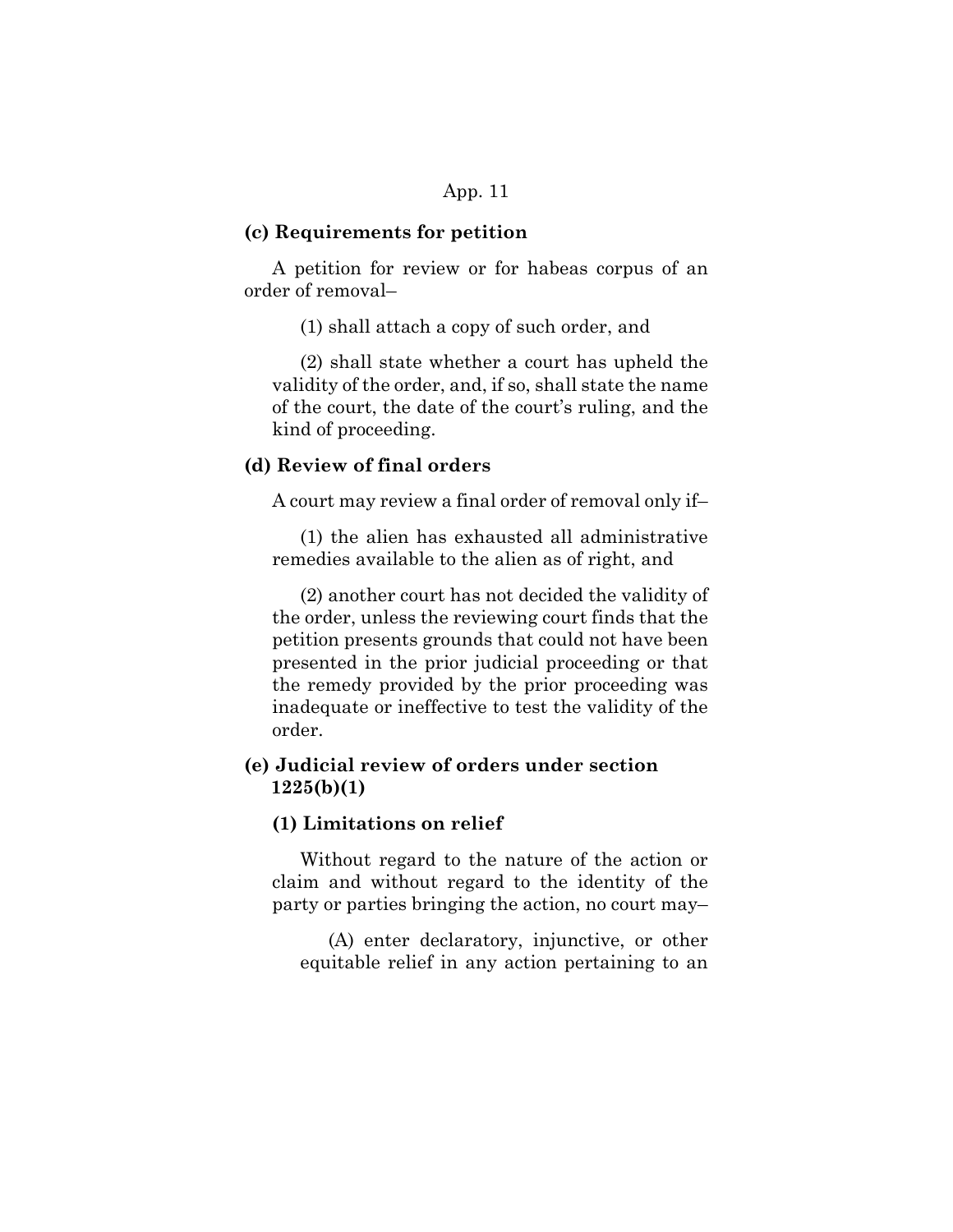**(c) Requirements for petition**

A petition for review or for habeas corpus of an order of removal–

(1) shall attach a copy of such order, and

(2) shall state whether a court has upheld the validity of the order, and, if so, shall state the name of the court, the date of the court's ruling, and the kind of proceeding.

**(d) Review of final orders**

A court may review a final order of removal only if–

(1) the alien has exhausted all administrative remedies available to the alien as of right, and

(2) another court has not decided the validity of the order, unless the reviewing court finds that the petition presents grounds that could not have been presented in the prior judicial proceeding or that the remedy provided by the prior proceeding was inadequate or ineffective to test the validity of the order.

**(e) Judicial review of orders under section 1225(b)(1)**

**(1) Limitations on relief**

Without regard to the nature of the action or claim and without regard to the identity of the party or parties bringing the action, no court may–

(A) enter declaratory, injunctive, or other equitable relief in any action pertaining to an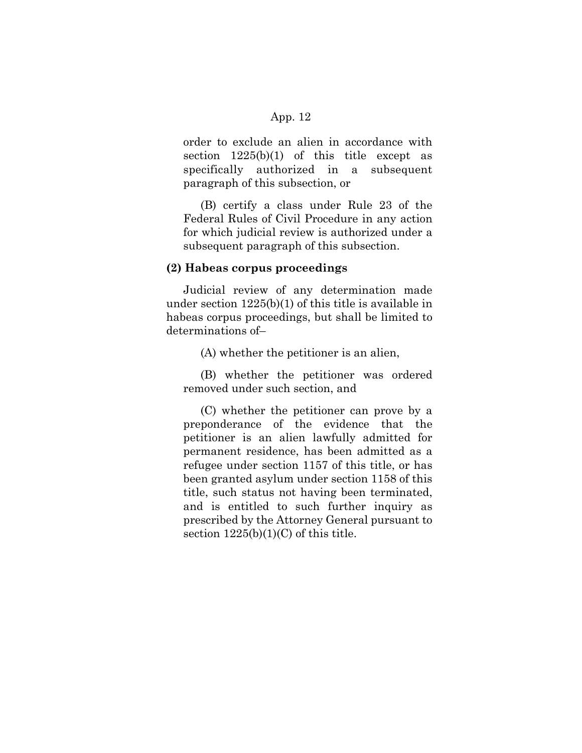order to exclude an alien in accordance with section 1225(b)(1) of this title except as specifically authorized in a subsequent paragraph of this subsection, or

(B) certify a class under Rule 23 of the Federal Rules of Civil Procedure in any action for which judicial review is authorized under a subsequent paragraph of this subsection.

**(2) Habeas corpus proceedings**

Judicial review of any determination made under section 1225(b)(1) of this title is available in habeas corpus proceedings, but shall be limited to determinations of–

(A) whether the petitioner is an alien,

(B) whether the petitioner was ordered removed under such section, and

(C) whether the petitioner can prove by a preponderance of the evidence that the petitioner is an alien lawfully admitted for permanent residence, has been admitted as a refugee under section 1157 of this title, or has been granted asylum under section 1158 of this title, such status not having been terminated, and is entitled to such further inquiry as prescribed by the Attorney General pursuant to section 1225(b)(1)(C) of this title.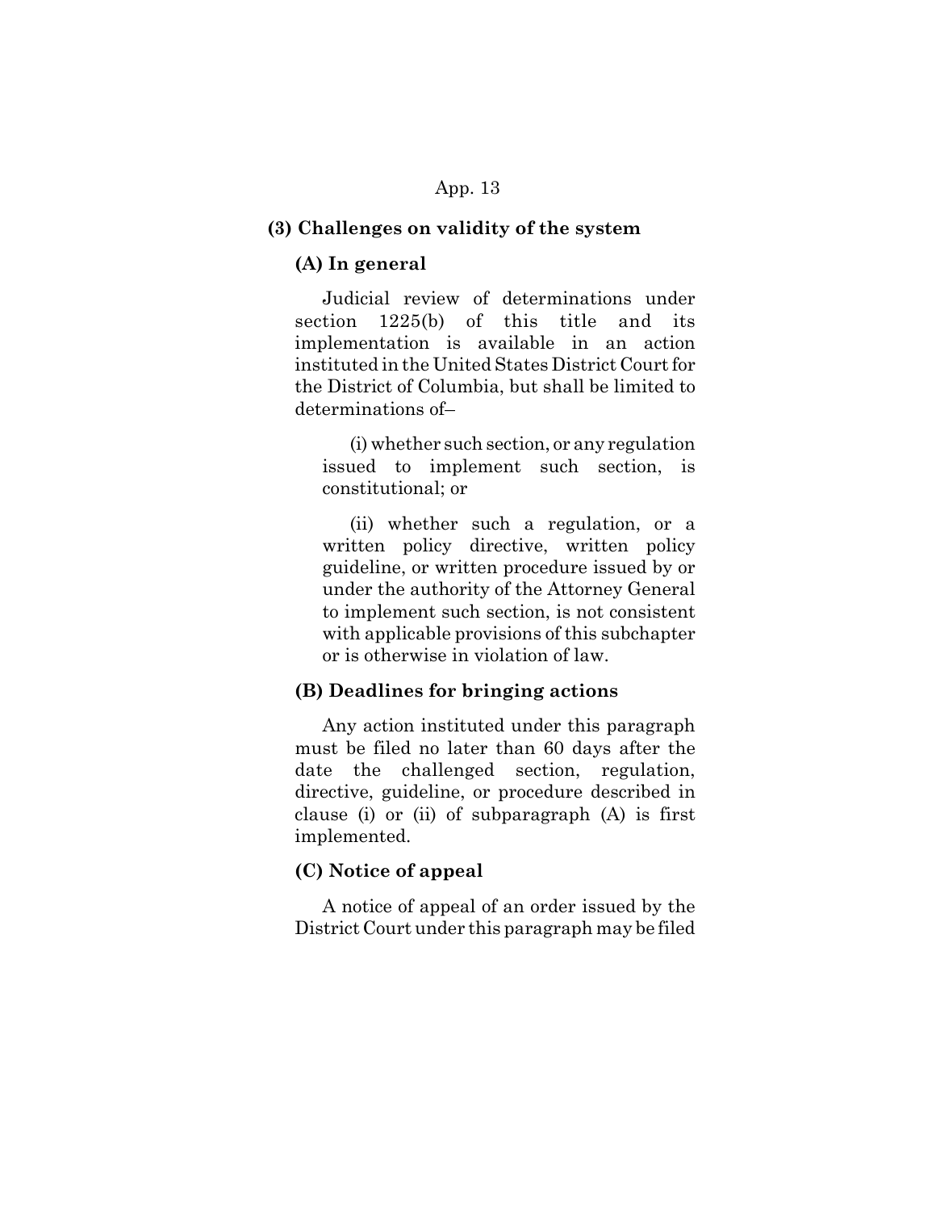**(3) Challenges on validity of the system**

**(A) In general**

Judicial review of determinations under section 1225(b) of this title and its implementation is available in an action instituted in the United States District Court for the District of Columbia, but shall be limited to determinations of–

(i) whether such section, or any regulation issued to implement such section, is constitutional; or

(ii) whether such a regulation, or a written policy directive, written policy guideline, or written procedure issued by or under the authority of the Attorney General to implement such section, is not consistent with applicable provisions of this subchapter or is otherwise in violation of law.

**(B) Deadlines for bringing actions**

Any action instituted under this paragraph must be filed no later than 60 days after the date the challenged section, regulation, directive, guideline, or procedure described in clause (i) or (ii) of subparagraph (A) is first implemented.

**(C) Notice of appeal**

A notice of appeal of an order issued by the District Court under this paragraph may be filed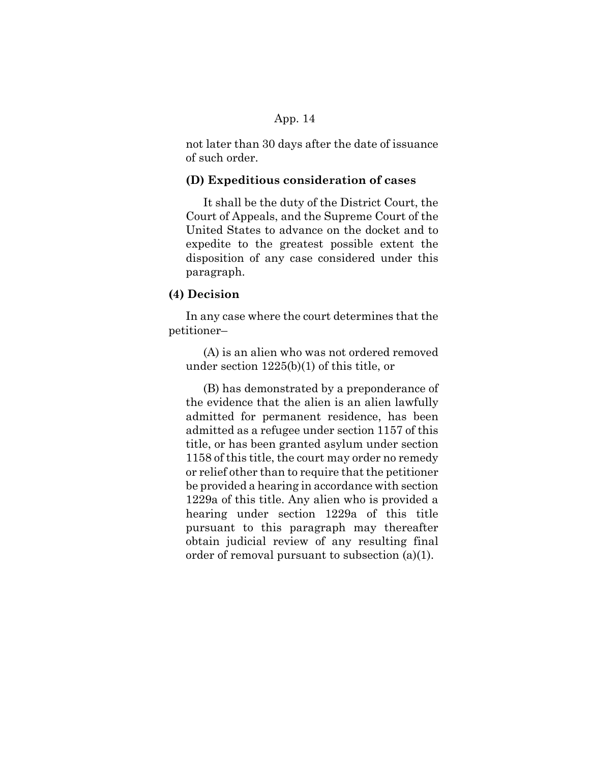not later than 30 days after the date of issuance of such order.

**(D) Expeditious consideration of cases**

It shall be the duty of the District Court, the Court of Appeals, and the Supreme Court of the United States to advance on the docket and to expedite to the greatest possible extent the disposition of any case considered under this paragraph.

**(4) Decision**

In any case where the court determines that the petitioner–

(A) is an alien who was not ordered removed under section 1225(b)(1) of this title, or

(B) has demonstrated by a preponderance of the evidence that the alien is an alien lawfully admitted for permanent residence, has been admitted as a refugee under section 1157 of this title, or has been granted asylum under section 1158 of this title, the court may order no remedy or relief other than to require that the petitioner be provided a hearing in accordance with section 1229a of this title. Any alien who is provided a hearing under section 1229a of this title pursuant to this paragraph may thereafter obtain judicial review of any resulting final order of removal pursuant to subsection (a)(1).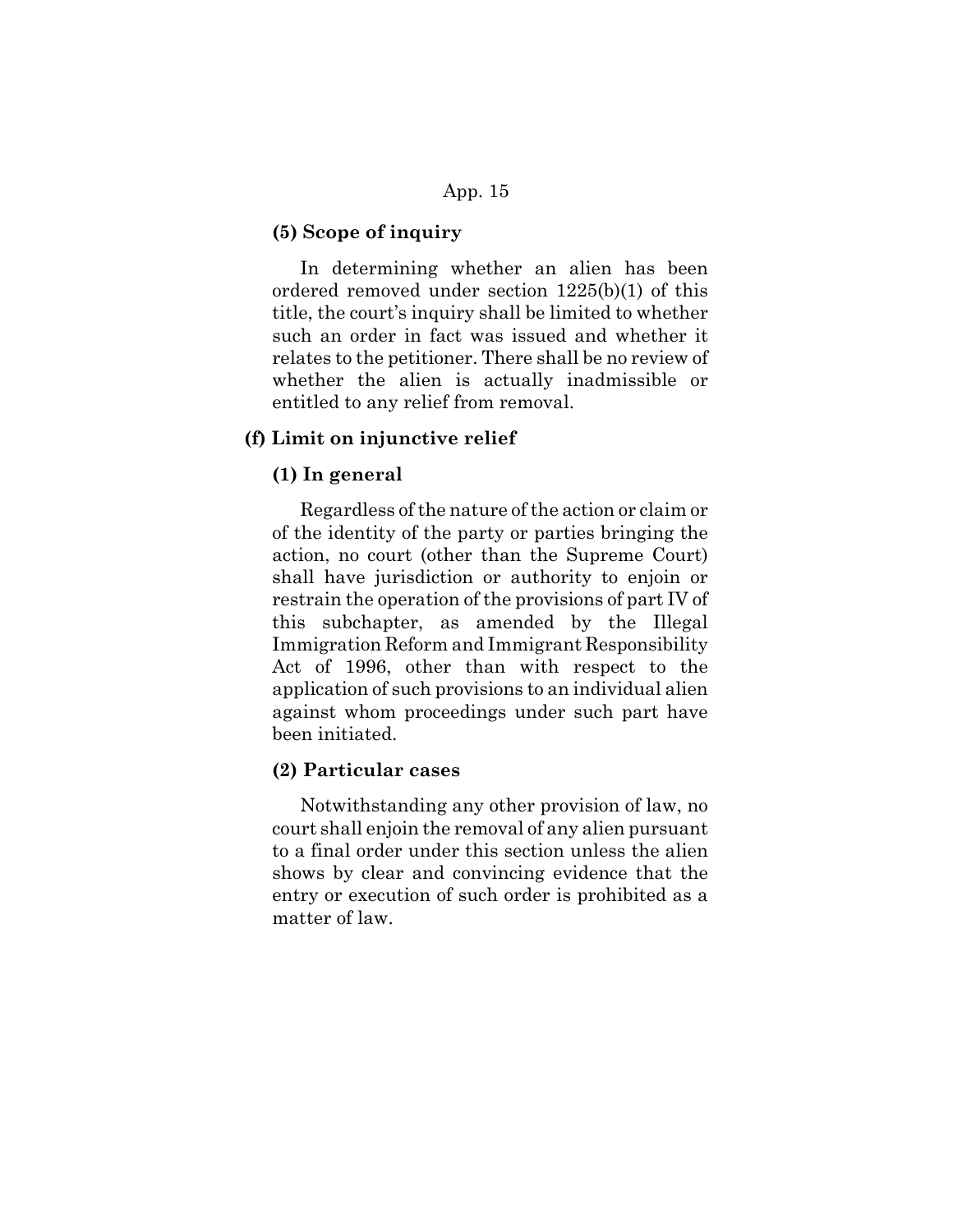**(5) Scope of inquiry**

In determining whether an alien has been ordered removed under section 1225(b)(1) of this title, the court's inquiry shall be limited to whether such an order in fact was issued and whether it relates to the petitioner. There shall be no review of whether the alien is actually inadmissible or entitled to any relief from removal.

**(f) Limit on injunctive relief**

**(1) In general**

Regardless of the nature of the action or claim or of the identity of the party or parties bringing the action, no court (other than the Supreme Court) shall have jurisdiction or authority to enjoin or restrain the operation of the provisions of part IV of this subchapter, as amended by the Illegal Immigration Reform and Immigrant Responsibility Act of 1996, other than with respect to the application of such provisions to an individual alien against whom proceedings under such part have been initiated.

**(2) Particular cases**

Notwithstanding any other provision of law, no court shall enjoin the removal of any alien pursuant to a final order under this section unless the alien shows by clear and convincing evidence that the entry or execution of such order is prohibited as a matter of law.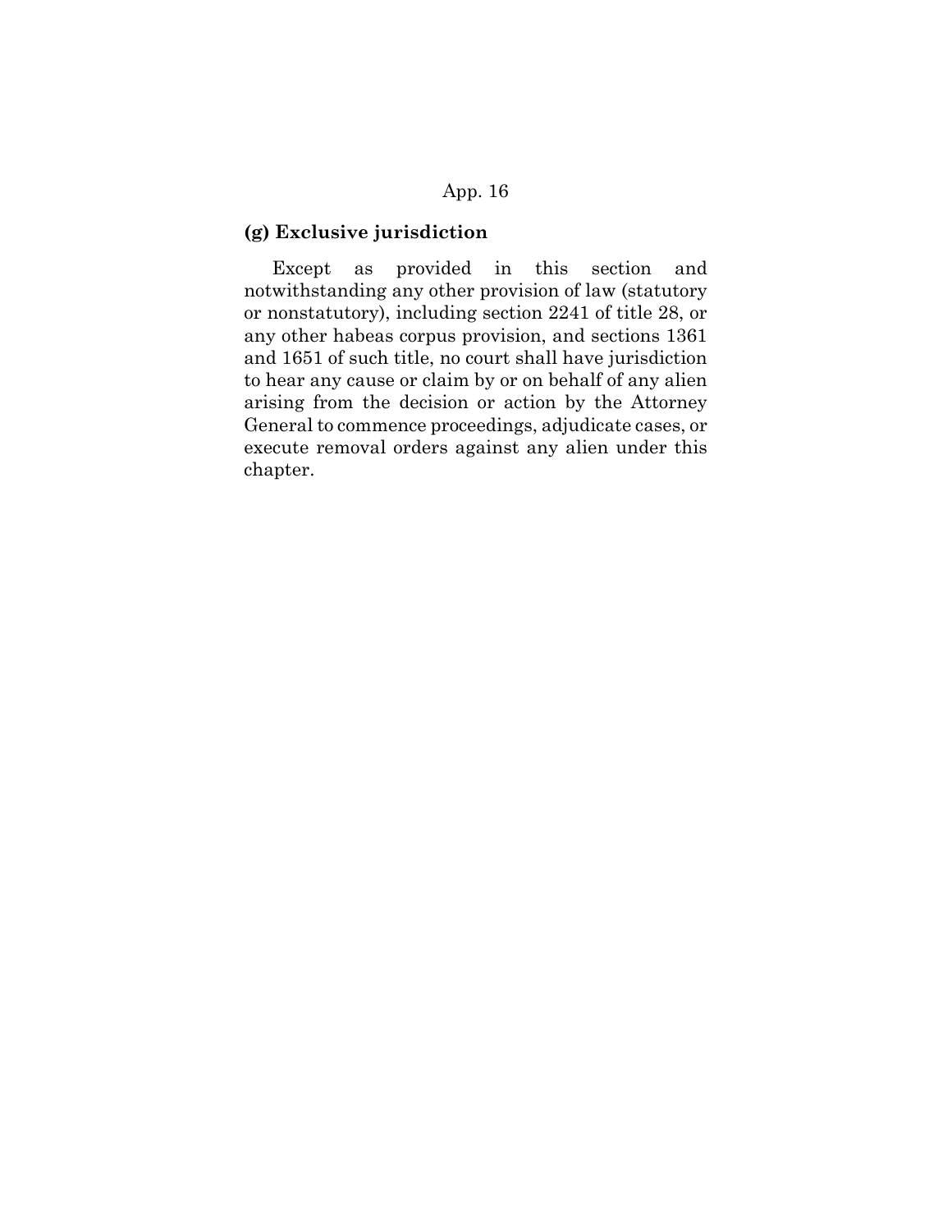**(g) Exclusive jurisdiction**

Except as provided in this section and notwithstanding any other provision of law (statutory or nonstatutory), including section 2241 of title 28, or any other habeas corpus provision, and sections 1361 and 1651 of such title, no court shall have jurisdiction to hear any cause or claim by or on behalf of any alien arising from the decision or action by the Attorney General to commence proceedings, adjudicate cases, or execute removal orders against any alien under this chapter.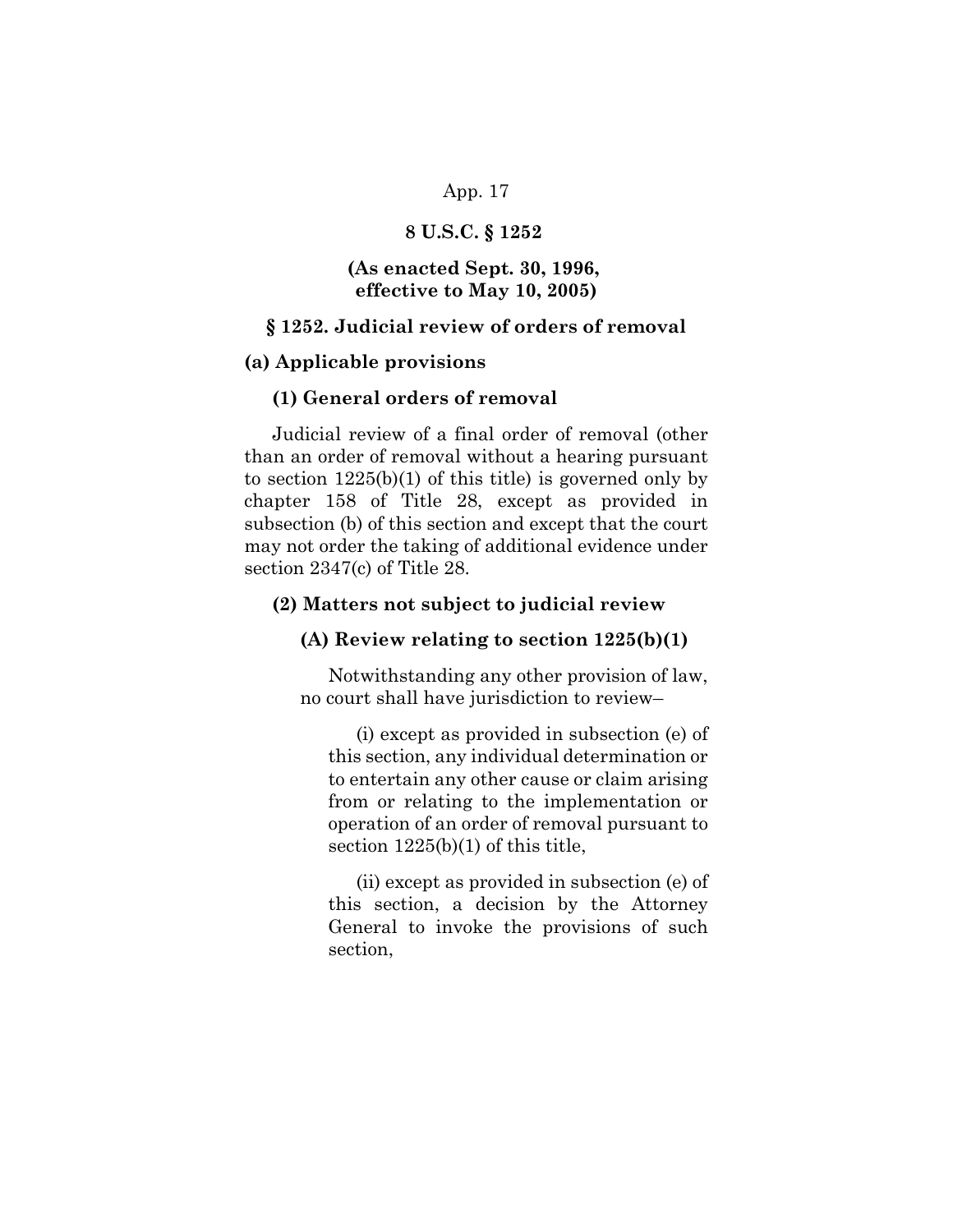**8 U.S.C. § 1252**

**(As enacted Sept. 30, 1996, effective to May 10, 2005)**

## § 1252. Judicial review of orders of removal

### (a) Applicable provisions

#### (1) General orders of removal

Judicial review of a final order of removal (other than an order of removal without a hearing pursuant to section 1225(b)(1) of this title) is governed only by chapter 158 of Title 28, except as provided in subsection (b) of this section and except that the court may not order the taking of additional evidence under section 2347(c) of Title 28.

#### (2) Matters not subject to judicial review

##### (A) Review relating to section 1225(b)(1)

Notwithstanding any other provision of law, no court shall have jurisdiction to review–

(i) except as provided in subsection (e) of this section, any individual determination or to entertain any other cause or claim arising from or relating to the implementation or operation of an order of removal pursuant to section 1225(b)(1) of this title,

(ii) except as provided in subsection (e) of this section, a decision by the Attorney General to invoke the provisions of such section,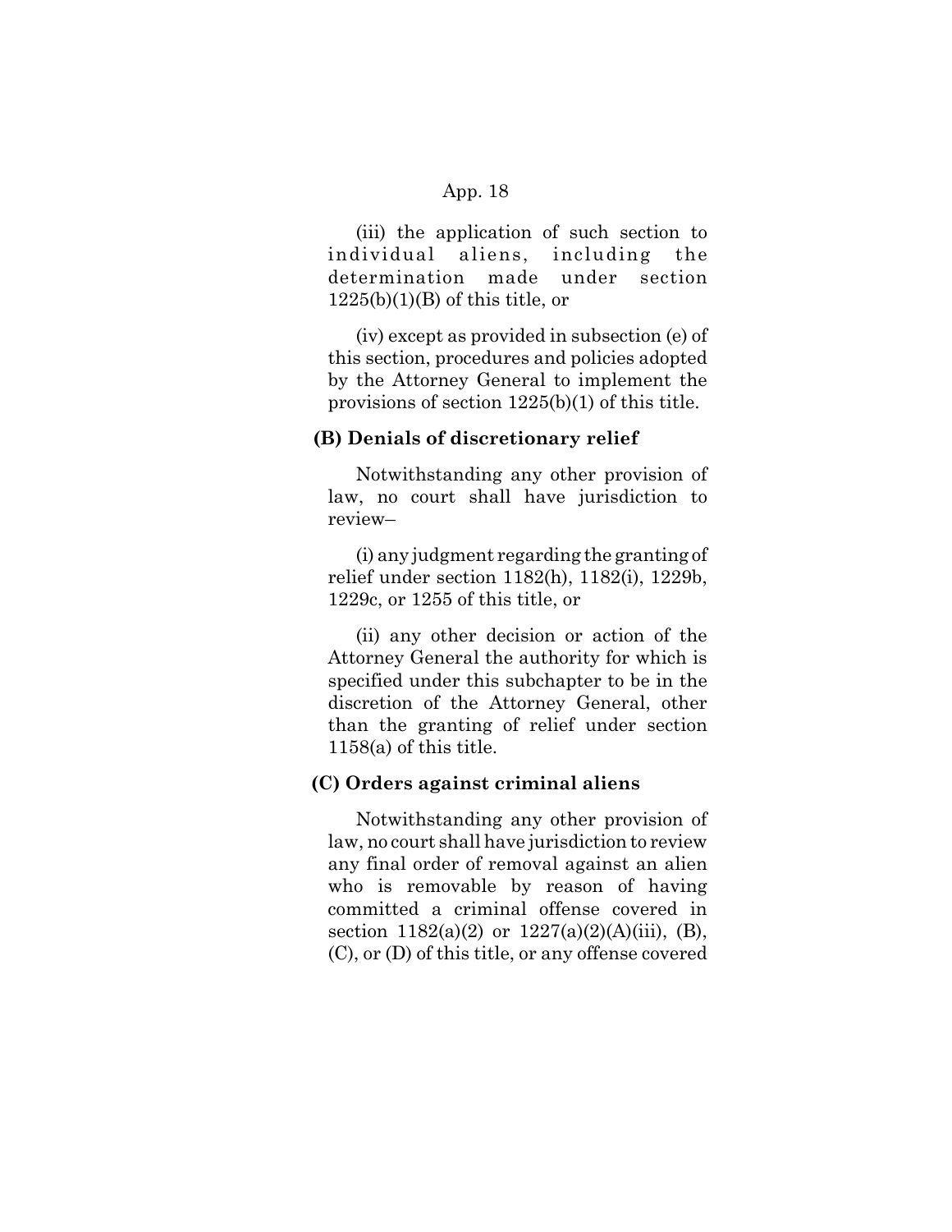(iii) the application of such section to individual aliens, including the determination made under section 1225(b)(1)(B) of this title, or

(iv) except as provided in subsection (e) of this section, procedures and policies adopted by the Attorney General to implement the provisions of section 1225(b)(1) of this title.

**(B) Denials of discretionary relief**

Notwithstanding any other provision of law, no court shall have jurisdiction to review–

(i) any judgment regarding the granting of relief under section 1182(h), 1182(i), 1229b, 1229c, or 1255 of this title, or

(ii) any other decision or action of the Attorney General the authority for which is specified under this subchapter to be in the discretion of the Attorney General, other than the granting of relief under section 1158(a) of this title.

**(C) Orders against criminal aliens**

Notwithstanding any other provision of law, no court shall have jurisdiction to review any final order of removal against an alien who is removable by reason of having committed a criminal offense covered in section 1182(a)(2) or 1227(a)(2)(A)(iii), (B), (C), or (D) of this title, or any offense covered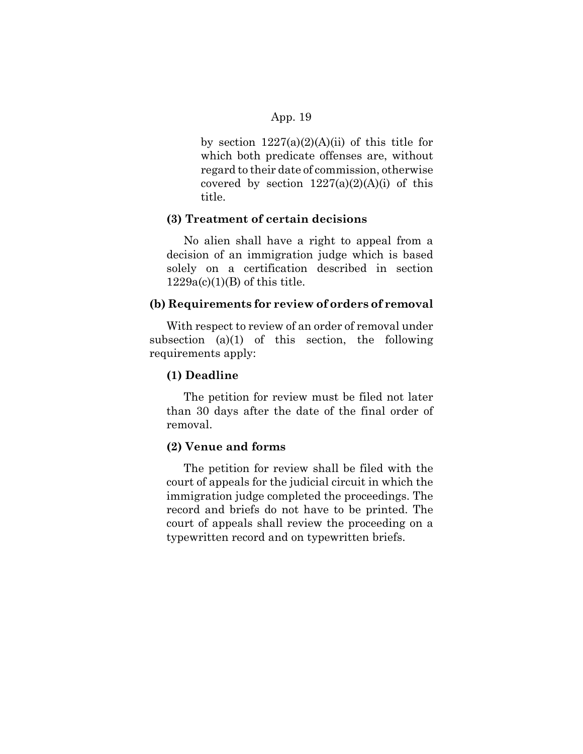by section 1227(a)(2)(A)(ii) of this title for which both predicate offenses are, without regard to their date of commission, otherwise covered by section 1227(a)(2)(A)(i) of this title.

**(3) Treatment of certain decisions**

No alien shall have a right to appeal from a decision of an immigration judge which is based solely on a certification described in section 1229a(c)(1)(B) of this title.

**(b) Requirements for review of orders of removal**

With respect to review of an order of removal under subsection (a)(1) of this section, the following requirements apply:

**(1) Deadline**

The petition for review must be filed not later than 30 days after the date of the final order of removal.

**(2) Venue and forms**

The petition for review shall be filed with the court of appeals for the judicial circuit in which the immigration judge completed the proceedings. The record and briefs do not have to be printed. The court of appeals shall review the proceeding on a typewritten record and on typewritten briefs.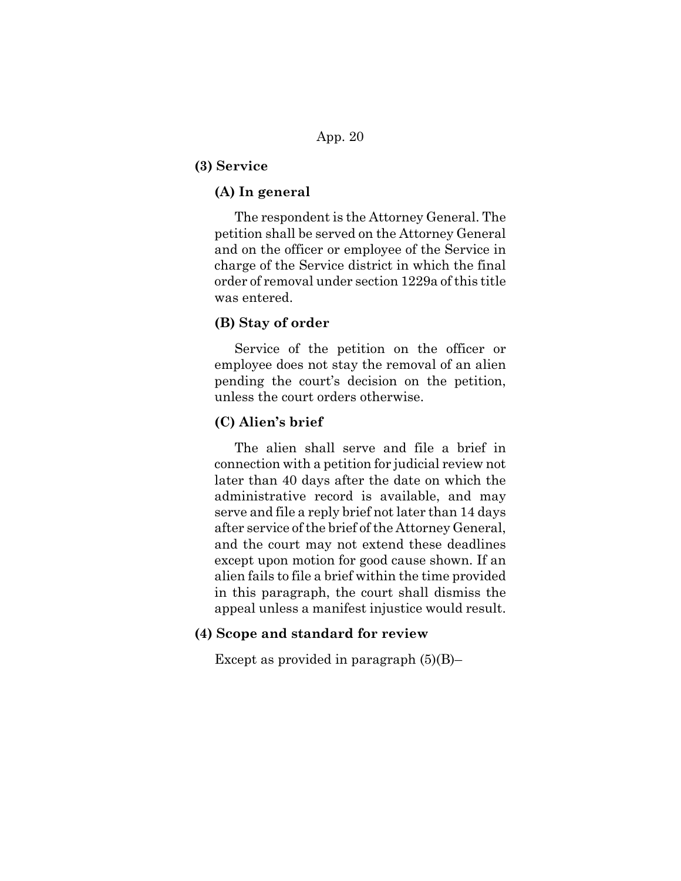**(3) Service**

**(A) In general**

The respondent is the Attorney General. The petition shall be served on the Attorney General and on the officer or employee of the Service in charge of the Service district in which the final order of removal under section 1229a of this title was entered.

**(B) Stay of order**

Service of the petition on the officer or employee does not stay the removal of an alien pending the court's decision on the petition, unless the court orders otherwise.

**(C) Alien's brief**

The alien shall serve and file a brief in connection with a petition for judicial review not later than 40 days after the date on which the administrative record is available, and may serve and file a reply brief not later than 14 days after service of the brief of the Attorney General, and the court may not extend these deadlines except upon motion for good cause shown. If an alien fails to file a brief within the time provided in this paragraph, the court shall dismiss the appeal unless a manifest injustice would result.

**(4) Scope and standard for review**

Except as provided in paragraph (5)(B)–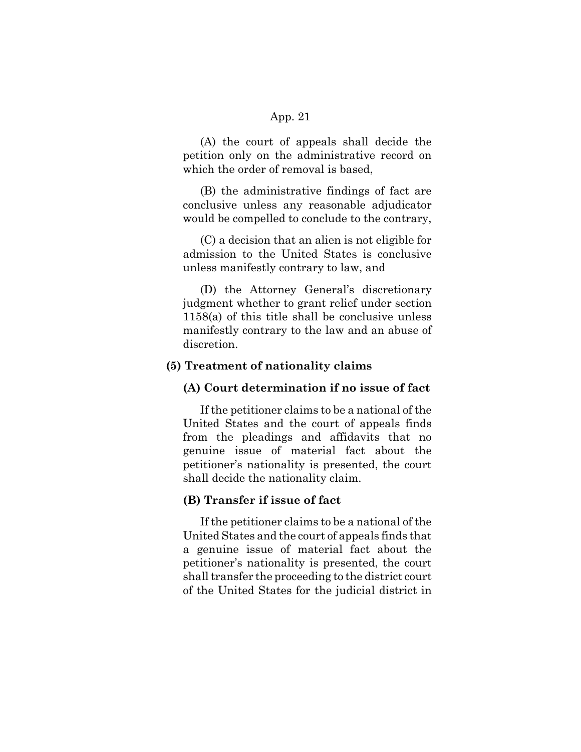(A) the court of appeals shall decide the petition only on the administrative record on which the order of removal is based,

(B) the administrative findings of fact are conclusive unless any reasonable adjudicator would be compelled to conclude to the contrary,

(C) a decision that an alien is not eligible for admission to the United States is conclusive unless manifestly contrary to law, and

(D) the Attorney General's discretionary judgment whether to grant relief under section 1158(a) of this title shall be conclusive unless manifestly contrary to the law and an abuse of discretion.

**(5) Treatment of nationality claims**

**(A) Court determination if no issue of fact**

If the petitioner claims to be a national of the United States and the court of appeals finds from the pleadings and affidavits that no genuine issue of material fact about the petitioner's nationality is presented, the court shall decide the nationality claim.

**(B) Transfer if issue of fact**

If the petitioner claims to be a national of the United States and the court of appeals finds that a genuine issue of material fact about the petitioner's nationality is presented, the court shall transfer the proceeding to the district court of the United States for the judicial district in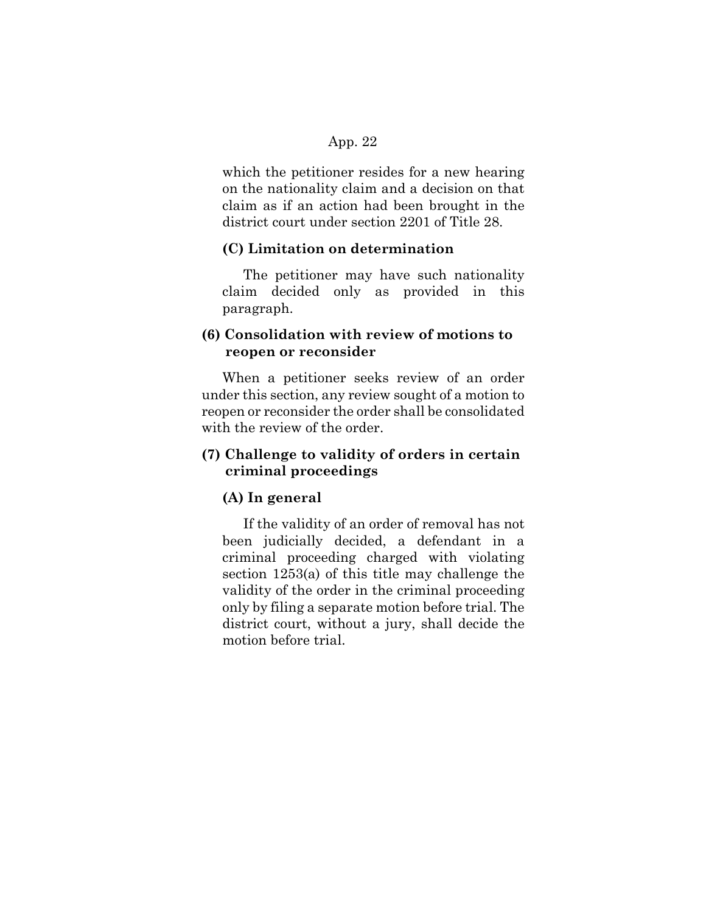which the petitioner resides for a new hearing on the nationality claim and a decision on that claim as if an action had been brought in the district court under section 2201 of Title 28.

**(C) Limitation on determination**

The petitioner may have such nationality claim decided only as provided in this paragraph.

**(6) Consolidation with review of motions to reopen or reconsider**

When a petitioner seeks review of an order under this section, any review sought of a motion to reopen or reconsider the order shall be consolidated with the review of the order.

**(7) Challenge to validity of orders in certain criminal proceedings**

**(A) In general**

If the validity of an order of removal has not been judicially decided, a defendant in a criminal proceeding charged with violating section 1253(a) of this title may challenge the validity of the order in the criminal proceeding only by filing a separate motion before trial. The district court, without a jury, shall decide the motion before trial.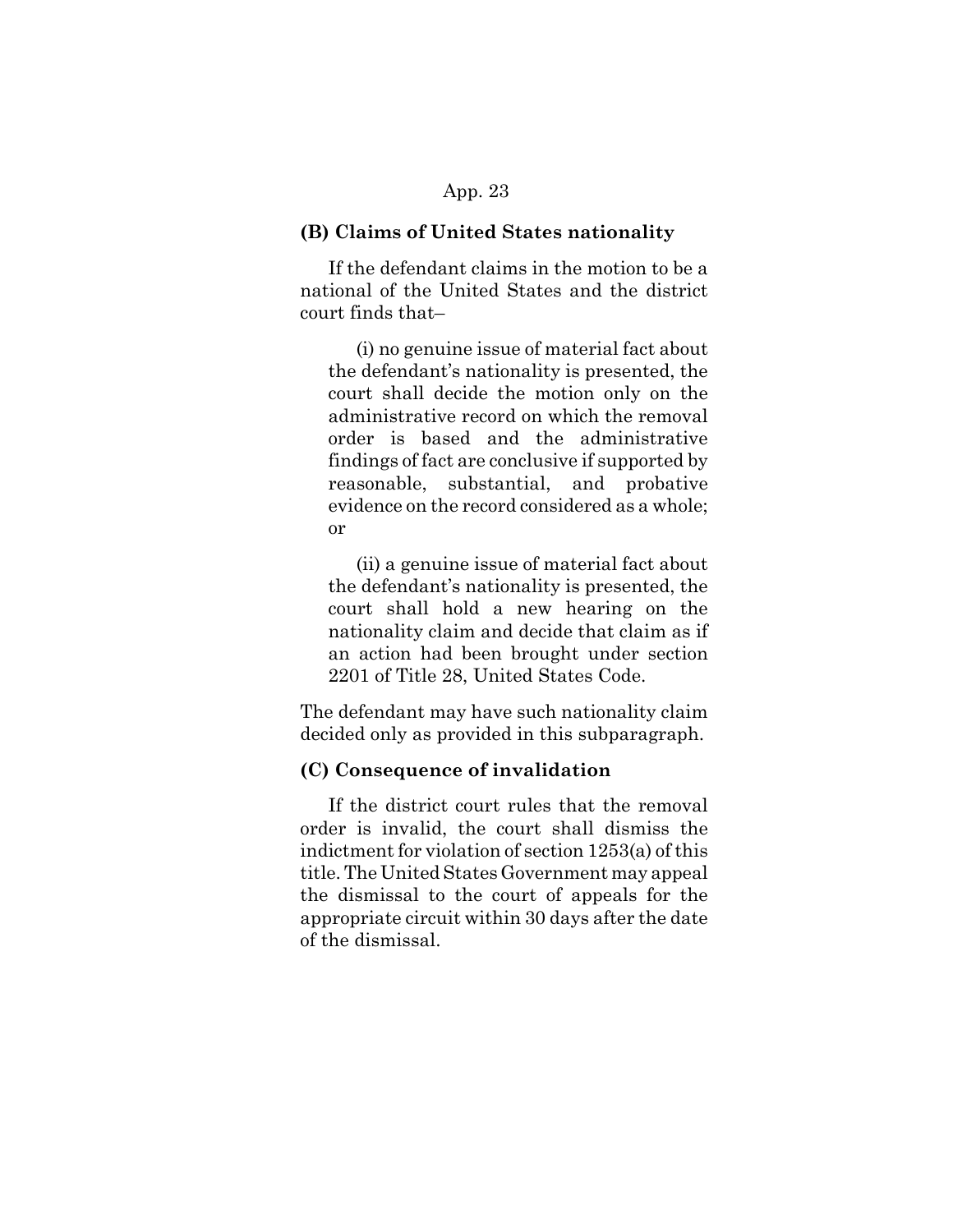**(B) Claims of United States nationality**

If the defendant claims in the motion to be a national of the United States and the district court finds that–

(i) no genuine issue of material fact about the defendant's nationality is presented, the court shall decide the motion only on the administrative record on which the removal order is based and the administrative findings of fact are conclusive if supported by reasonable, substantial, and probative evidence on the record considered as a whole; or

(ii) a genuine issue of material fact about the defendant's nationality is presented, the court shall hold a new hearing on the nationality claim and decide that claim as if an action had been brought under section 2201 of Title 28, United States Code.

The defendant may have such nationality claim decided only as provided in this subparagraph.

**(C) Consequence of invalidation**

If the district court rules that the removal order is invalid, the court shall dismiss the indictment for violation of section 1253(a) of this title. The United States Government may appeal the dismissal to the court of appeals for the appropriate circuit within 30 days after the date of the dismissal.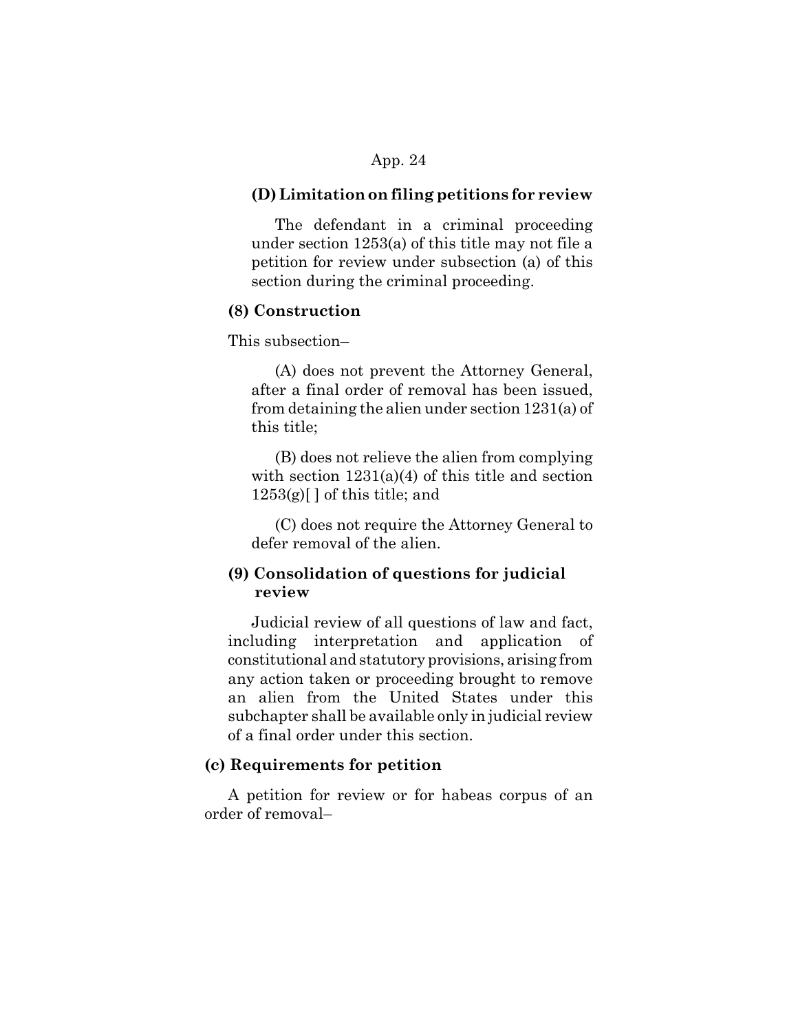**(D) Limitation on filing petitions for review**

The defendant in a criminal proceeding under section 1253(a) of this title may not file a petition for review under subsection (a) of this section during the criminal proceeding.

**(8) Construction**

This subsection–

(A) does not prevent the Attorney General, after a final order of removal has been issued, from detaining the alien under section 1231(a) of this title;

(B) does not relieve the alien from complying with section 1231(a)(4) of this title and section 1253(g)[ ] of this title; and

(C) does not require the Attorney General to defer removal of the alien.

**(9) Consolidation of questions for judicial review**

Judicial review of all questions of law and fact, including interpretation and application of constitutional and statutory provisions, arising from any action taken or proceeding brought to remove an alien from the United States under this subchapter shall be available only in judicial review of a final order under this section.

**(c) Requirements for petition**

A petition for review or for habeas corpus of an order of removal–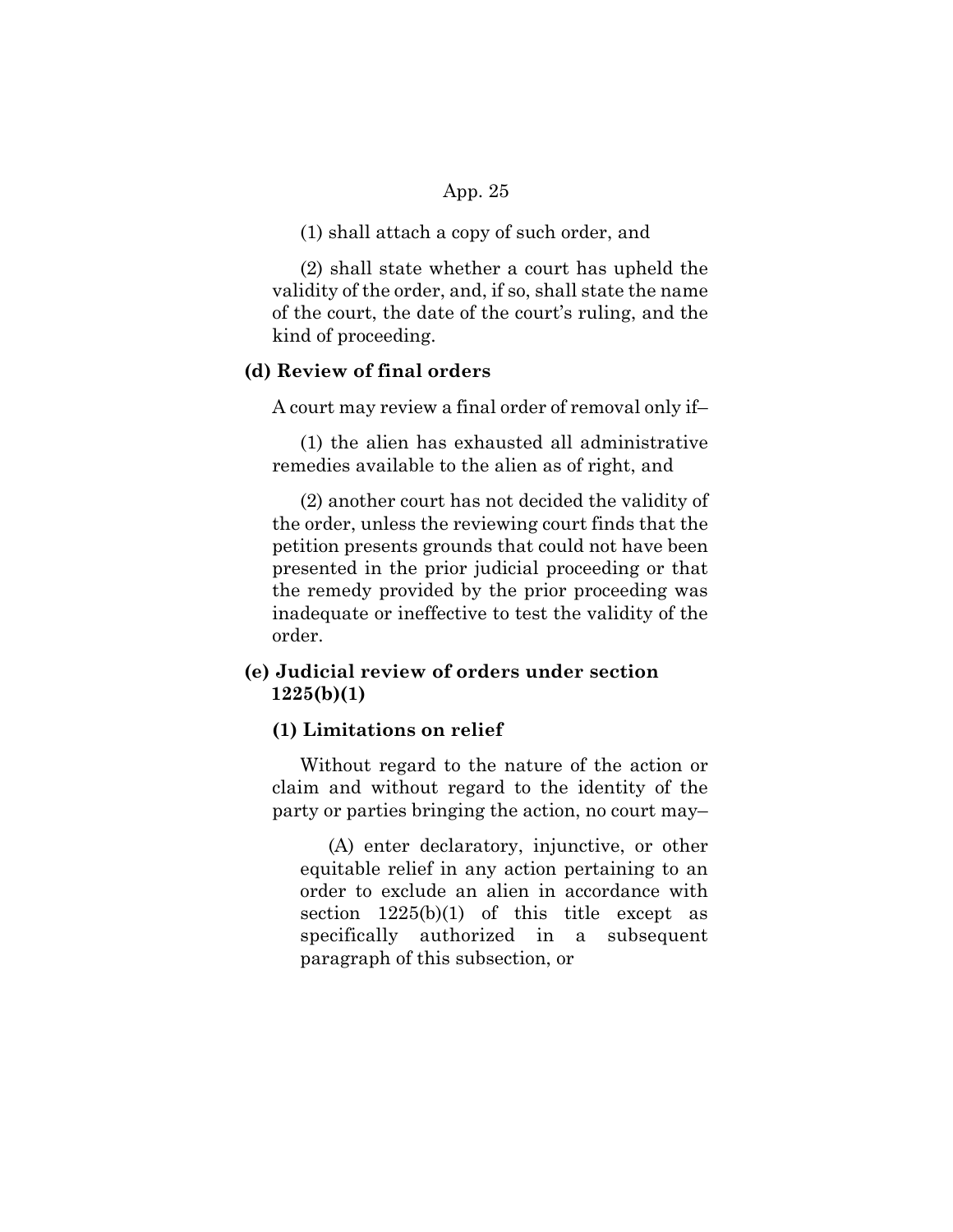(1) shall attach a copy of such order, and

(2) shall state whether a court has upheld the validity of the order, and, if so, shall state the name of the court, the date of the court's ruling, and the kind of proceeding.

**(d) Review of final orders**

A court may review a final order of removal only if–

(1) the alien has exhausted all administrative remedies available to the alien as of right, and

(2) another court has not decided the validity of the order, unless the reviewing court finds that the petition presents grounds that could not have been presented in the prior judicial proceeding or that the remedy provided by the prior proceeding was inadequate or ineffective to test the validity of the order.

**(e) Judicial review of orders under section 1225(b)(1)**

**(1) Limitations on relief**

Without regard to the nature of the action or claim and without regard to the identity of the party or parties bringing the action, no court may–

(A) enter declaratory, injunctive, or other equitable relief in any action pertaining to an order to exclude an alien in accordance with section 1225(b)(1) of this title except as specifically authorized in a subsequent paragraph of this subsection, or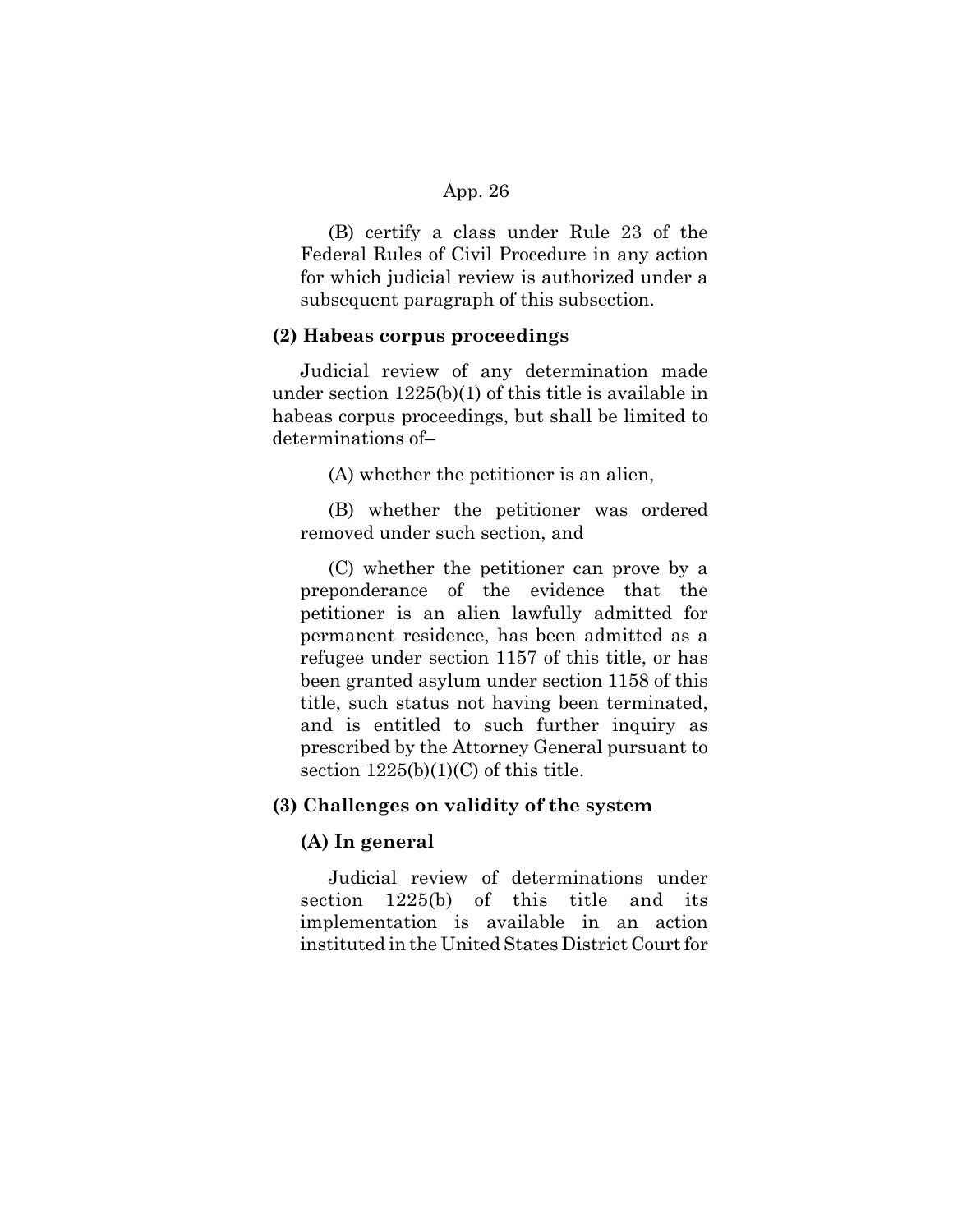(B) certify a class under Rule 23 of the Federal Rules of Civil Procedure in any action for which judicial review is authorized under a subsequent paragraph of this subsection.

**(2) Habeas corpus proceedings**

Judicial review of any determination made under section 1225(b)(1) of this title is available in habeas corpus proceedings, but shall be limited to determinations of–

(A) whether the petitioner is an alien,

(B) whether the petitioner was ordered removed under such section, and

(C) whether the petitioner can prove by a preponderance of the evidence that the petitioner is an alien lawfully admitted for permanent residence, has been admitted as a refugee under section 1157 of this title, or has been granted asylum under section 1158 of this title, such status not having been terminated, and is entitled to such further inquiry as prescribed by the Attorney General pursuant to section 1225(b)(1)(C) of this title.

**(3) Challenges on validity of the system**

**(A) In general**

Judicial review of determinations under section 1225(b) of this title and its implementation is available in an action instituted in the United States District Court for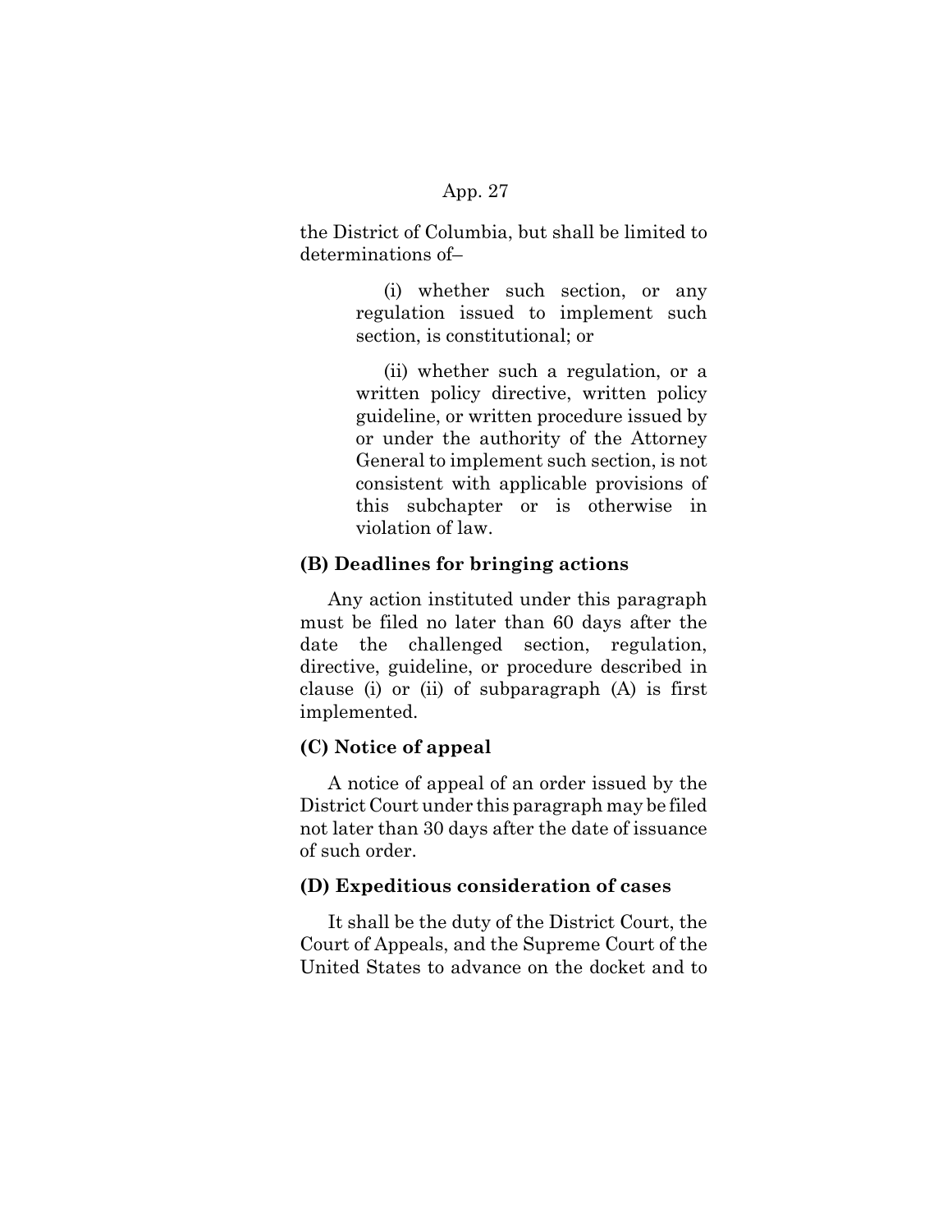the District of Columbia, but shall be limited to determinations of–

> (i) whether such section, or any regulation issued to implement such section, is constitutional; or
>
> (ii) whether such a regulation, or a written policy directive, written policy guideline, or written procedure issued by or under the authority of the Attorney General to implement such section, is not consistent with applicable provisions of this subchapter or is otherwise in violation of law.

**(B) Deadlines for bringing actions**

Any action instituted under this paragraph must be filed no later than 60 days after the date the challenged section, regulation, directive, guideline, or procedure described in clause (i) or (ii) of subparagraph (A) is first implemented.

**(C) Notice of appeal**

A notice of appeal of an order issued by the District Court under this paragraph may be filed not later than 30 days after the date of issuance of such order.

**(D) Expeditious consideration of cases**

It shall be the duty of the District Court, the Court of Appeals, and the Supreme Court of the United States to advance on the docket and to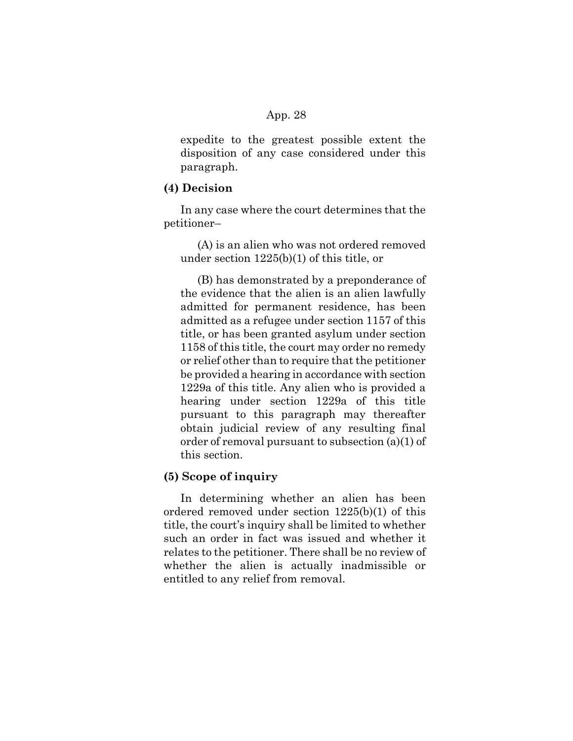expedite to the greatest possible extent the disposition of any case considered under this paragraph.

**(4) Decision**

In any case where the court determines that the petitioner–

(A) is an alien who was not ordered removed under section 1225(b)(1) of this title, or

(B) has demonstrated by a preponderance of the evidence that the alien is an alien lawfully admitted for permanent residence, has been admitted as a refugee under section 1157 of this title, or has been granted asylum under section 1158 of this title, the court may order no remedy or relief other than to require that the petitioner be provided a hearing in accordance with section 1229a of this title. Any alien who is provided a hearing under section 1229a of this title pursuant to this paragraph may thereafter obtain judicial review of any resulting final order of removal pursuant to subsection (a)(1) of this section.

**(5) Scope of inquiry**

In determining whether an alien has been ordered removed under section 1225(b)(1) of this title, the court's inquiry shall be limited to whether such an order in fact was issued and whether it relates to the petitioner. There shall be no review of whether the alien is actually inadmissible or entitled to any relief from removal.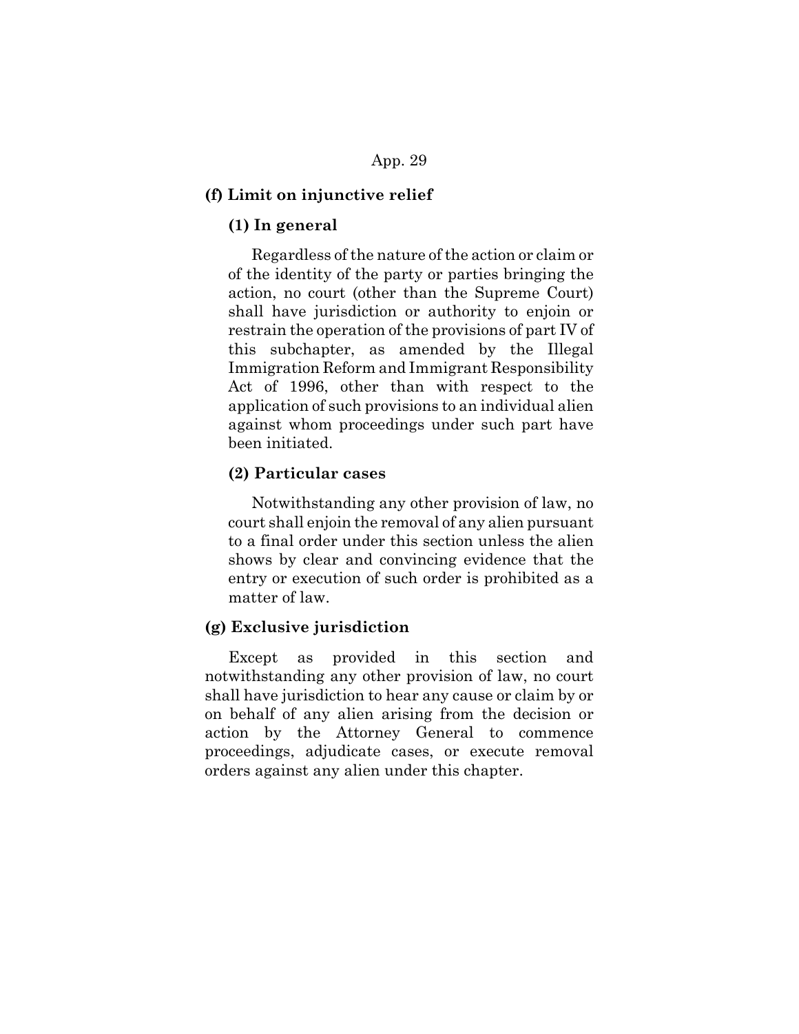### (f) Limit on injunctive relief

#### (1) In general

Regardless of the nature of the action or claim or of the identity of the party or parties bringing the action, no court (other than the Supreme Court) shall have jurisdiction or authority to enjoin or restrain the operation of the provisions of part IV of this subchapter, as amended by the Illegal Immigration Reform and Immigrant Responsibility Act of 1996, other than with respect to the application of such provisions to an individual alien against whom proceedings under such part have been initiated.

#### (2) Particular cases

Notwithstanding any other provision of law, no court shall enjoin the removal of any alien pursuant to a final order under this section unless the alien shows by clear and convincing evidence that the entry or execution of such order is prohibited as a matter of law.

### (g) Exclusive jurisdiction

Except as provided in this section and notwithstanding any other provision of law, no court shall have jurisdiction to hear any cause or claim by or on behalf of any alien arising from the decision or action by the Attorney General to commence proceedings, adjudicate cases, or execute removal orders against any alien under this chapter.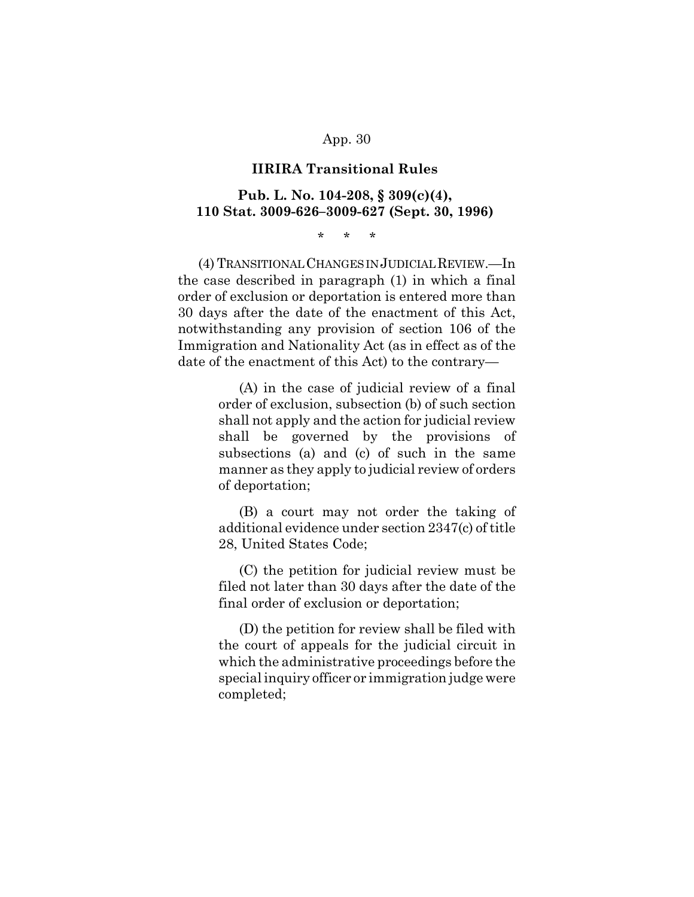**IIRIRA Transitional Rules**

**Pub. L. No. 104-208, § 309(c)(4), 110 Stat. 3009-626–3009-627 (Sept. 30, 1996)**

\* \* \*

(4) TRANSITIONAL CHANGES IN JUDICIAL REVIEW.—In the case described in paragraph (1) in which a final order of exclusion or deportation is entered more than 30 days after the date of the enactment of this Act, notwithstanding any provision of section 106 of the Immigration and Nationality Act (as in effect as of the date of the enactment of this Act) to the contrary—

> (A) in the case of judicial review of a final order of exclusion, subsection (b) of such section shall not apply and the action for judicial review shall be governed by the provisions of subsections (a) and (c) of such in the same manner as they apply to judicial review of orders of deportation;
>
> (B) a court may not order the taking of additional evidence under section 2347(c) of title 28, United States Code;
>
> (C) the petition for judicial review must be filed not later than 30 days after the date of the final order of exclusion or deportation;
>
> (D) the petition for review shall be filed with the court of appeals for the judicial circuit in which the administrative proceedings before the special inquiry officer or immigration judge were completed;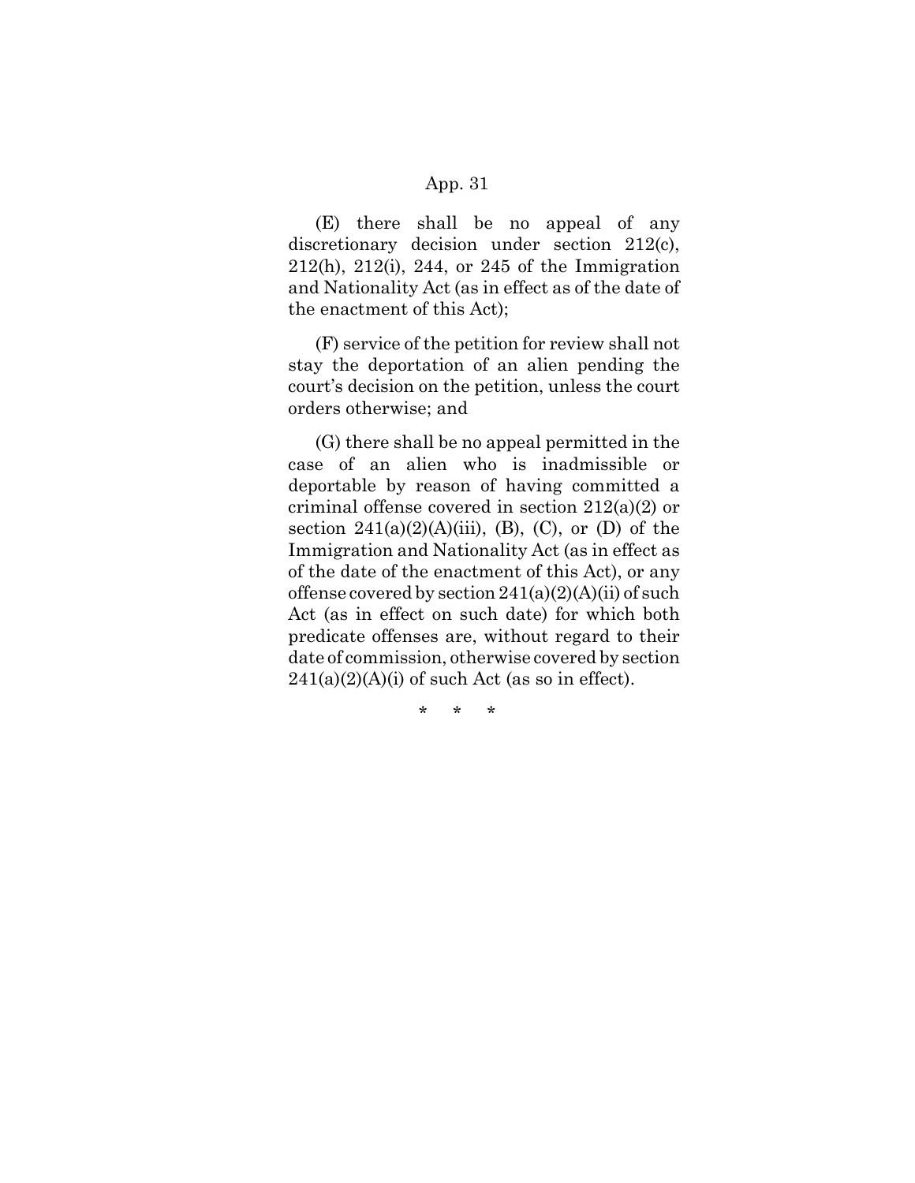(E) there shall be no appeal of any discretionary decision under section 212(c), 212(h), 212(i), 244, or 245 of the Immigration and Nationality Act (as in effect as of the date of the enactment of this Act);

(F) service of the petition for review shall not stay the deportation of an alien pending the court's decision on the petition, unless the court orders otherwise; and

(G) there shall be no appeal permitted in the case of an alien who is inadmissible or deportable by reason of having committed a criminal offense covered in section 212(a)(2) or section 241(a)(2)(A)(iii), (B), (C), or (D) of the Immigration and Nationality Act (as in effect as of the date of the enactment of this Act), or any offense covered by section 241(a)(2)(A)(ii) of such Act (as in effect on such date) for which both predicate offenses are, without regard to their date of commission, otherwise covered by section 241(a)(2)(A)(i) of such Act (as so in effect).

\* \* \*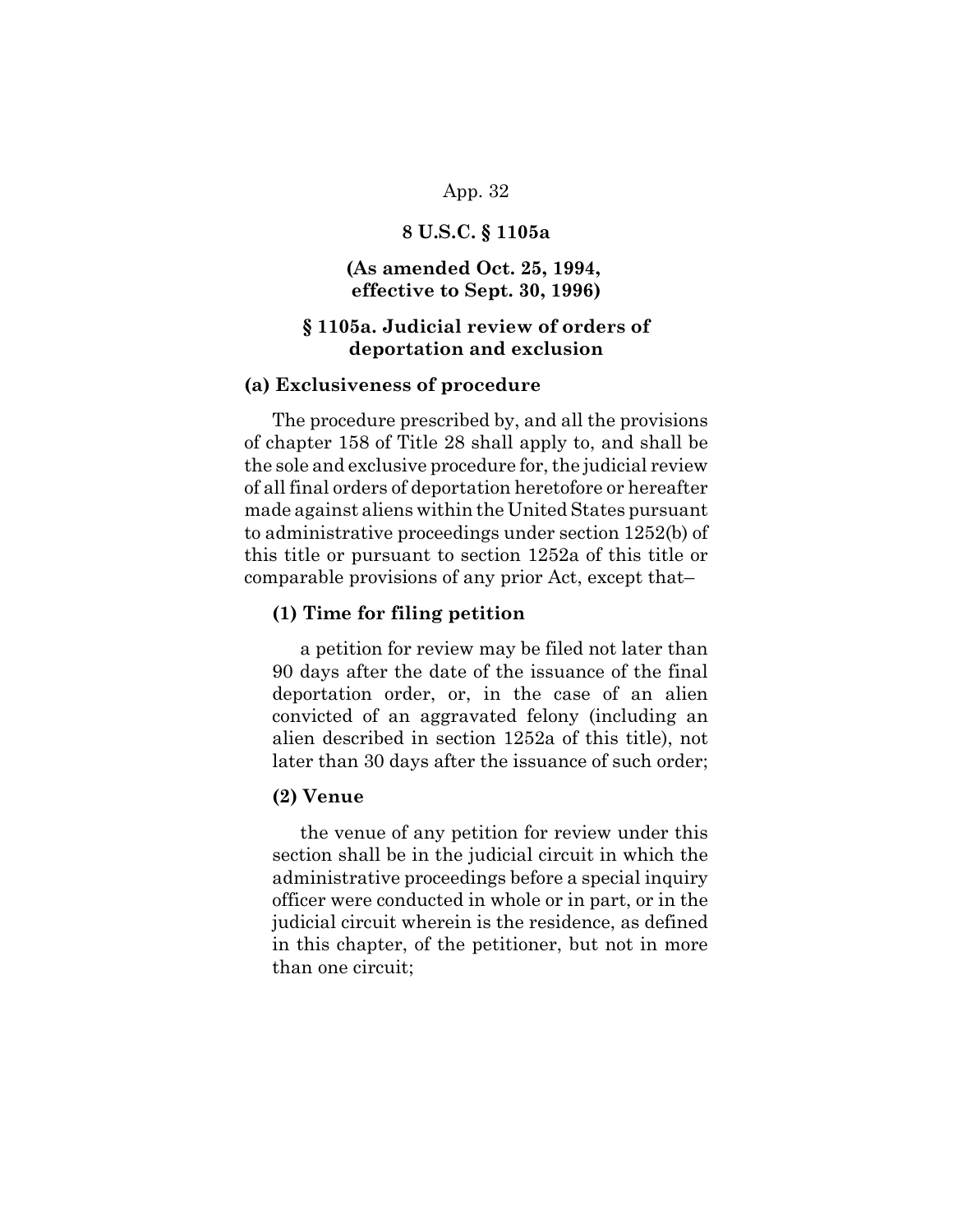## 8 U.S.C. § 1105a

## (As amended Oct. 25, 1994, effective to Sept. 30, 1996)

## § 1105a. Judicial review of orders of deportation and exclusion

### (a) Exclusiveness of procedure

The procedure prescribed by, and all the provisions of chapter 158 of Title 28 shall apply to, and shall be the sole and exclusive procedure for, the judicial review of all final orders of deportation heretofore or hereafter made against aliens within the United States pursuant to administrative proceedings under section 1252(b) of this title or pursuant to section 1252a of this title or comparable provisions of any prior Act, except that–

#### (1) Time for filing petition

a petition for review may be filed not later than 90 days after the date of the issuance of the final deportation order, or, in the case of an alien convicted of an aggravated felony (including an alien described in section 1252a of this title), not later than 30 days after the issuance of such order;

#### (2) Venue

the venue of any petition for review under this section shall be in the judicial circuit in which the administrative proceedings before a special inquiry officer were conducted in whole or in part, or in the judicial circuit wherein is the residence, as defined in this chapter, of the petitioner, but not in more than one circuit;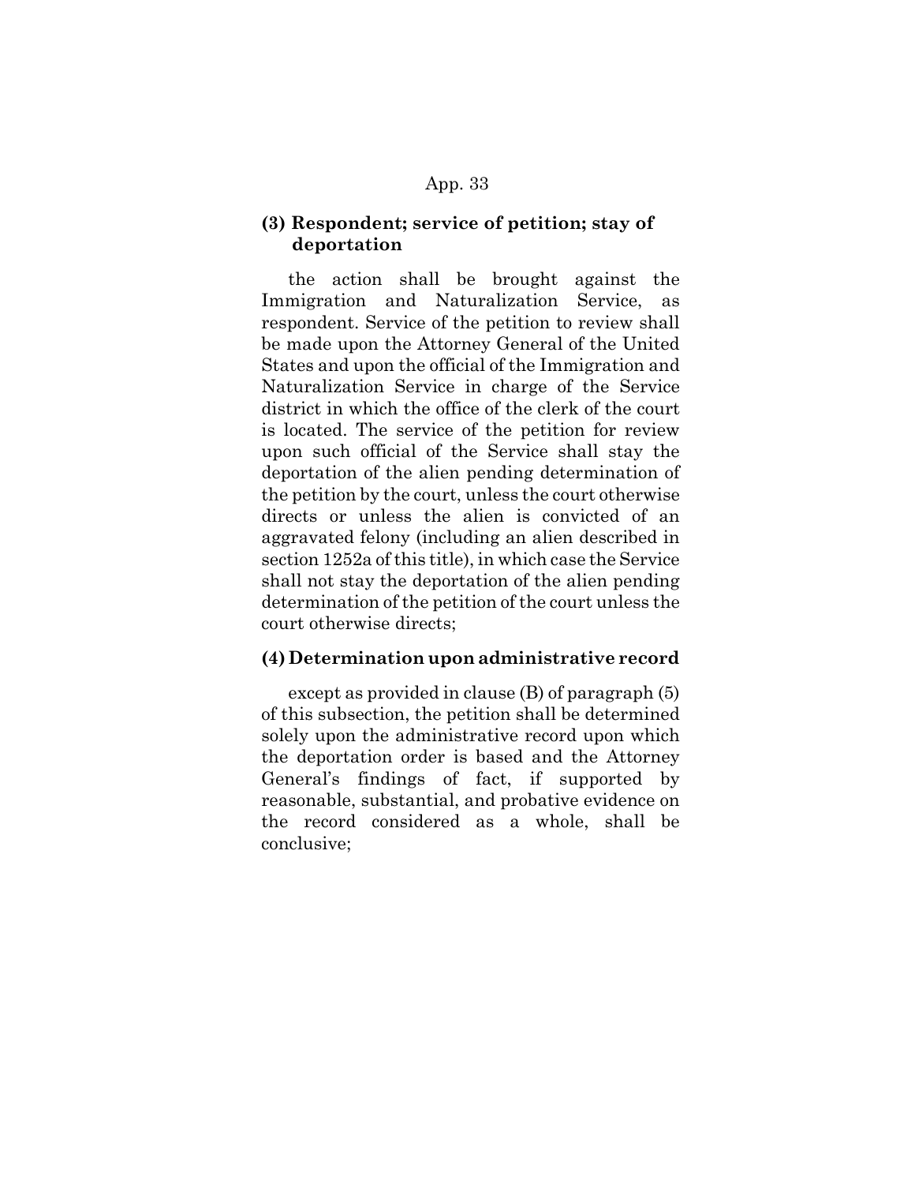**(3) Respondent; service of petition; stay of deportation**

the action shall be brought against the Immigration and Naturalization Service, as respondent. Service of the petition to review shall be made upon the Attorney General of the United States and upon the official of the Immigration and Naturalization Service in charge of the Service district in which the office of the clerk of the court is located. The service of the petition for review upon such official of the Service shall stay the deportation of the alien pending determination of the petition by the court, unless the court otherwise directs or unless the alien is convicted of an aggravated felony (including an alien described in section 1252a of this title), in which case the Service shall not stay the deportation of the alien pending determination of the petition of the court unless the court otherwise directs;

**(4) Determination upon administrative record**

except as provided in clause (B) of paragraph (5) of this subsection, the petition shall be determined solely upon the administrative record upon which the deportation order is based and the Attorney General's findings of fact, if supported by reasonable, substantial, and probative evidence on the record considered as a whole, shall be conclusive;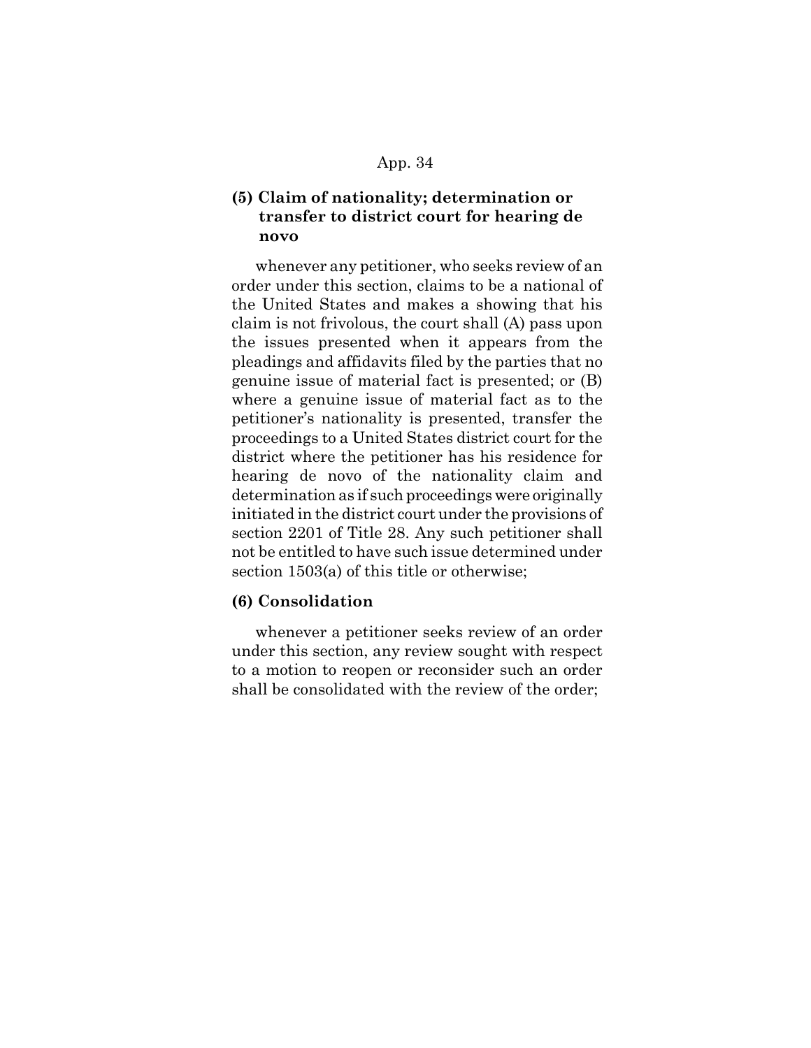**(5) Claim of nationality; determination or transfer to district court for hearing de novo**

whenever any petitioner, who seeks review of an order under this section, claims to be a national of the United States and makes a showing that his claim is not frivolous, the court shall (A) pass upon the issues presented when it appears from the pleadings and affidavits filed by the parties that no genuine issue of material fact is presented; or (B) where a genuine issue of material fact as to the petitioner's nationality is presented, transfer the proceedings to a United States district court for the district where the petitioner has his residence for hearing de novo of the nationality claim and determination as if such proceedings were originally initiated in the district court under the provisions of section 2201 of Title 28. Any such petitioner shall not be entitled to have such issue determined under section 1503(a) of this title or otherwise;

**(6) Consolidation**

whenever a petitioner seeks review of an order under this section, any review sought with respect to a motion to reopen or reconsider such an order shall be consolidated with the review of the order;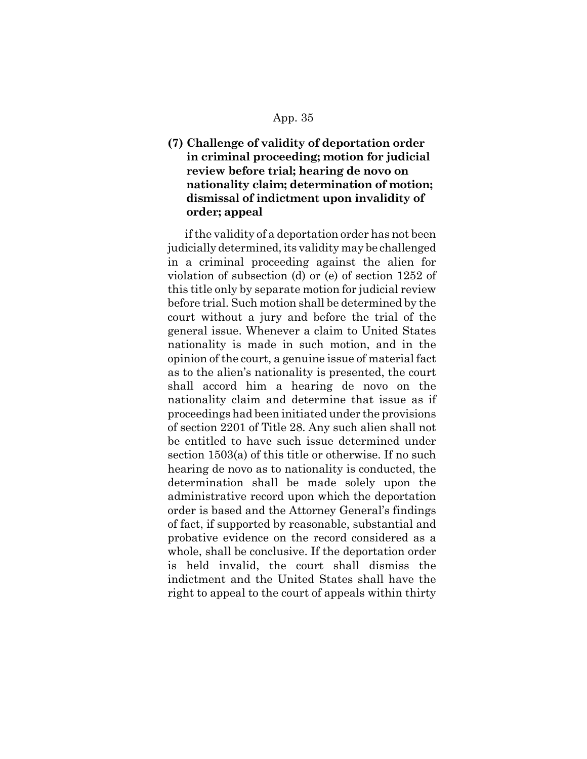**(7) Challenge of validity of deportation order in criminal proceeding; motion for judicial review before trial; hearing de novo on nationality claim; determination of motion; dismissal of indictment upon invalidity of order; appeal**

if the validity of a deportation order has not been judicially determined, its validity may be challenged in a criminal proceeding against the alien for violation of subsection (d) or (e) of section 1252 of this title only by separate motion for judicial review before trial. Such motion shall be determined by the court without a jury and before the trial of the general issue. Whenever a claim to United States nationality is made in such motion, and in the opinion of the court, a genuine issue of material fact as to the alien's nationality is presented, the court shall accord him a hearing de novo on the nationality claim and determine that issue as if proceedings had been initiated under the provisions of section 2201 of Title 28. Any such alien shall not be entitled to have such issue determined under section 1503(a) of this title or otherwise. If no such hearing de novo as to nationality is conducted, the determination shall be made solely upon the administrative record upon which the deportation order is based and the Attorney General's findings of fact, if supported by reasonable, substantial and probative evidence on the record considered as a whole, shall be conclusive. If the deportation order is held invalid, the court shall dismiss the indictment and the United States shall have the right to appeal to the court of appeals within thirty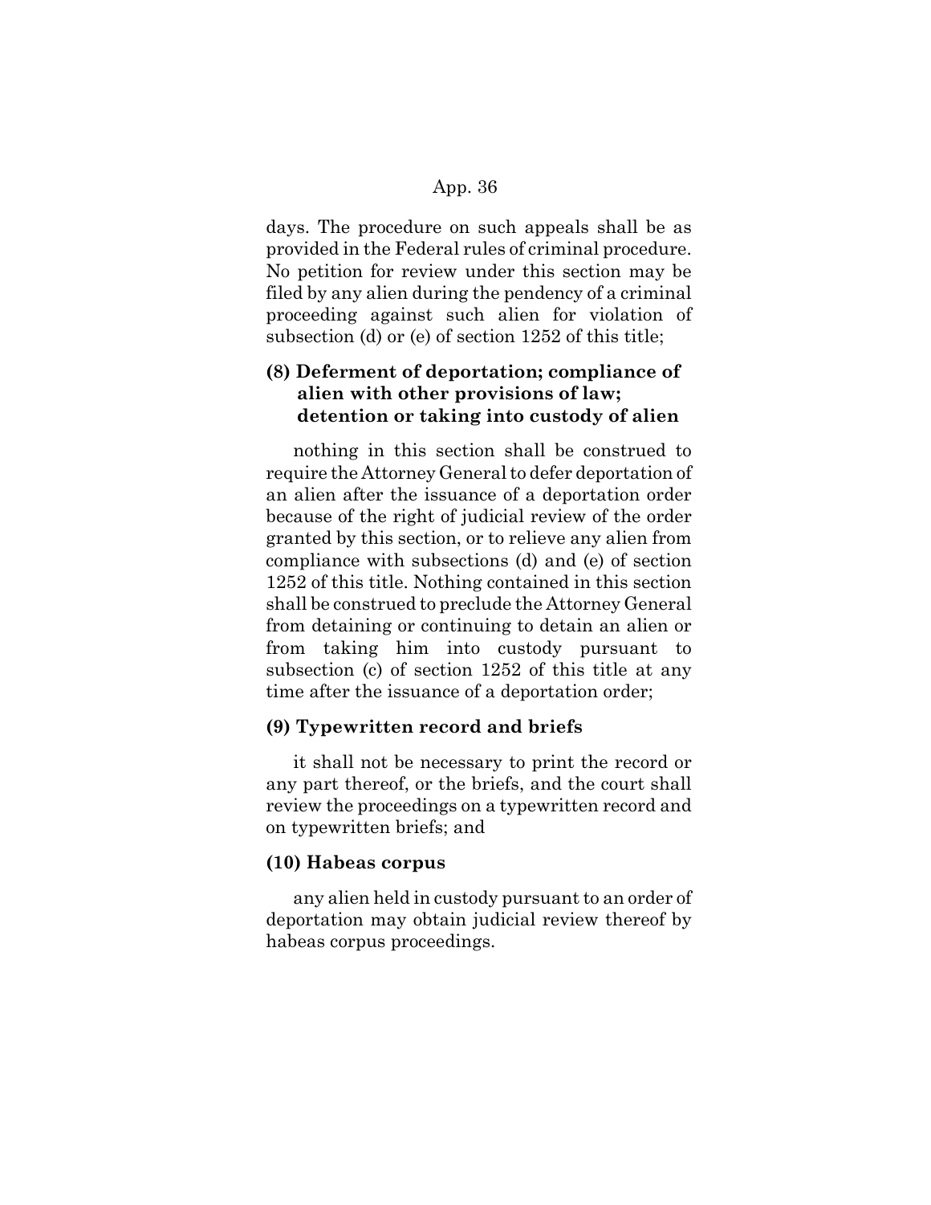days. The procedure on such appeals shall be as provided in the Federal rules of criminal procedure. No petition for review under this section may be filed by any alien during the pendency of a criminal proceeding against such alien for violation of subsection (d) or (e) of section 1252 of this title;

**(8) Deferment of deportation; compliance of alien with other provisions of law; detention or taking into custody of alien**

nothing in this section shall be construed to require the Attorney General to defer deportation of an alien after the issuance of a deportation order because of the right of judicial review of the order granted by this section, or to relieve any alien from compliance with subsections (d) and (e) of section 1252 of this title. Nothing contained in this section shall be construed to preclude the Attorney General from detaining or continuing to detain an alien or from taking him into custody pursuant to subsection (c) of section 1252 of this title at any time after the issuance of a deportation order;

**(9) Typewritten record and briefs**

it shall not be necessary to print the record or any part thereof, or the briefs, and the court shall review the proceedings on a typewritten record and on typewritten briefs; and

**(10) Habeas corpus**

any alien held in custody pursuant to an order of deportation may obtain judicial review thereof by habeas corpus proceedings.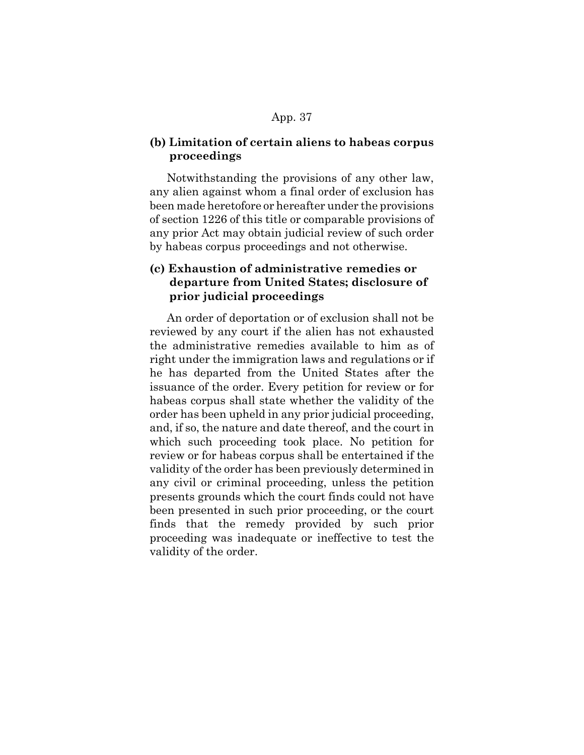**(b) Limitation of certain aliens to habeas corpus proceedings**

Notwithstanding the provisions of any other law, any alien against whom a final order of exclusion has been made heretofore or hereafter under the provisions of section 1226 of this title or comparable provisions of any prior Act may obtain judicial review of such order by habeas corpus proceedings and not otherwise.

**(c) Exhaustion of administrative remedies or departure from United States; disclosure of prior judicial proceedings**

An order of deportation or of exclusion shall not be reviewed by any court if the alien has not exhausted the administrative remedies available to him as of right under the immigration laws and regulations or if he has departed from the United States after the issuance of the order. Every petition for review or for habeas corpus shall state whether the validity of the order has been upheld in any prior judicial proceeding, and, if so, the nature and date thereof, and the court in which such proceeding took place. No petition for review or for habeas corpus shall be entertained if the validity of the order has been previously determined in any civil or criminal proceeding, unless the petition presents grounds which the court finds could not have been presented in such prior proceeding, or the court finds that the remedy provided by such prior proceeding was inadequate or ineffective to test the validity of the order.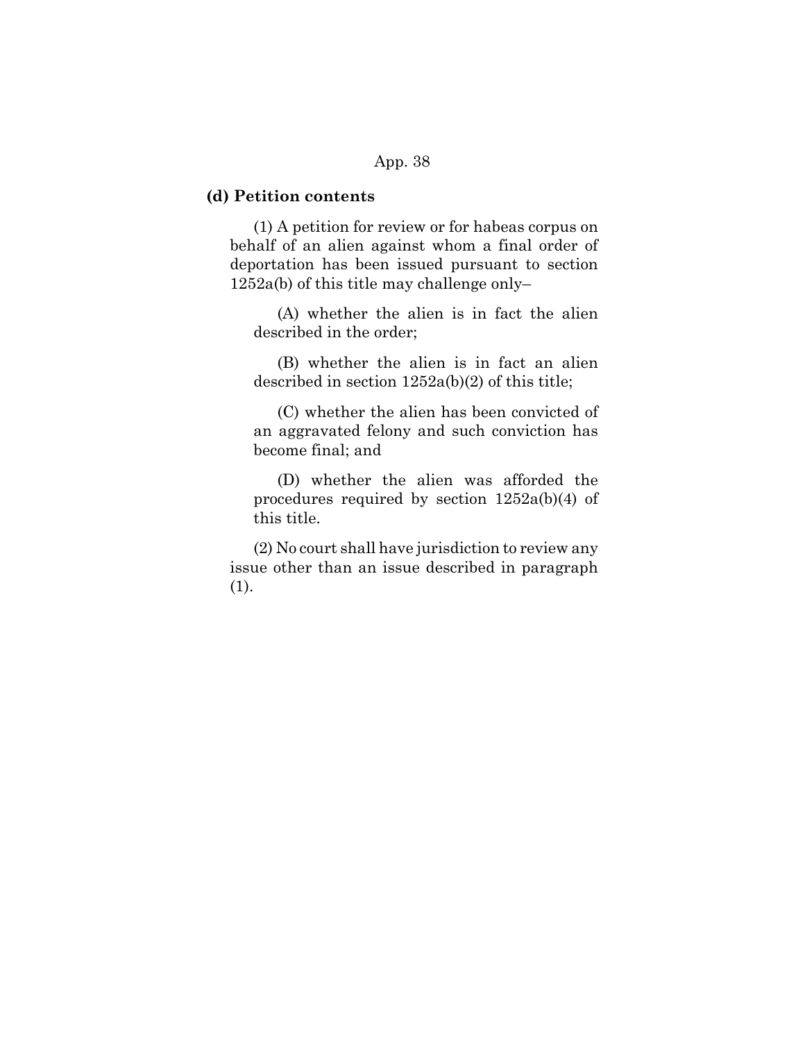**(d) Petition contents**

(1) A petition for review or for habeas corpus on behalf of an alien against whom a final order of deportation has been issued pursuant to section 1252a(b) of this title may challenge only–

(A) whether the alien is in fact the alien described in the order;

(B) whether the alien is in fact an alien described in section 1252a(b)(2) of this title;

(C) whether the alien has been convicted of an aggravated felony and such conviction has become final; and

(D) whether the alien was afforded the procedures required by section 1252a(b)(4) of this title.

(2) No court shall have jurisdiction to review any issue other than an issue described in paragraph (1).